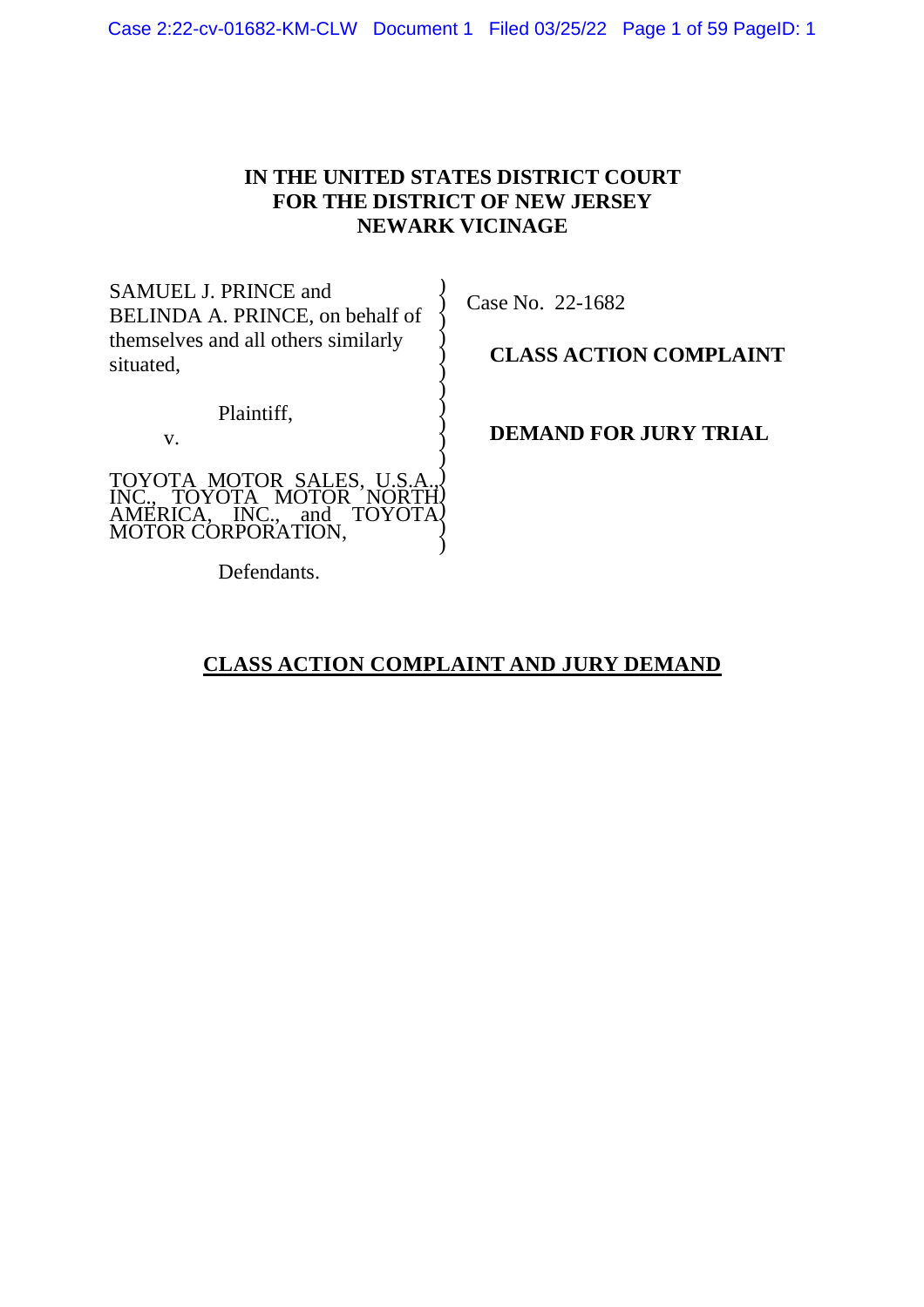**IN THE UNITED STATES DISTRICT COURT**
**FOR THE DISTRICT OF NEW JERSEY**
**NEWARK VICINAGE**

| | |
|---|---|
| SAMUEL J. PRINCE and BELINDA A. PRINCE, on behalf of themselves and all others similarly situated, | Case No. 22-1682 |
| | **CLASS ACTION COMPLAINT** |
| Plaintiff, | |
| v. | **DEMAND FOR JURY TRIAL** |
| TOYOTA MOTOR SALES, U.S.A., INC., TOYOTA MOTOR NORTH AMERICA, INC., and TOYOTA MOTOR CORPORATION, | |
| Defendants. | |

**CLASS ACTION COMPLAINT AND JURY DEMAND**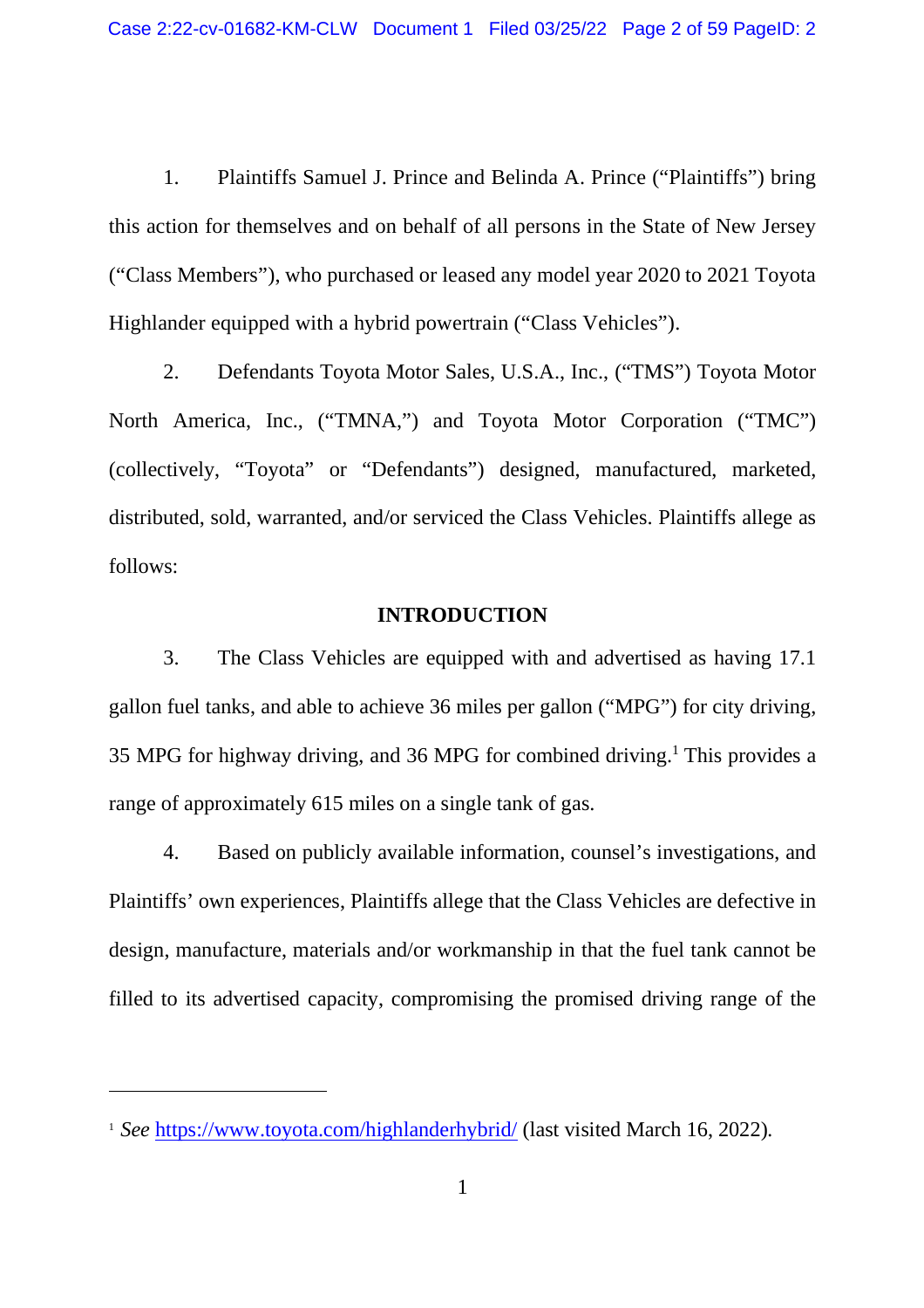1. Plaintiffs Samuel J. Prince and Belinda A. Prince ("Plaintiffs") bring this action for themselves and on behalf of all persons in the State of New Jersey ("Class Members"), who purchased or leased any model year 2020 to 2021 Toyota Highlander equipped with a hybrid powertrain ("Class Vehicles").

2. Defendants Toyota Motor Sales, U.S.A., Inc., ("TMS") Toyota Motor North America, Inc., ("TMNA,") and Toyota Motor Corporation ("TMC") (collectively, "Toyota" or "Defendants") designed, manufactured, marketed, distributed, sold, warranted, and/or serviced the Class Vehicles. Plaintiffs allege as follows:

## INTRODUCTION

3. The Class Vehicles are equipped with and advertised as having 17.1 gallon fuel tanks, and able to achieve 36 miles per gallon ("MPG") for city driving, 35 MPG for highway driving, and 36 MPG for combined driving.[1] This provides a range of approximately 615 miles on a single tank of gas.

4. Based on publicly available information, counsel's investigations, and Plaintiffs' own experiences, Plaintiffs allege that the Class Vehicles are defective in design, manufacture, materials and/or workmanship in that the fuel tank cannot be filled to its advertised capacity, compromising the promised driving range of the

---

[1] *See* https://www.toyota.com/highlanderhybrid/ (last visited March 16, 2022).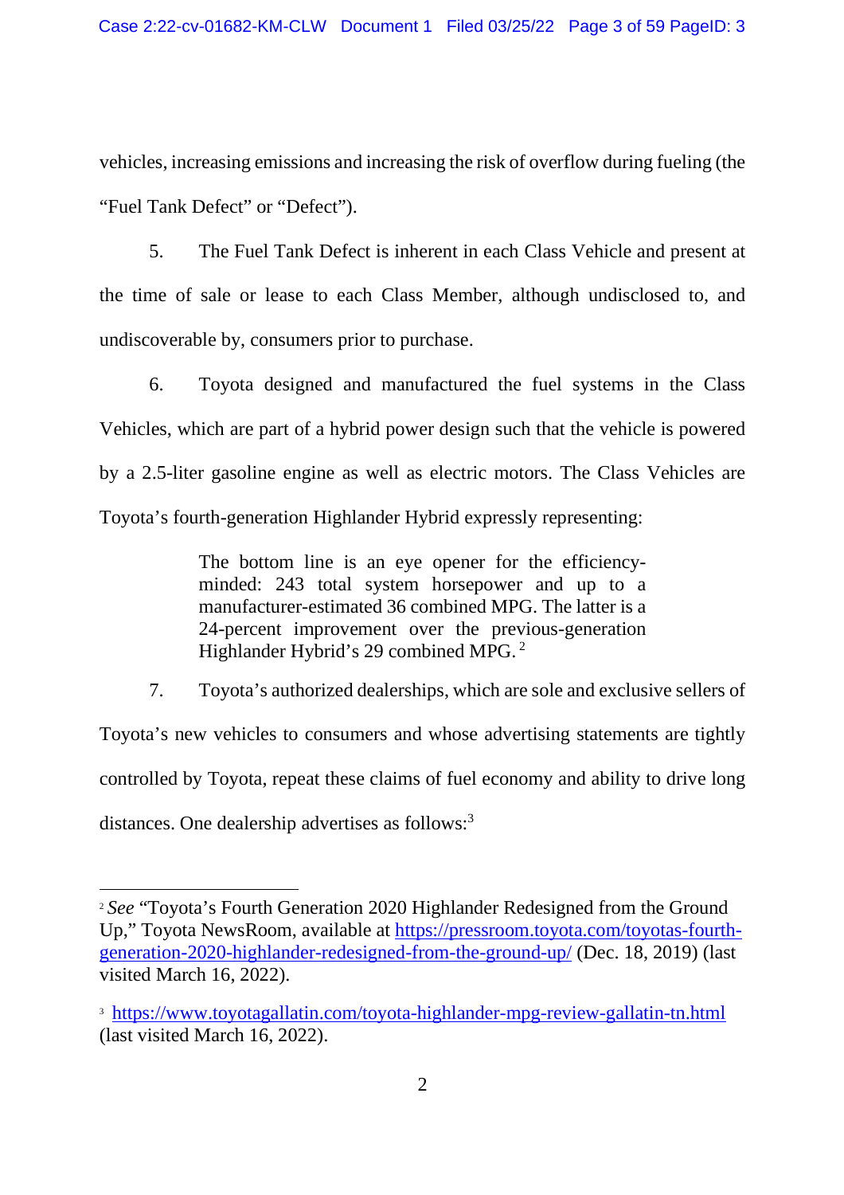vehicles, increasing emissions and increasing the risk of overflow during fueling (the "Fuel Tank Defect" or "Defect").

5. The Fuel Tank Defect is inherent in each Class Vehicle and present at the time of sale or lease to each Class Member, although undisclosed to, and undiscoverable by, consumers prior to purchase.

6. Toyota designed and manufactured the fuel systems in the Class Vehicles, which are part of a hybrid power design such that the vehicle is powered by a 2.5-liter gasoline engine as well as electric motors. The Class Vehicles are Toyota's fourth-generation Highlander Hybrid expressly representing:

> The bottom line is an eye opener for the efficiency-minded: 243 total system horsepower and up to a manufacturer-estimated 36 combined MPG. The latter is a 24-percent improvement over the previous-generation Highlander Hybrid's 29 combined MPG. [2]

7. Toyota's authorized dealerships, which are sole and exclusive sellers of Toyota's new vehicles to consumers and whose advertising statements are tightly controlled by Toyota, repeat these claims of fuel economy and ability to drive long distances. One dealership advertises as follows:[3]

---

[2] *See* "Toyota's Fourth Generation 2020 Highlander Redesigned from the Ground Up," Toyota NewsRoom, available at https://pressroom.toyota.com/toyotas-fourth-generation-2020-highlander-redesigned-from-the-ground-up/ (Dec. 18, 2019) (last visited March 16, 2022).

[3] https://www.toyotagallatin.com/toyota-highlander-mpg-review-gallatin-tn.html (last visited March 16, 2022).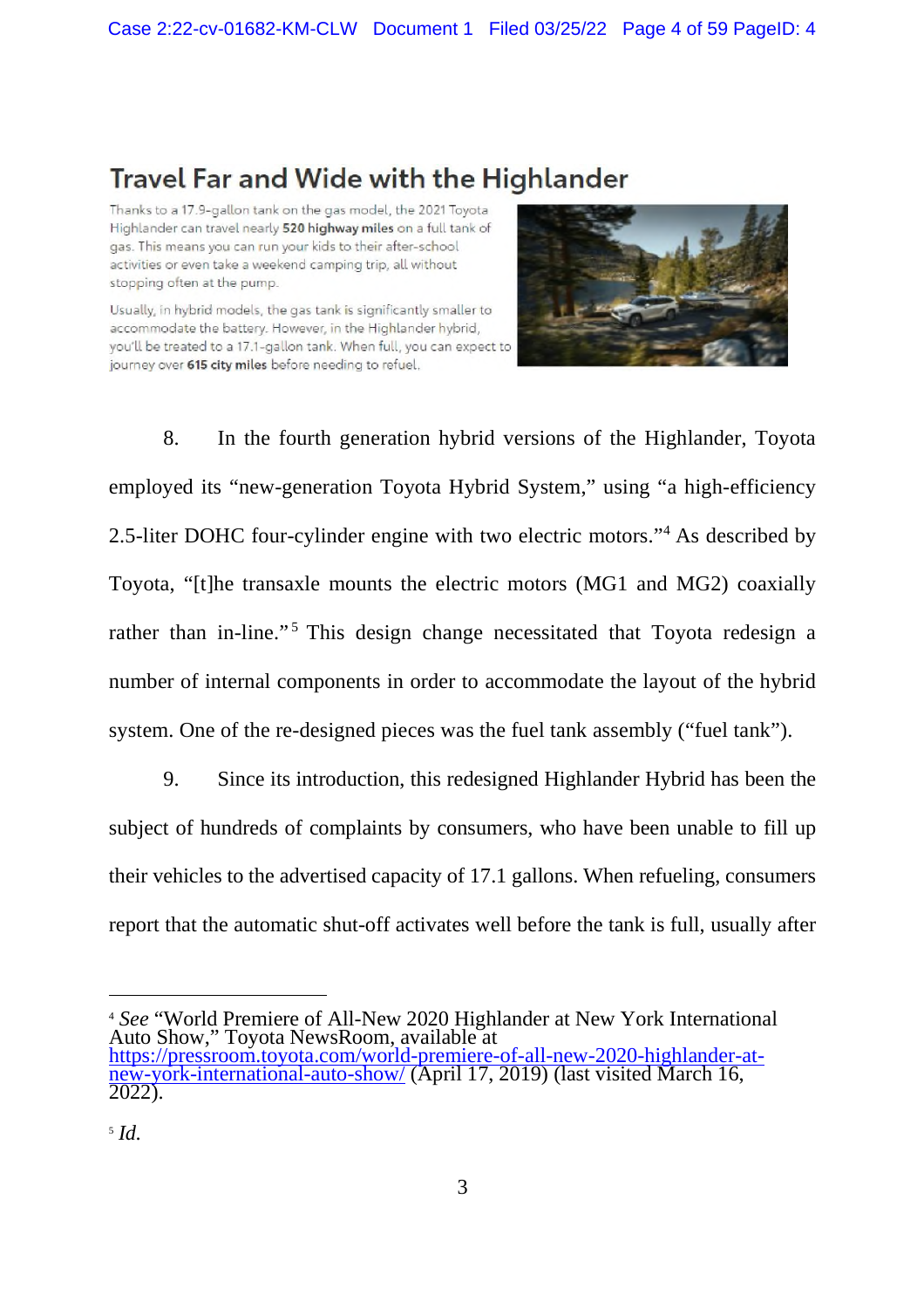## Travel Far and Wide with the Highlander

Thanks to a 17.9-gallon tank on the gas model, the 2021 Toyota Highlander can travel nearly **520 highway miles** on a full tank of gas. This means you can run your kids to their after-school activities or even take a weekend camping trip, all without stopping often at the pump.

Usually, in hybrid models, the gas tank is significantly smaller to accommodate the battery. However, in the Highlander hybrid, you'll be treated to a 17.1-gallon tank. When full, you can expect to journey over **615 city miles** before needing to refuel.

8. In the fourth generation hybrid versions of the Highlander, Toyota employed its "new-generation Toyota Hybrid System," using "a high-efficiency 2.5-liter DOHC four-cylinder engine with two electric motors."[4] As described by Toyota, "[t]he transaxle mounts the electric motors (MG1 and MG2) coaxially rather than in-line."[5] This design change necessitated that Toyota redesign a number of internal components in order to accommodate the layout of the hybrid system. One of the re-designed pieces was the fuel tank assembly ("fuel tank").

9. Since its introduction, this redesigned Highlander Hybrid has been the subject of hundreds of complaints by consumers, who have been unable to fill up their vehicles to the advertised capacity of 17.1 gallons. When refueling, consumers report that the automatic shut-off activates well before the tank is full, usually after

---

[4] *See* "World Premiere of All-New 2020 Highlander at New York International Auto Show," Toyota NewsRoom, available at https://pressroom.toyota.com/world-premiere-of-all-new-2020-highlander-at-new-york-international-auto-show/ (April 17, 2019) (last visited March 16, 2022).

[5] *Id.*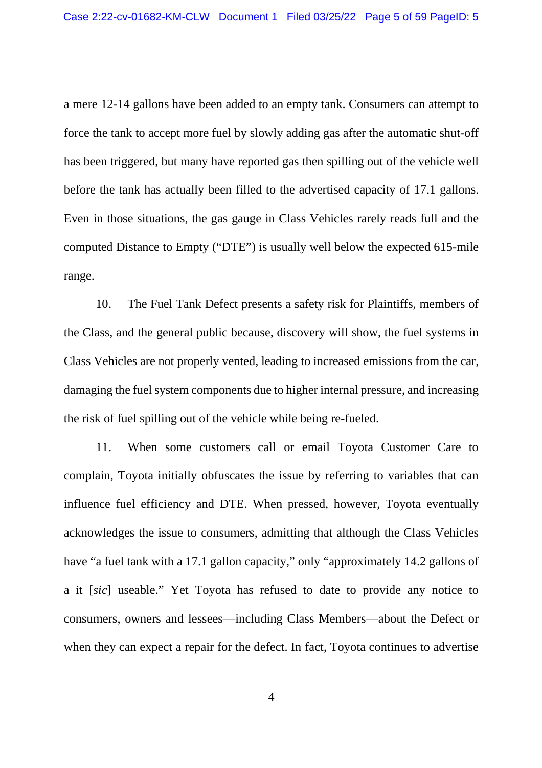a mere 12-14 gallons have been added to an empty tank. Consumers can attempt to force the tank to accept more fuel by slowly adding gas after the automatic shut-off has been triggered, but many have reported gas then spilling out of the vehicle well before the tank has actually been filled to the advertised capacity of 17.1 gallons. Even in those situations, the gas gauge in Class Vehicles rarely reads full and the computed Distance to Empty ("DTE") is usually well below the expected 615-mile range.

10. The Fuel Tank Defect presents a safety risk for Plaintiffs, members of the Class, and the general public because, discovery will show, the fuel systems in Class Vehicles are not properly vented, leading to increased emissions from the car, damaging the fuel system components due to higher internal pressure, and increasing the risk of fuel spilling out of the vehicle while being re-fueled.

11. When some customers call or email Toyota Customer Care to complain, Toyota initially obfuscates the issue by referring to variables that can influence fuel efficiency and DTE. When pressed, however, Toyota eventually acknowledges the issue to consumers, admitting that although the Class Vehicles have "a fuel tank with a 17.1 gallon capacity," only "approximately 14.2 gallons of a it [*sic*] useable." Yet Toyota has refused to date to provide any notice to consumers, owners and lessees—including Class Members—about the Defect or when they can expect a repair for the defect. In fact, Toyota continues to advertise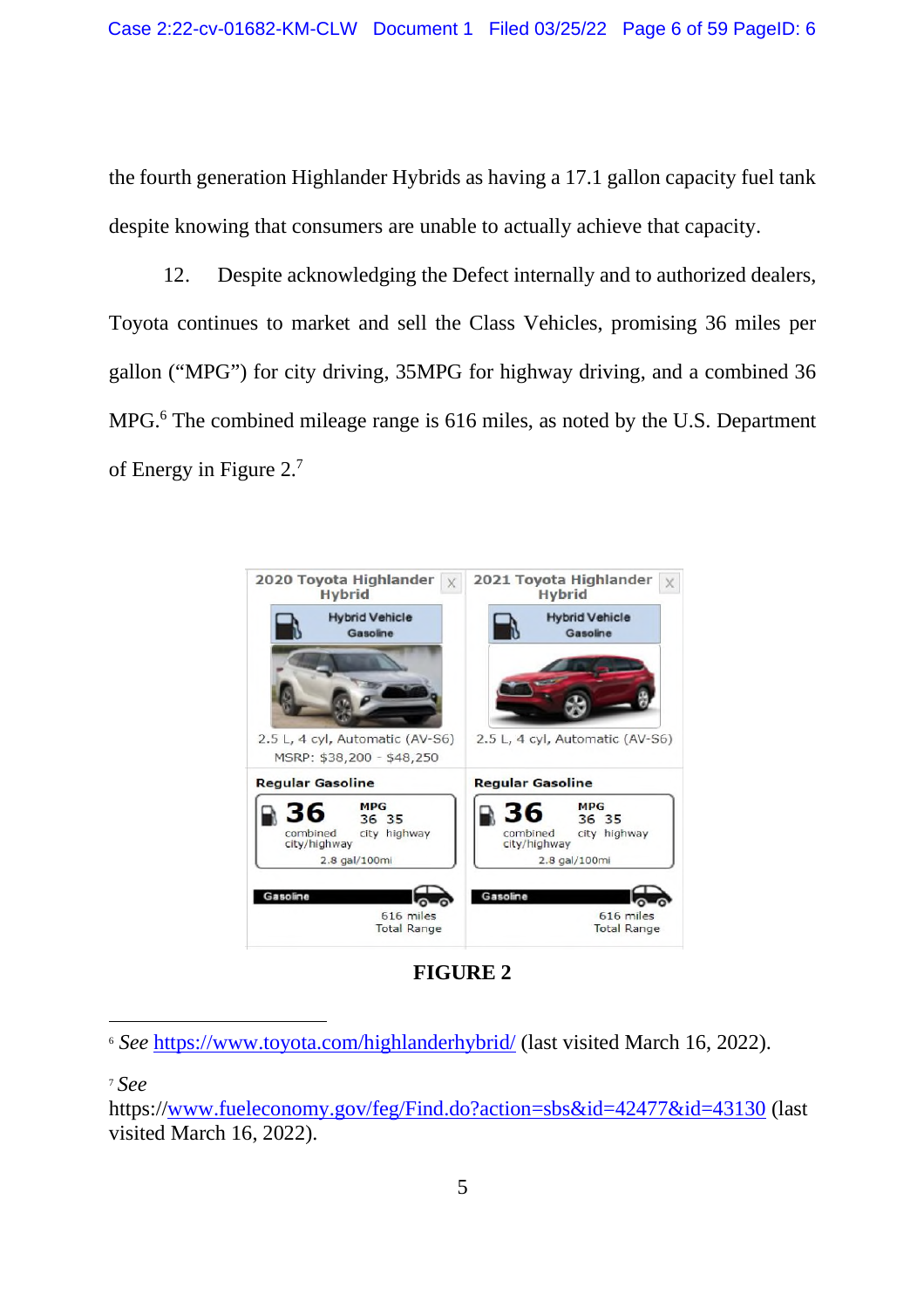the fourth generation Highlander Hybrids as having a 17.1 gallon capacity fuel tank despite knowing that consumers are unable to actually achieve that capacity.

12. Despite acknowledging the Defect internally and to authorized dealers, Toyota continues to market and sell the Class Vehicles, promising 36 miles per gallon ("MPG") for city driving, 35MPG for highway driving, and a combined 36 MPG.[6] The combined mileage range is 616 miles, as noted by the U.S. Department of Energy in Figure 2.[7]

**FIGURE 2**

---

[6] *See* https://www.toyota.com/highlanderhybrid/ (last visited March 16, 2022).

[7] *See* https://www.fueleconomy.gov/feg/Find.do?action=sbs&id=42477&id=43130 (last visited March 16, 2022).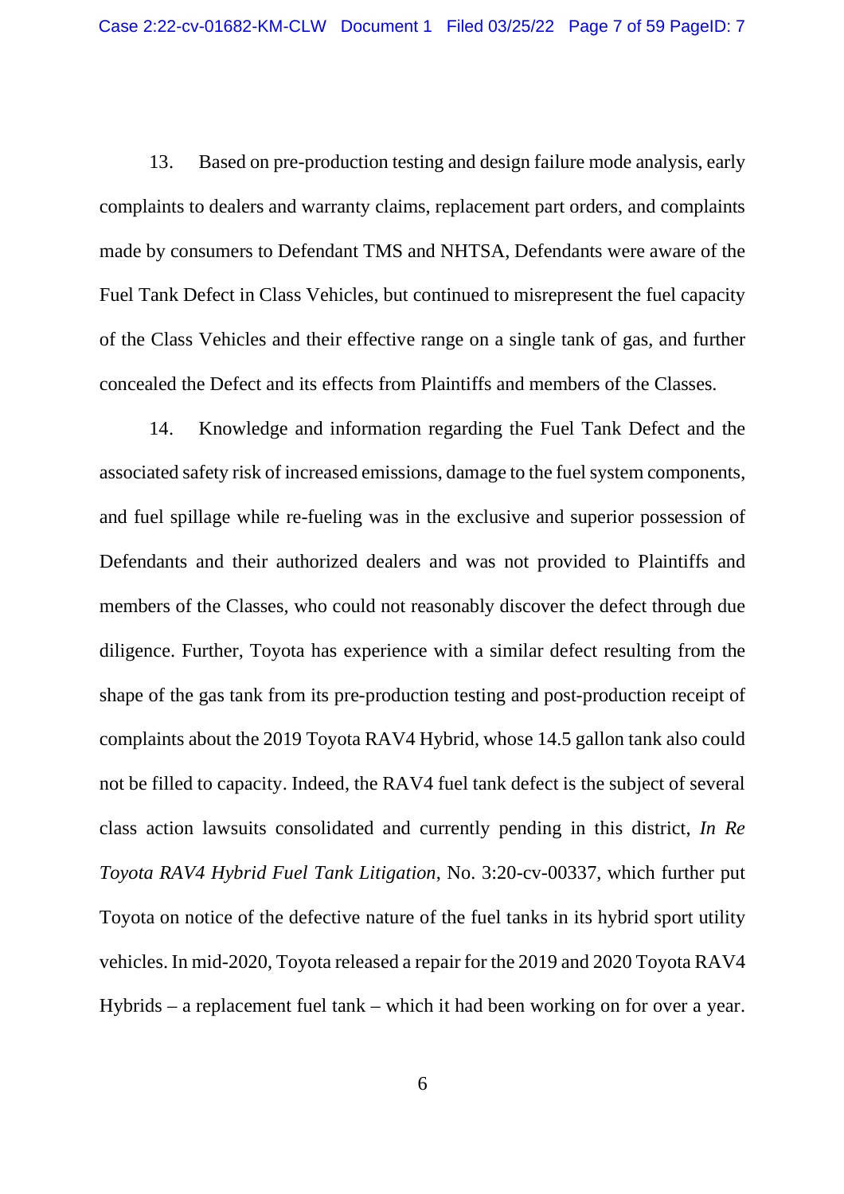13. Based on pre-production testing and design failure mode analysis, early complaints to dealers and warranty claims, replacement part orders, and complaints made by consumers to Defendant TMS and NHTSA, Defendants were aware of the Fuel Tank Defect in Class Vehicles, but continued to misrepresent the fuel capacity of the Class Vehicles and their effective range on a single tank of gas, and further concealed the Defect and its effects from Plaintiffs and members of the Classes.

14. Knowledge and information regarding the Fuel Tank Defect and the associated safety risk of increased emissions, damage to the fuel system components, and fuel spillage while re-fueling was in the exclusive and superior possession of Defendants and their authorized dealers and was not provided to Plaintiffs and members of the Classes, who could not reasonably discover the defect through due diligence. Further, Toyota has experience with a similar defect resulting from the shape of the gas tank from its pre-production testing and post-production receipt of complaints about the 2019 Toyota RAV4 Hybrid, whose 14.5 gallon tank also could not be filled to capacity. Indeed, the RAV4 fuel tank defect is the subject of several class action lawsuits consolidated and currently pending in this district, *In Re Toyota RAV4 Hybrid Fuel Tank Litigation*, No. 3:20-cv-00337, which further put Toyota on notice of the defective nature of the fuel tanks in its hybrid sport utility vehicles. In mid-2020, Toyota released a repair for the 2019 and 2020 Toyota RAV4 Hybrids – a replacement fuel tank – which it had been working on for over a year.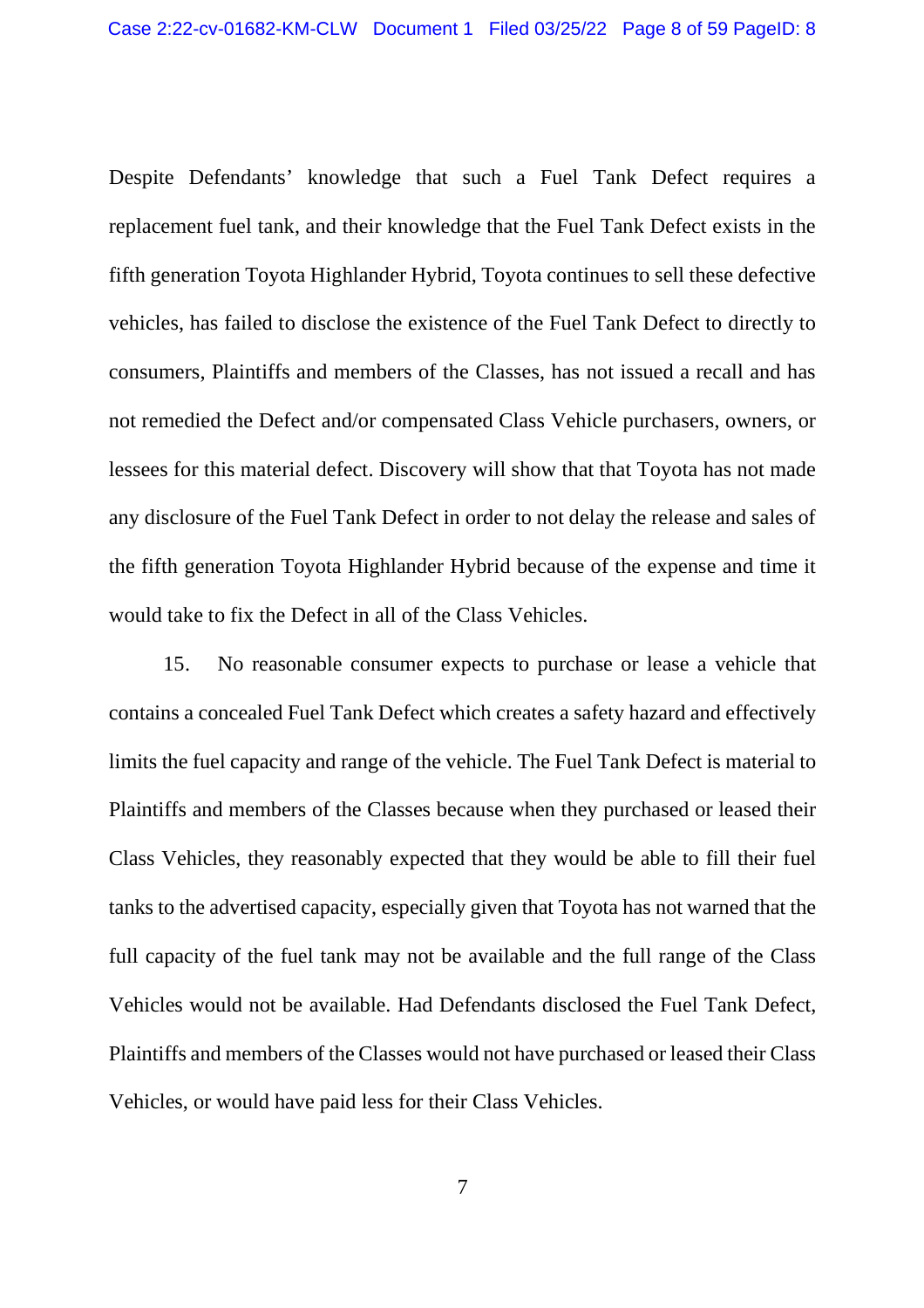Despite Defendants' knowledge that such a Fuel Tank Defect requires a replacement fuel tank, and their knowledge that the Fuel Tank Defect exists in the fifth generation Toyota Highlander Hybrid, Toyota continues to sell these defective vehicles, has failed to disclose the existence of the Fuel Tank Defect to directly to consumers, Plaintiffs and members of the Classes, has not issued a recall and has not remedied the Defect and/or compensated Class Vehicle purchasers, owners, or lessees for this material defect. Discovery will show that that Toyota has not made any disclosure of the Fuel Tank Defect in order to not delay the release and sales of the fifth generation Toyota Highlander Hybrid because of the expense and time it would take to fix the Defect in all of the Class Vehicles.

15. No reasonable consumer expects to purchase or lease a vehicle that contains a concealed Fuel Tank Defect which creates a safety hazard and effectively limits the fuel capacity and range of the vehicle. The Fuel Tank Defect is material to Plaintiffs and members of the Classes because when they purchased or leased their Class Vehicles, they reasonably expected that they would be able to fill their fuel tanks to the advertised capacity, especially given that Toyota has not warned that the full capacity of the fuel tank may not be available and the full range of the Class Vehicles would not be available. Had Defendants disclosed the Fuel Tank Defect, Plaintiffs and members of the Classes would not have purchased or leased their Class Vehicles, or would have paid less for their Class Vehicles.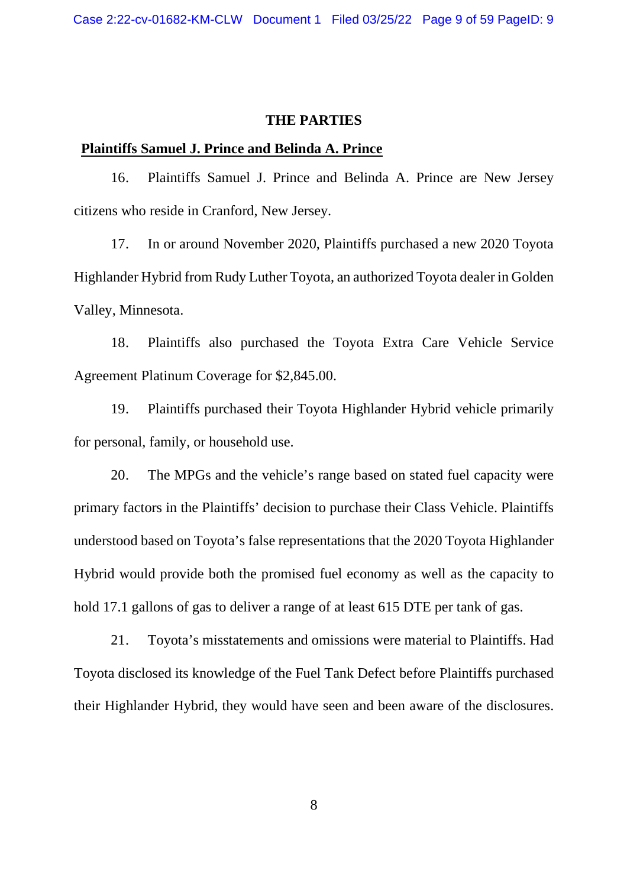## THE PARTIES

**Plaintiffs Samuel J. Prince and Belinda A. Prince**

16. Plaintiffs Samuel J. Prince and Belinda A. Prince are New Jersey citizens who reside in Cranford, New Jersey.

17. In or around November 2020, Plaintiffs purchased a new 2020 Toyota Highlander Hybrid from Rudy Luther Toyota, an authorized Toyota dealer in Golden Valley, Minnesota.

18. Plaintiffs also purchased the Toyota Extra Care Vehicle Service Agreement Platinum Coverage for $2,845.00.

19. Plaintiffs purchased their Toyota Highlander Hybrid vehicle primarily for personal, family, or household use.

20. The MPGs and the vehicle's range based on stated fuel capacity were primary factors in the Plaintiffs' decision to purchase their Class Vehicle. Plaintiffs understood based on Toyota's false representations that the 2020 Toyota Highlander Hybrid would provide both the promised fuel economy as well as the capacity to hold 17.1 gallons of gas to deliver a range of at least 615 DTE per tank of gas.

21. Toyota's misstatements and omissions were material to Plaintiffs. Had Toyota disclosed its knowledge of the Fuel Tank Defect before Plaintiffs purchased their Highlander Hybrid, they would have seen and been aware of the disclosures.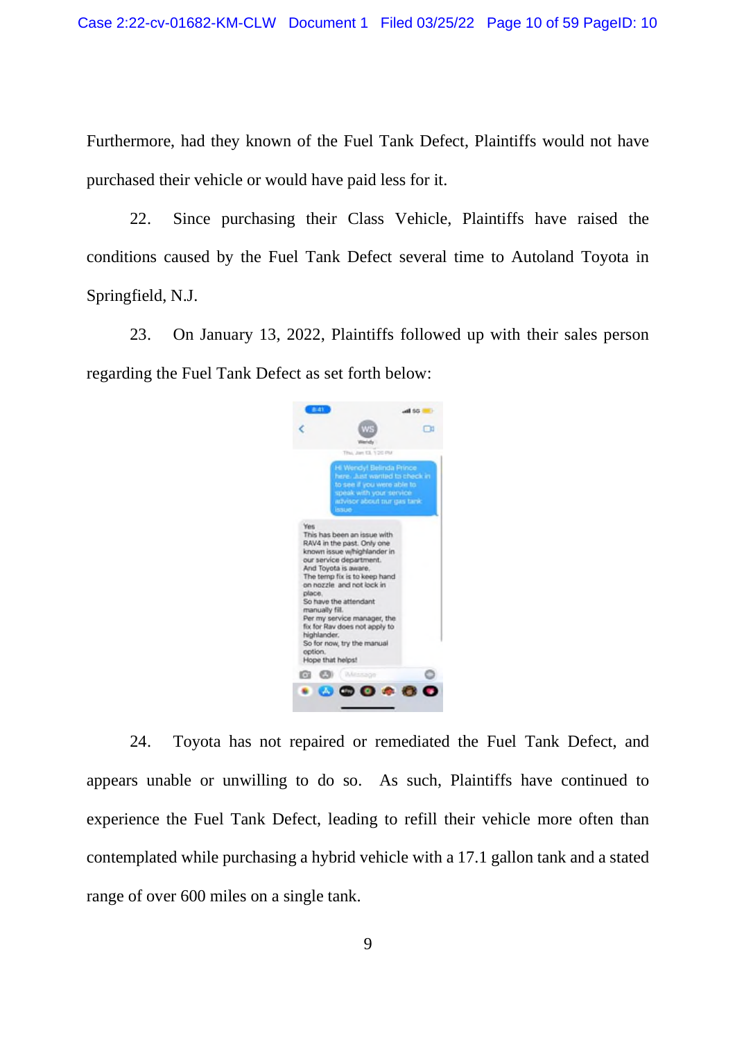Furthermore, had they known of the Fuel Tank Defect, Plaintiffs would not have purchased their vehicle or would have paid less for it.

22. Since purchasing their Class Vehicle, Plaintiffs have raised the conditions caused by the Fuel Tank Defect several time to Autoland Toyota in Springfield, N.J.

23. On January 13, 2022, Plaintiffs followed up with their sales person regarding the Fuel Tank Defect as set forth below:

> WS
> Wendy
>
> Thu, Jan 13, 1:20 PM
>
> Hi Wendy! Belinda Prince here. Just wanted to check in to see if you were able to speak with your service advisor about our gas tank issue
>
> Yes
> This has been an issue with RAV4 in the past. Only one known issue w/highlander in our service department.
> And Toyota is aware.
> The temp fix is to keep hand on nozzle and not lock in place.
> So have the attendant manually fill.
> Per my service manager, the fix for Rav does not apply to highlander.
> So for now, try the manual option.
> Hope that helps!

24. Toyota has not repaired or remediated the Fuel Tank Defect, and appears unable or unwilling to do so. As such, Plaintiffs have continued to experience the Fuel Tank Defect, leading to refill their vehicle more often than contemplated while purchasing a hybrid vehicle with a 17.1 gallon tank and a stated range of over 600 miles on a single tank.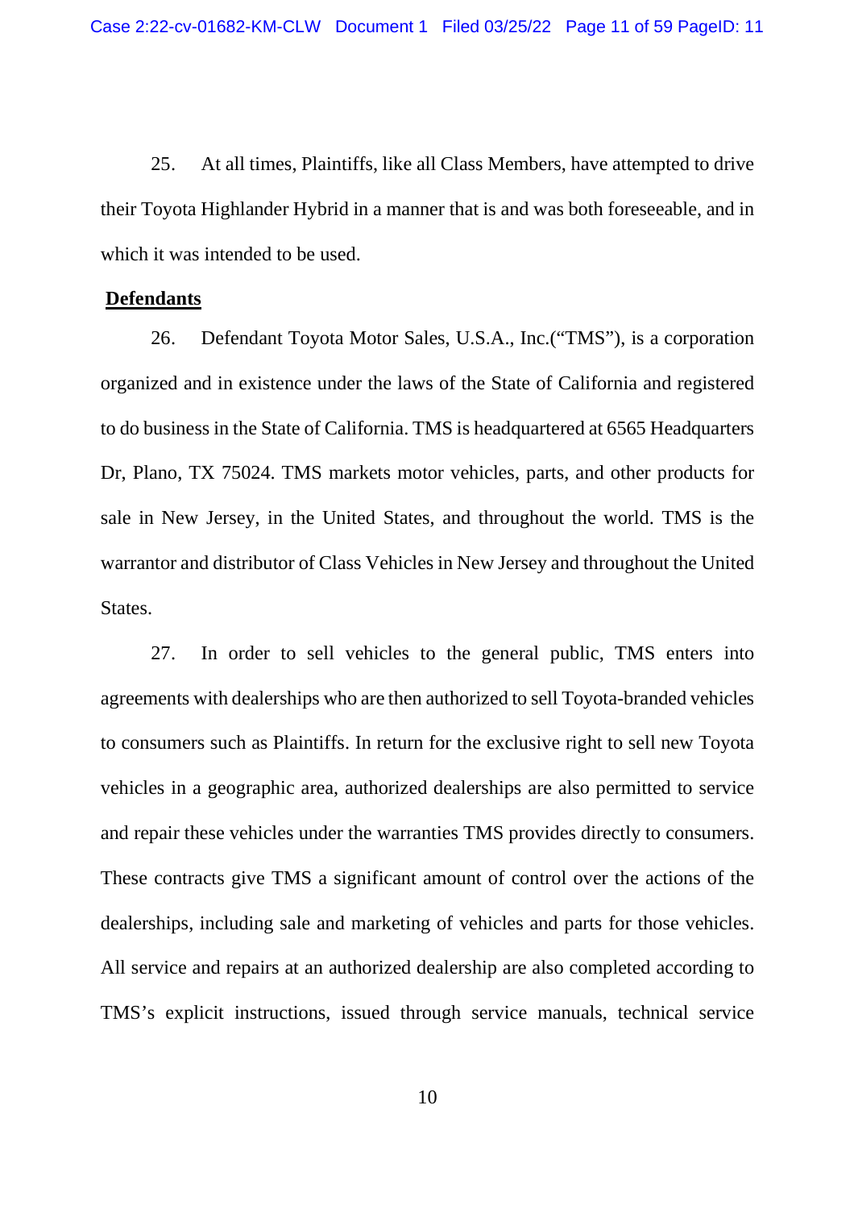25. At all times, Plaintiffs, like all Class Members, have attempted to drive their Toyota Highlander Hybrid in a manner that is and was both foreseeable, and in which it was intended to be used.

**Defendants**

26. Defendant Toyota Motor Sales, U.S.A., Inc.("TMS"), is a corporation organized and in existence under the laws of the State of California and registered to do business in the State of California. TMS is headquartered at 6565 Headquarters Dr, Plano, TX 75024. TMS markets motor vehicles, parts, and other products for sale in New Jersey, in the United States, and throughout the world. TMS is the warrantor and distributor of Class Vehicles in New Jersey and throughout the United States.

27. In order to sell vehicles to the general public, TMS enters into agreements with dealerships who are then authorized to sell Toyota-branded vehicles to consumers such as Plaintiffs. In return for the exclusive right to sell new Toyota vehicles in a geographic area, authorized dealerships are also permitted to service and repair these vehicles under the warranties TMS provides directly to consumers. These contracts give TMS a significant amount of control over the actions of the dealerships, including sale and marketing of vehicles and parts for those vehicles. All service and repairs at an authorized dealership are also completed according to TMS's explicit instructions, issued through service manuals, technical service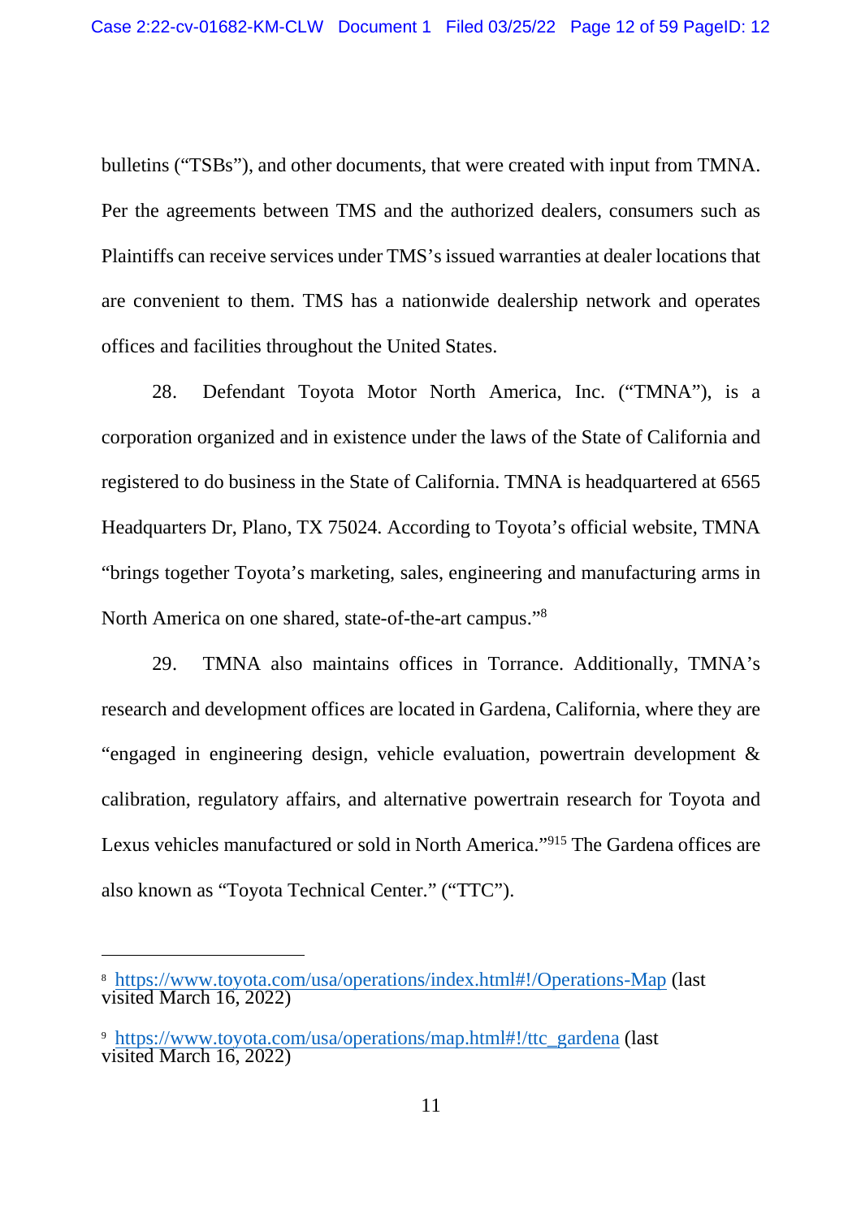bulletins ("TSBs"), and other documents, that were created with input from TMNA. Per the agreements between TMS and the authorized dealers, consumers such as Plaintiffs can receive services under TMS's issued warranties at dealer locations that are convenient to them. TMS has a nationwide dealership network and operates offices and facilities throughout the United States.

28. Defendant Toyota Motor North America, Inc. ("TMNA"), is a corporation organized and in existence under the laws of the State of California and registered to do business in the State of California. TMNA is headquartered at 6565 Headquarters Dr, Plano, TX 75024. According to Toyota's official website, TMNA "brings together Toyota's marketing, sales, engineering and manufacturing arms in North America on one shared, state-of-the-art campus."[8]

29. TMNA also maintains offices in Torrance. Additionally, TMNA's research and development offices are located in Gardena, California, where they are "engaged in engineering design, vehicle evaluation, powertrain development & calibration, regulatory affairs, and alternative powertrain research for Toyota and Lexus vehicles manufactured or sold in North America."[915] The Gardena offices are also known as "Toyota Technical Center." ("TTC").

---

[8] https://www.toyota.com/usa/operations/index.html#!/Operations-Map (last visited March 16, 2022)

[9] https://www.toyota.com/usa/operations/map.html#!/ttc_gardena (last visited March 16, 2022)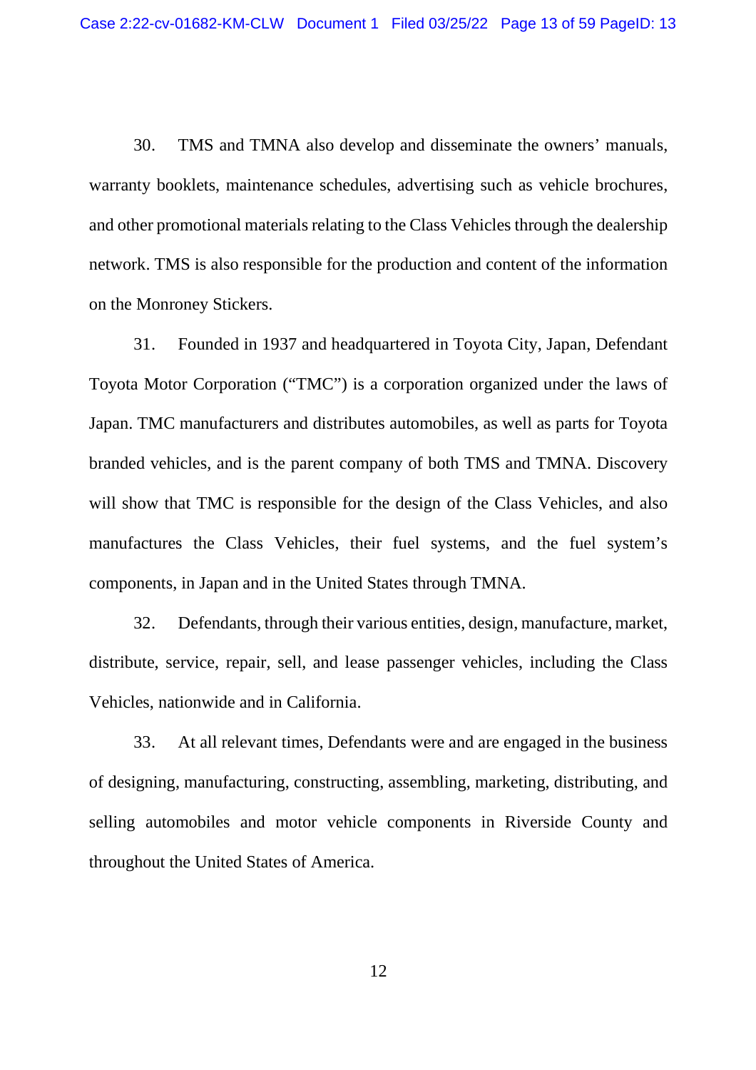30. TMS and TMNA also develop and disseminate the owners' manuals, warranty booklets, maintenance schedules, advertising such as vehicle brochures, and other promotional materials relating to the Class Vehicles through the dealership network. TMS is also responsible for the production and content of the information on the Monroney Stickers.

31. Founded in 1937 and headquartered in Toyota City, Japan, Defendant Toyota Motor Corporation ("TMC") is a corporation organized under the laws of Japan. TMC manufacturers and distributes automobiles, as well as parts for Toyota branded vehicles, and is the parent company of both TMS and TMNA. Discovery will show that TMC is responsible for the design of the Class Vehicles, and also manufactures the Class Vehicles, their fuel systems, and the fuel system's components, in Japan and in the United States through TMNA.

32. Defendants, through their various entities, design, manufacture, market, distribute, service, repair, sell, and lease passenger vehicles, including the Class Vehicles, nationwide and in California.

33. At all relevant times, Defendants were and are engaged in the business of designing, manufacturing, constructing, assembling, marketing, distributing, and selling automobiles and motor vehicle components in Riverside County and throughout the United States of America.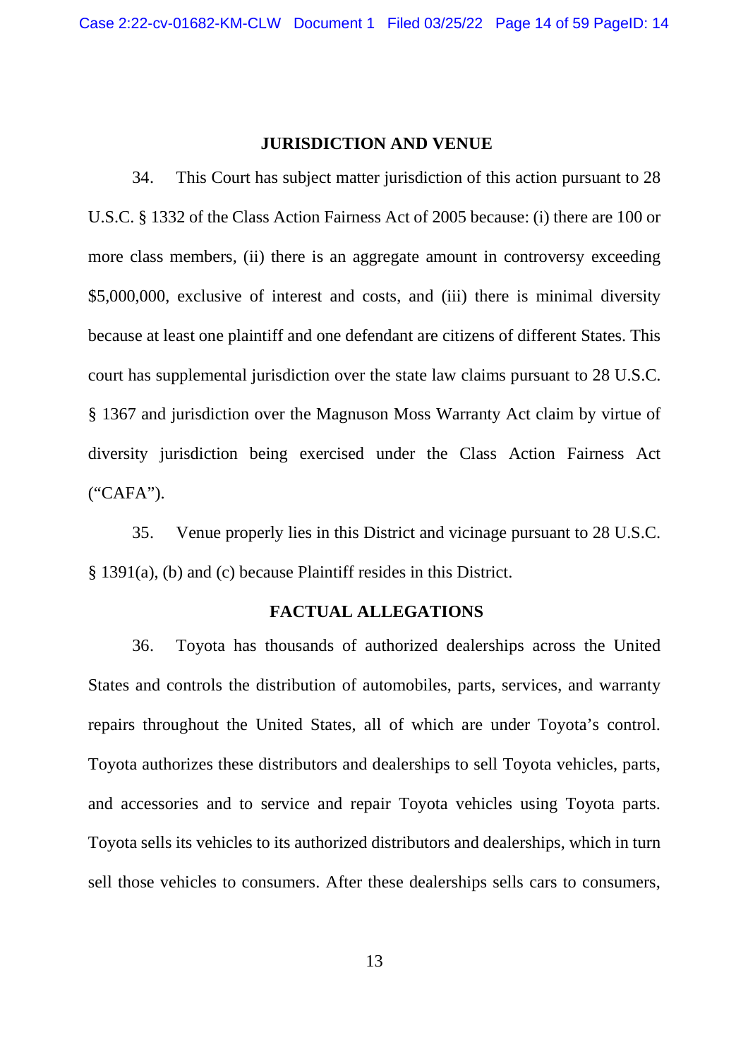## JURISDICTION AND VENUE

34. This Court has subject matter jurisdiction of this action pursuant to 28 U.S.C. § 1332 of the Class Action Fairness Act of 2005 because: (i) there are 100 or more class members, (ii) there is an aggregate amount in controversy exceeding $5,000,000, exclusive of interest and costs, and (iii) there is minimal diversity because at least one plaintiff and one defendant are citizens of different States. This court has supplemental jurisdiction over the state law claims pursuant to 28 U.S.C. § 1367 and jurisdiction over the Magnuson Moss Warranty Act claim by virtue of diversity jurisdiction being exercised under the Class Action Fairness Act ("CAFA").

35. Venue properly lies in this District and vicinage pursuant to 28 U.S.C. § 1391(a), (b) and (c) because Plaintiff resides in this District.

## FACTUAL ALLEGATIONS

36. Toyota has thousands of authorized dealerships across the United States and controls the distribution of automobiles, parts, services, and warranty repairs throughout the United States, all of which are under Toyota's control. Toyota authorizes these distributors and dealerships to sell Toyota vehicles, parts, and accessories and to service and repair Toyota vehicles using Toyota parts. Toyota sells its vehicles to its authorized distributors and dealerships, which in turn sell those vehicles to consumers. After these dealerships sells cars to consumers,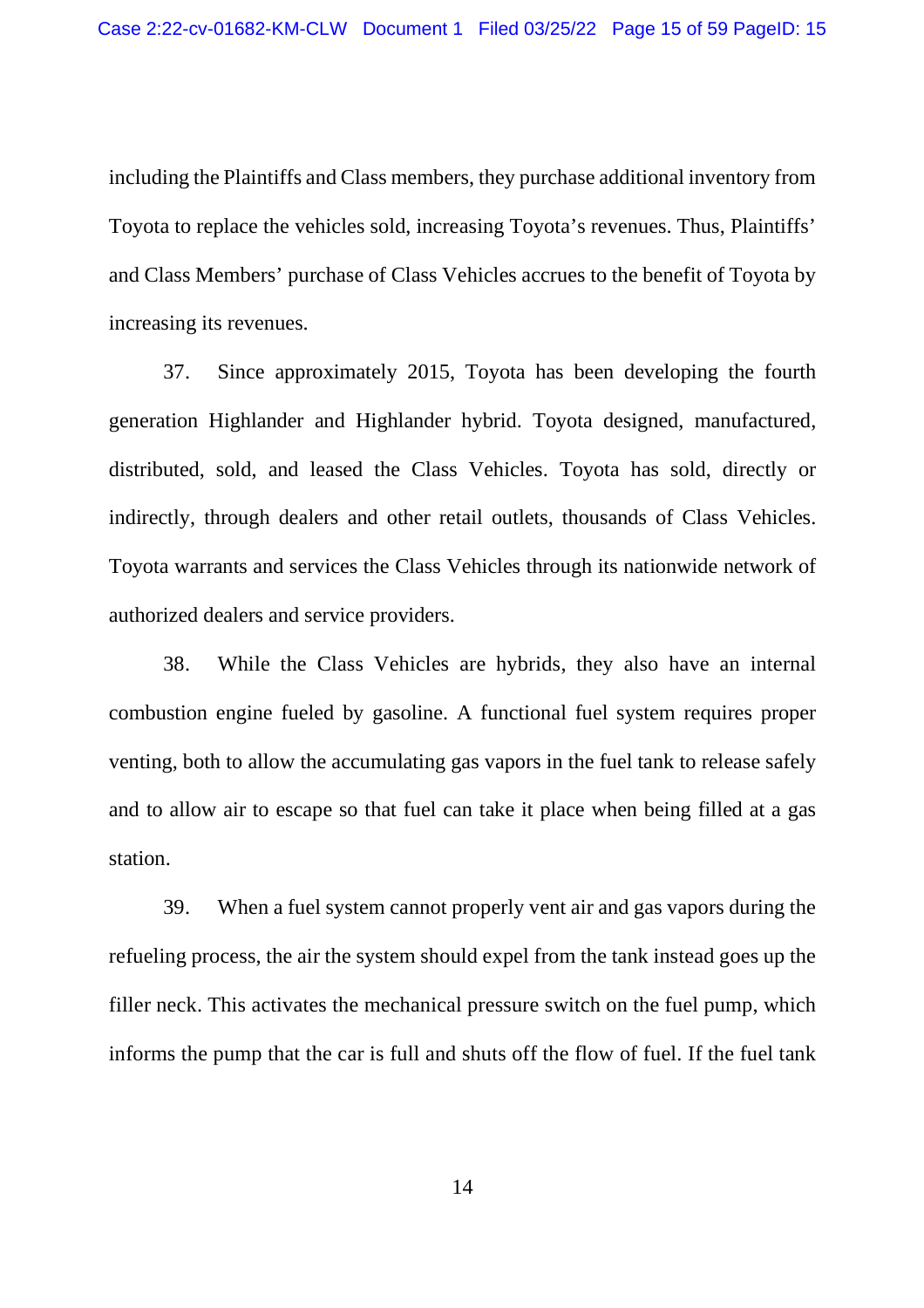including the Plaintiffs and Class members, they purchase additional inventory from Toyota to replace the vehicles sold, increasing Toyota's revenues. Thus, Plaintiffs' and Class Members' purchase of Class Vehicles accrues to the benefit of Toyota by increasing its revenues.

37. Since approximately 2015, Toyota has been developing the fourth generation Highlander and Highlander hybrid. Toyota designed, manufactured, distributed, sold, and leased the Class Vehicles. Toyota has sold, directly or indirectly, through dealers and other retail outlets, thousands of Class Vehicles. Toyota warrants and services the Class Vehicles through its nationwide network of authorized dealers and service providers.

38. While the Class Vehicles are hybrids, they also have an internal combustion engine fueled by gasoline. A functional fuel system requires proper venting, both to allow the accumulating gas vapors in the fuel tank to release safely and to allow air to escape so that fuel can take it place when being filled at a gas station.

39. When a fuel system cannot properly vent air and gas vapors during the refueling process, the air the system should expel from the tank instead goes up the filler neck. This activates the mechanical pressure switch on the fuel pump, which informs the pump that the car is full and shuts off the flow of fuel. If the fuel tank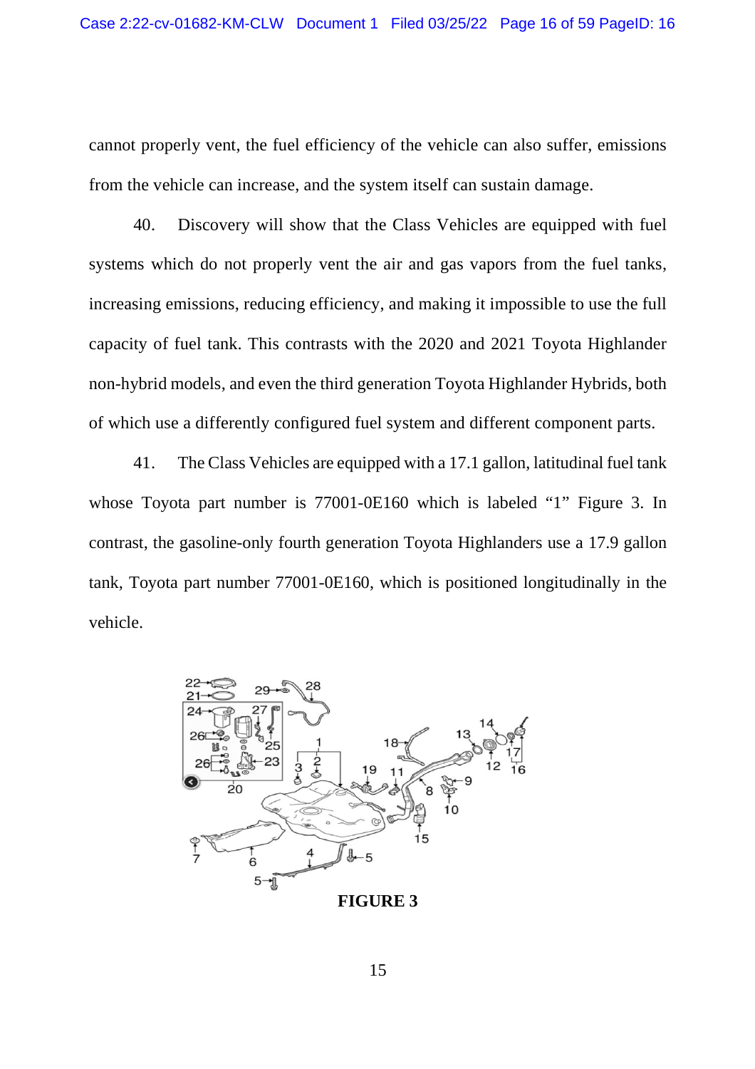cannot properly vent, the fuel efficiency of the vehicle can also suffer, emissions from the vehicle can increase, and the system itself can sustain damage.

40. Discovery will show that the Class Vehicles are equipped with fuel systems which do not properly vent the air and gas vapors from the fuel tanks, increasing emissions, reducing efficiency, and making it impossible to use the full capacity of fuel tank. This contrasts with the 2020 and 2021 Toyota Highlander non-hybrid models, and even the third generation Toyota Highlander Hybrids, both of which use a differently configured fuel system and different component parts.

41. The Class Vehicles are equipped with a 17.1 gallon, latitudinal fuel tank whose Toyota part number is 77001-0E160 which is labeled "1" Figure 3. In contrast, the gasoline-only fourth generation Toyota Highlanders use a 17.9 gallon tank, Toyota part number 77001-0E160, which is positioned longitudinally in the vehicle.

**FIGURE 3**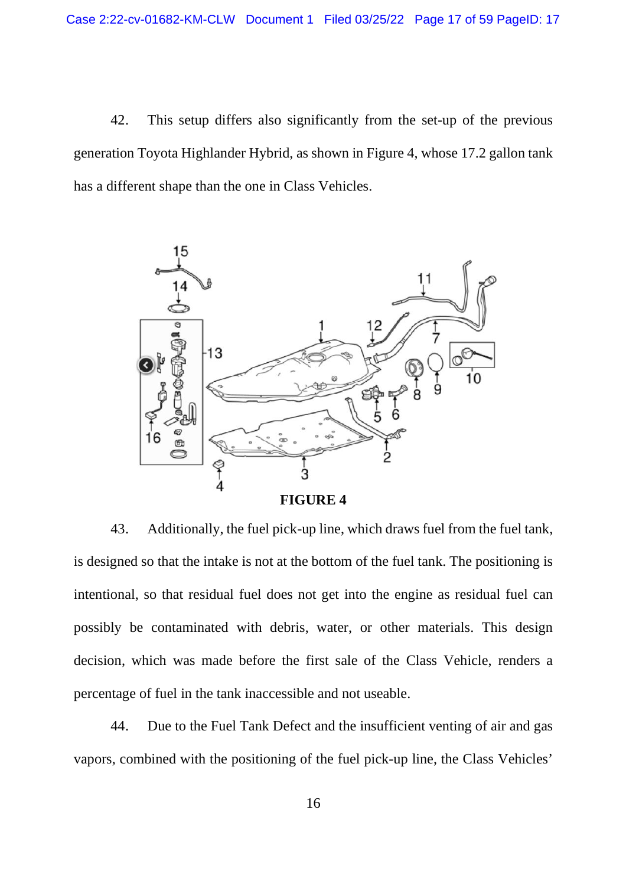42. This setup differs also significantly from the set-up of the previous generation Toyota Highlander Hybrid, as shown in Figure 4, whose 17.2 gallon tank has a different shape than the one in Class Vehicles.

**FIGURE 4**

43. Additionally, the fuel pick-up line, which draws fuel from the fuel tank, is designed so that the intake is not at the bottom of the fuel tank. The positioning is intentional, so that residual fuel does not get into the engine as residual fuel can possibly be contaminated with debris, water, or other materials. This design decision, which was made before the first sale of the Class Vehicle, renders a percentage of fuel in the tank inaccessible and not useable.

44. Due to the Fuel Tank Defect and the insufficient venting of air and gas vapors, combined with the positioning of the fuel pick-up line, the Class Vehicles'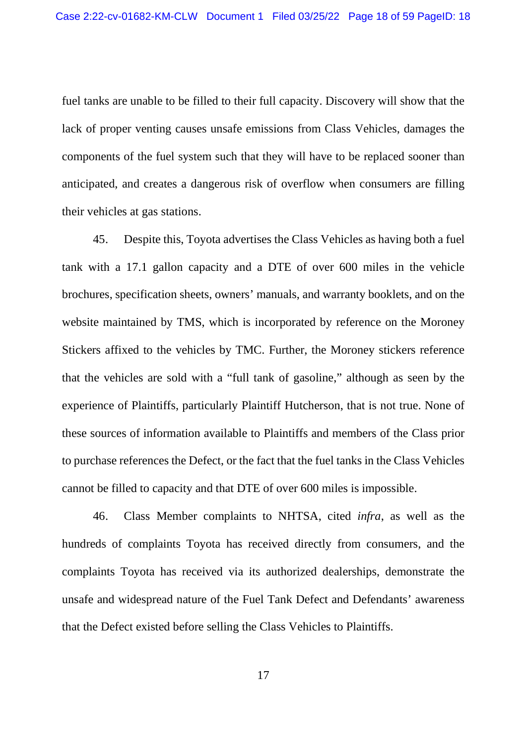fuel tanks are unable to be filled to their full capacity. Discovery will show that the lack of proper venting causes unsafe emissions from Class Vehicles, damages the components of the fuel system such that they will have to be replaced sooner than anticipated, and creates a dangerous risk of overflow when consumers are filling their vehicles at gas stations.

45. Despite this, Toyota advertises the Class Vehicles as having both a fuel tank with a 17.1 gallon capacity and a DTE of over 600 miles in the vehicle brochures, specification sheets, owners' manuals, and warranty booklets, and on the website maintained by TMS, which is incorporated by reference on the Moroney Stickers affixed to the vehicles by TMC. Further, the Moroney stickers reference that the vehicles are sold with a "full tank of gasoline," although as seen by the experience of Plaintiffs, particularly Plaintiff Hutcherson, that is not true. None of these sources of information available to Plaintiffs and members of the Class prior to purchase references the Defect, or the fact that the fuel tanks in the Class Vehicles cannot be filled to capacity and that DTE of over 600 miles is impossible.

46. Class Member complaints to NHTSA, cited *infra*, as well as the hundreds of complaints Toyota has received directly from consumers, and the complaints Toyota has received via its authorized dealerships, demonstrate the unsafe and widespread nature of the Fuel Tank Defect and Defendants' awareness that the Defect existed before selling the Class Vehicles to Plaintiffs.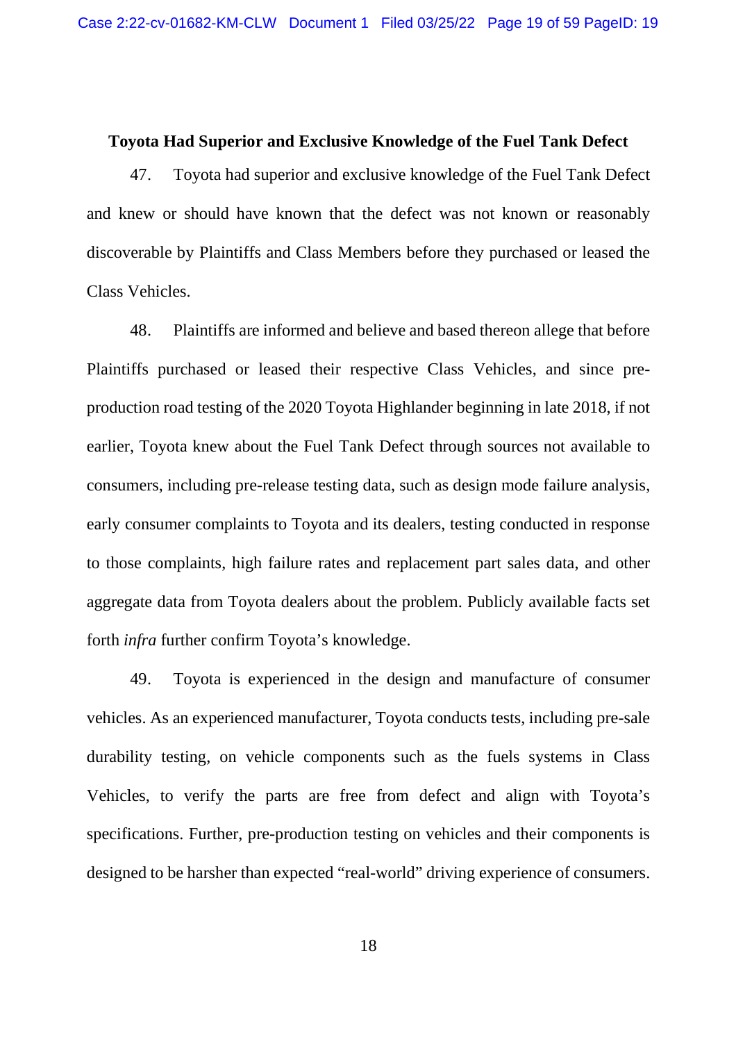**Toyota Had Superior and Exclusive Knowledge of the Fuel Tank Defect**

47. Toyota had superior and exclusive knowledge of the Fuel Tank Defect and knew or should have known that the defect was not known or reasonably discoverable by Plaintiffs and Class Members before they purchased or leased the Class Vehicles.

48. Plaintiffs are informed and believe and based thereon allege that before Plaintiffs purchased or leased their respective Class Vehicles, and since pre-production road testing of the 2020 Toyota Highlander beginning in late 2018, if not earlier, Toyota knew about the Fuel Tank Defect through sources not available to consumers, including pre-release testing data, such as design mode failure analysis, early consumer complaints to Toyota and its dealers, testing conducted in response to those complaints, high failure rates and replacement part sales data, and other aggregate data from Toyota dealers about the problem. Publicly available facts set forth *infra* further confirm Toyota's knowledge.

49. Toyota is experienced in the design and manufacture of consumer vehicles. As an experienced manufacturer, Toyota conducts tests, including pre-sale durability testing, on vehicle components such as the fuels systems in Class Vehicles, to verify the parts are free from defect and align with Toyota's specifications. Further, pre-production testing on vehicles and their components is designed to be harsher than expected "real-world" driving experience of consumers.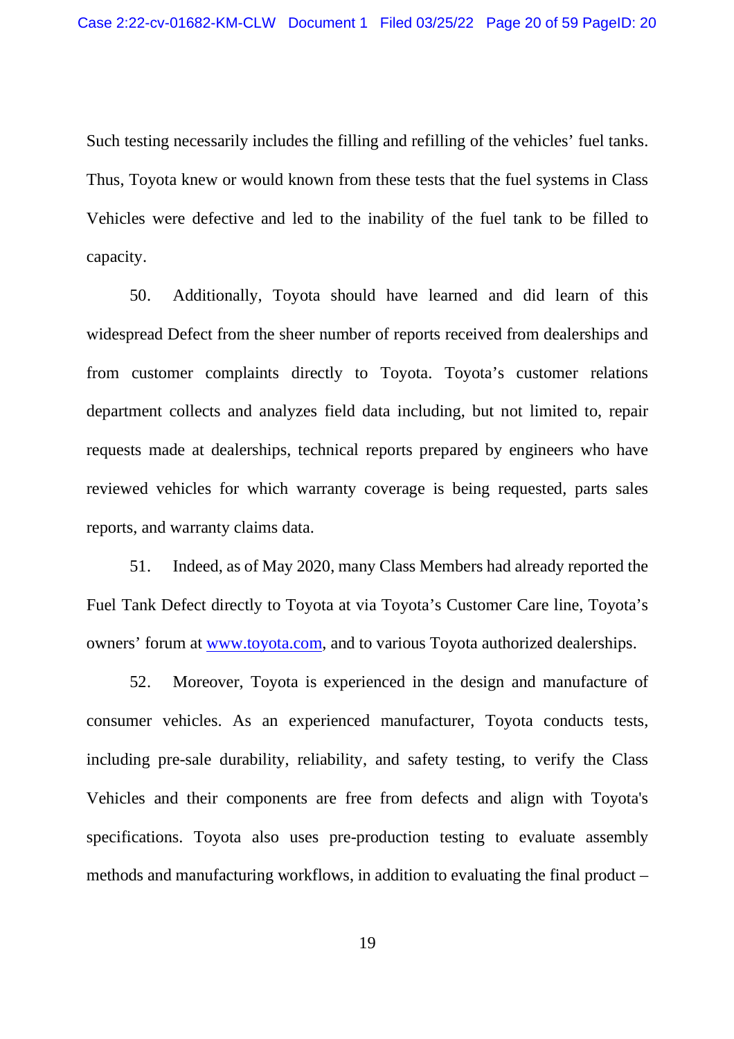Such testing necessarily includes the filling and refilling of the vehicles' fuel tanks. Thus, Toyota knew or would known from these tests that the fuel systems in Class Vehicles were defective and led to the inability of the fuel tank to be filled to capacity.

50. Additionally, Toyota should have learned and did learn of this widespread Defect from the sheer number of reports received from dealerships and from customer complaints directly to Toyota. Toyota's customer relations department collects and analyzes field data including, but not limited to, repair requests made at dealerships, technical reports prepared by engineers who have reviewed vehicles for which warranty coverage is being requested, parts sales reports, and warranty claims data.

51. Indeed, as of May 2020, many Class Members had already reported the Fuel Tank Defect directly to Toyota at via Toyota's Customer Care line, Toyota's owners' forum at www.toyota.com, and to various Toyota authorized dealerships.

52. Moreover, Toyota is experienced in the design and manufacture of consumer vehicles. As an experienced manufacturer, Toyota conducts tests, including pre-sale durability, reliability, and safety testing, to verify the Class Vehicles and their components are free from defects and align with Toyota's specifications. Toyota also uses pre-production testing to evaluate assembly methods and manufacturing workflows, in addition to evaluating the final product –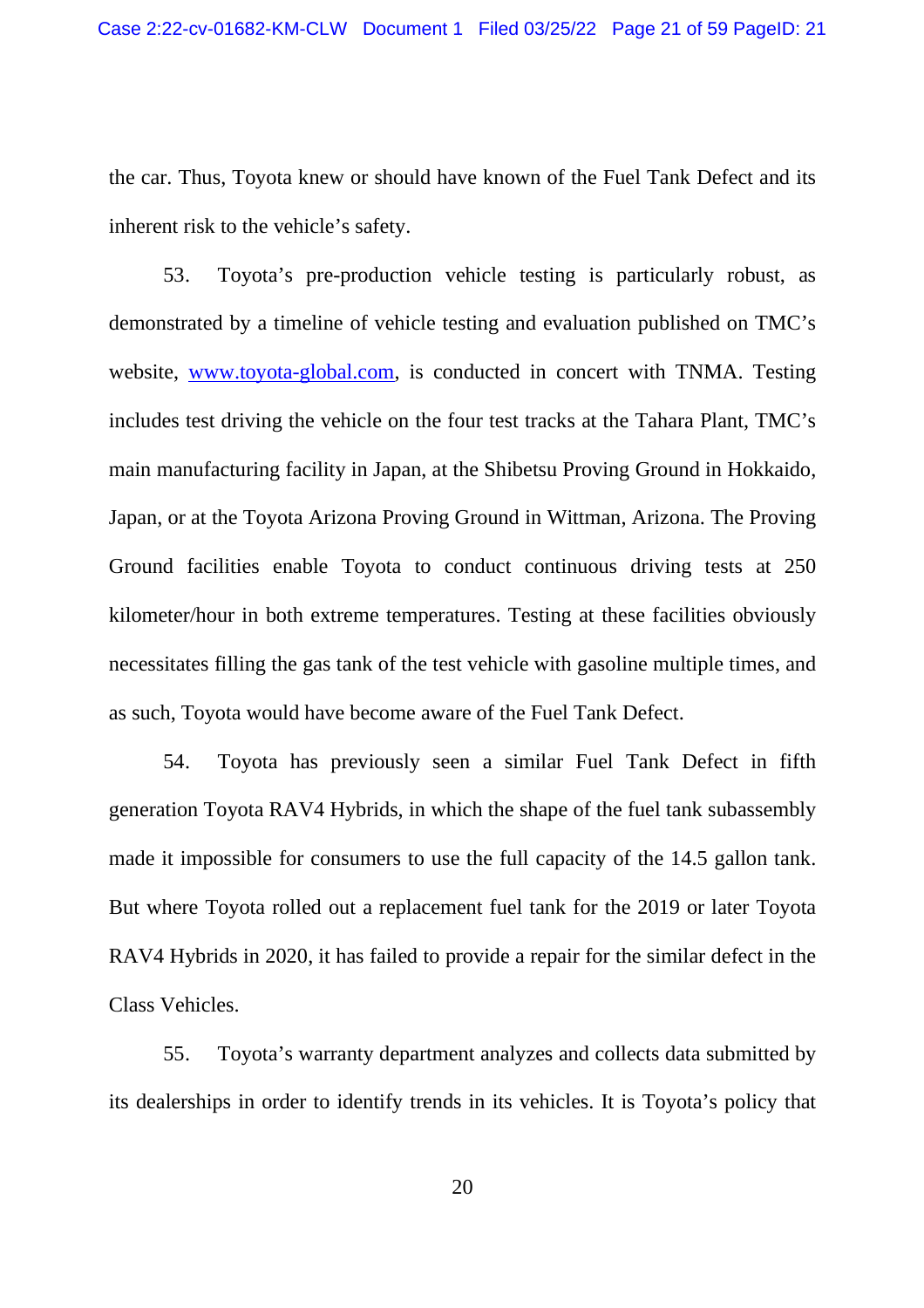the car. Thus, Toyota knew or should have known of the Fuel Tank Defect and its inherent risk to the vehicle's safety.

53. Toyota's pre-production vehicle testing is particularly robust, as demonstrated by a timeline of vehicle testing and evaluation published on TMC's website, [www.toyota-global.com](www.toyota-global.com), is conducted in concert with TNMA. Testing includes test driving the vehicle on the four test tracks at the Tahara Plant, TMC's main manufacturing facility in Japan, at the Shibetsu Proving Ground in Hokkaido, Japan, or at the Toyota Arizona Proving Ground in Wittman, Arizona. The Proving Ground facilities enable Toyota to conduct continuous driving tests at 250 kilometer/hour in both extreme temperatures. Testing at these facilities obviously necessitates filling the gas tank of the test vehicle with gasoline multiple times, and as such, Toyota would have become aware of the Fuel Tank Defect.

54. Toyota has previously seen a similar Fuel Tank Defect in fifth generation Toyota RAV4 Hybrids, in which the shape of the fuel tank subassembly made it impossible for consumers to use the full capacity of the 14.5 gallon tank. But where Toyota rolled out a replacement fuel tank for the 2019 or later Toyota RAV4 Hybrids in 2020, it has failed to provide a repair for the similar defect in the Class Vehicles.

55. Toyota's warranty department analyzes and collects data submitted by its dealerships in order to identify trends in its vehicles. It is Toyota's policy that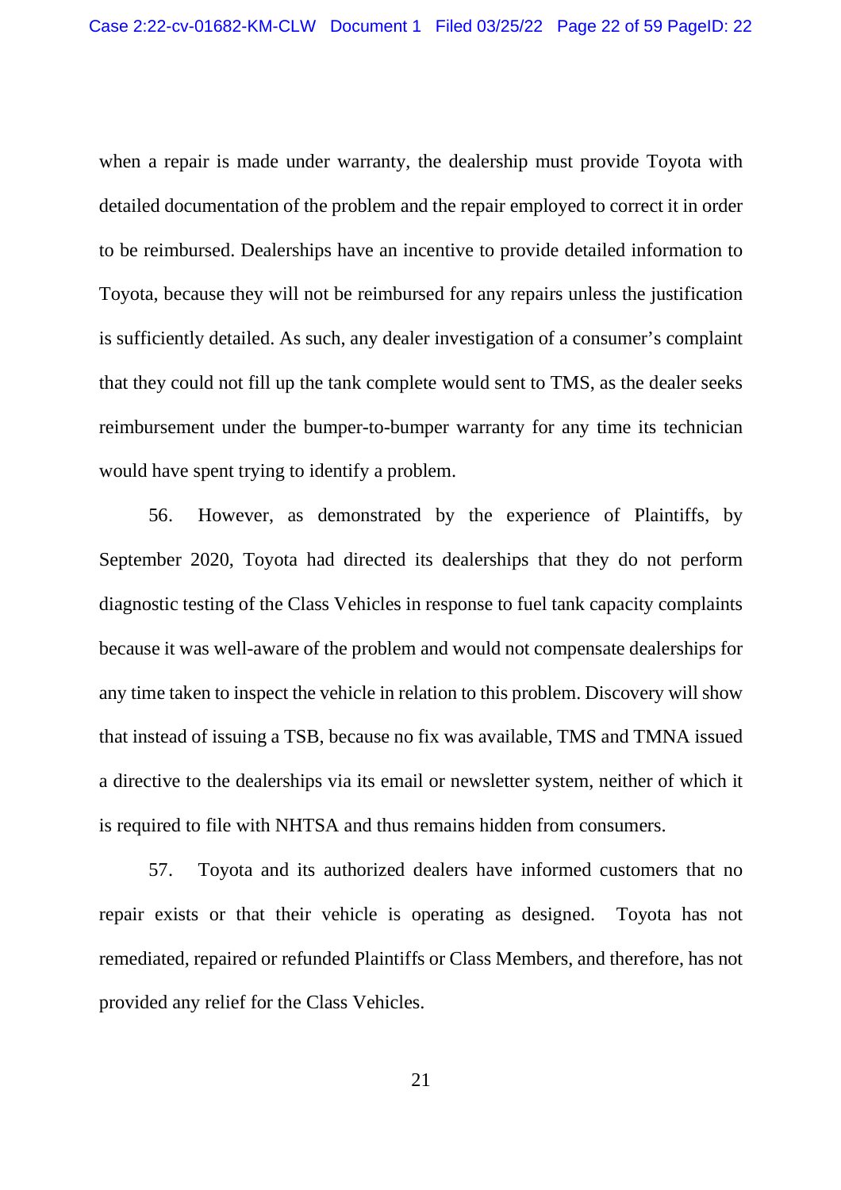when a repair is made under warranty, the dealership must provide Toyota with detailed documentation of the problem and the repair employed to correct it in order to be reimbursed. Dealerships have an incentive to provide detailed information to Toyota, because they will not be reimbursed for any repairs unless the justification is sufficiently detailed. As such, any dealer investigation of a consumer's complaint that they could not fill up the tank complete would sent to TMS, as the dealer seeks reimbursement under the bumper-to-bumper warranty for any time its technician would have spent trying to identify a problem.

56. However, as demonstrated by the experience of Plaintiffs, by September 2020, Toyota had directed its dealerships that they do not perform diagnostic testing of the Class Vehicles in response to fuel tank capacity complaints because it was well-aware of the problem and would not compensate dealerships for any time taken to inspect the vehicle in relation to this problem. Discovery will show that instead of issuing a TSB, because no fix was available, TMS and TMNA issued a directive to the dealerships via its email or newsletter system, neither of which it is required to file with NHTSA and thus remains hidden from consumers.

57. Toyota and its authorized dealers have informed customers that no repair exists or that their vehicle is operating as designed. Toyota has not remediated, repaired or refunded Plaintiffs or Class Members, and therefore, has not provided any relief for the Class Vehicles.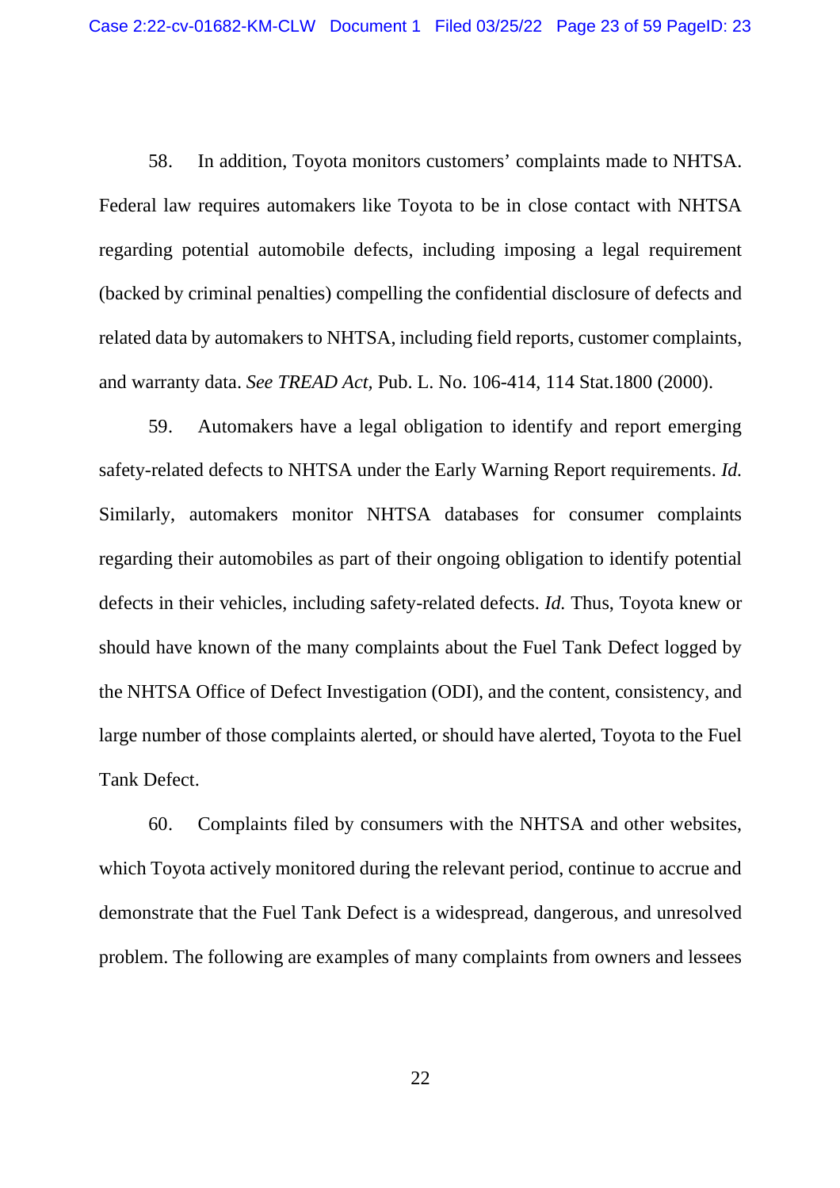58. In addition, Toyota monitors customers' complaints made to NHTSA. Federal law requires automakers like Toyota to be in close contact with NHTSA regarding potential automobile defects, including imposing a legal requirement (backed by criminal penalties) compelling the confidential disclosure of defects and related data by automakers to NHTSA, including field reports, customer complaints, and warranty data. *See TREAD Act,* Pub. L. No. 106-414, 114 Stat.1800 (2000).

59. Automakers have a legal obligation to identify and report emerging safety-related defects to NHTSA under the Early Warning Report requirements. *Id.* Similarly, automakers monitor NHTSA databases for consumer complaints regarding their automobiles as part of their ongoing obligation to identify potential defects in their vehicles, including safety-related defects. *Id.* Thus, Toyota knew or should have known of the many complaints about the Fuel Tank Defect logged by the NHTSA Office of Defect Investigation (ODI), and the content, consistency, and large number of those complaints alerted, or should have alerted, Toyota to the Fuel Tank Defect.

60. Complaints filed by consumers with the NHTSA and other websites, which Toyota actively monitored during the relevant period, continue to accrue and demonstrate that the Fuel Tank Defect is a widespread, dangerous, and unresolved problem. The following are examples of many complaints from owners and lessees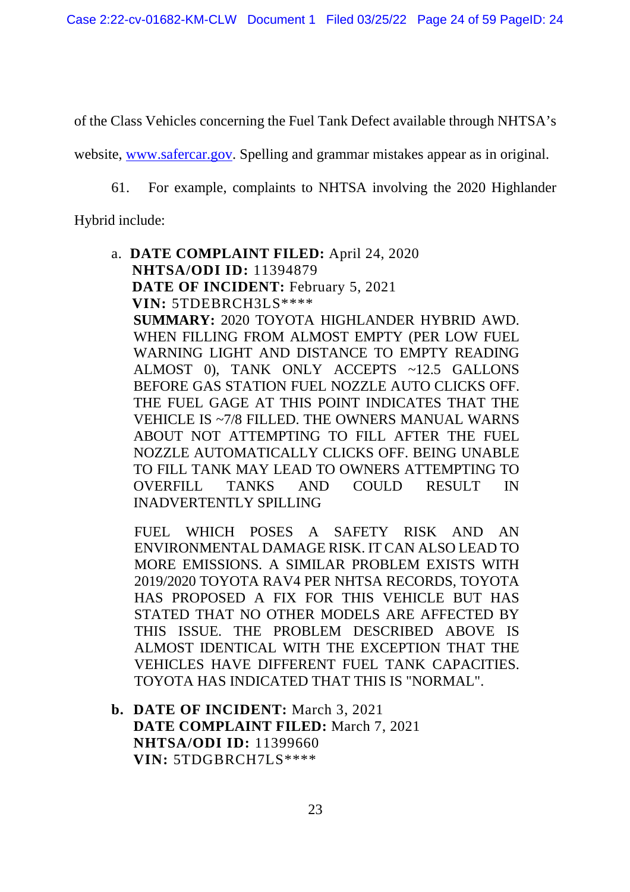of the Class Vehicles concerning the Fuel Tank Defect available through NHTSA's website, www.safercar.gov. Spelling and grammar mistakes appear as in original.

61. For example, complaints to NHTSA involving the 2020 Highlander Hybrid include:

a. **DATE COMPLAINT FILED:** April 24, 2020
   **NHTSA/ODI ID:** 11394879
   **DATE OF INCIDENT:** February 5, 2021
   **VIN:** 5TDEBRCH3LS****
   **SUMMARY:** 2020 TOYOTA HIGHLANDER HYBRID AWD. WHEN FILLING FROM ALMOST EMPTY (PER LOW FUEL WARNING LIGHT AND DISTANCE TO EMPTY READING ALMOST 0), TANK ONLY ACCEPTS ~12.5 GALLONS BEFORE GAS STATION FUEL NOZZLE AUTO CLICKS OFF. THE FUEL GAGE AT THIS POINT INDICATES THAT THE VEHICLE IS ~7/8 FILLED. THE OWNERS MANUAL WARNS ABOUT NOT ATTEMPTING TO FILL AFTER THE FUEL NOZZLE AUTOMATICALLY CLICKS OFF. BEING UNABLE TO FILL TANK MAY LEAD TO OWNERS ATTEMPTING TO OVERFILL TANKS AND COULD RESULT IN INADVERTENTLY SPILLING

   FUEL WHICH POSES A SAFETY RISK AND AN ENVIRONMENTAL DAMAGE RISK. IT CAN ALSO LEAD TO MORE EMISSIONS. A SIMILAR PROBLEM EXISTS WITH 2019/2020 TOYOTA RAV4 PER NHTSA RECORDS, TOYOTA HAS PROPOSED A FIX FOR THIS VEHICLE BUT HAS STATED THAT NO OTHER MODELS ARE AFFECTED BY THIS ISSUE. THE PROBLEM DESCRIBED ABOVE IS ALMOST IDENTICAL WITH THE EXCEPTION THAT THE VEHICLES HAVE DIFFERENT FUEL TANK CAPACITIES. TOYOTA HAS INDICATED THAT THIS IS "NORMAL".

b. **DATE OF INCIDENT:** March 3, 2021
   **DATE COMPLAINT FILED:** March 7, 2021
   **NHTSA/ODI ID:** 11399660
   **VIN:** 5TDGBRCH7LS****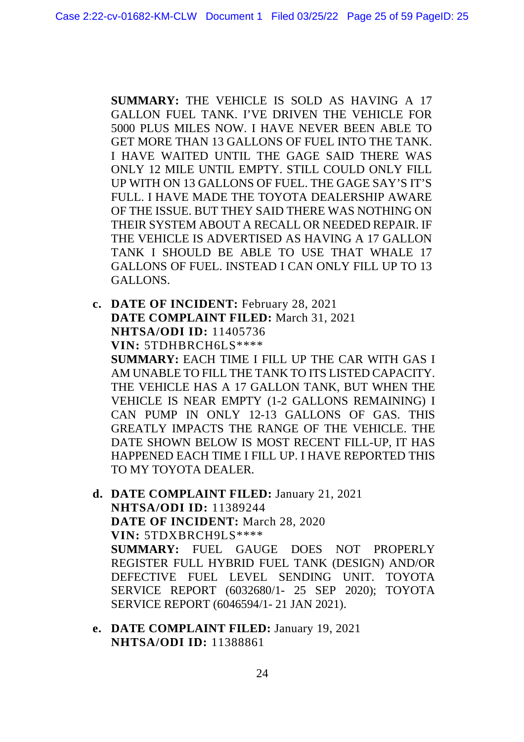**SUMMARY:** THE VEHICLE IS SOLD AS HAVING A 17 GALLON FUEL TANK. I'VE DRIVEN THE VEHICLE FOR 5000 PLUS MILES NOW. I HAVE NEVER BEEN ABLE TO GET MORE THAN 13 GALLONS OF FUEL INTO THE TANK. I HAVE WAITED UNTIL THE GAGE SAID THERE WAS ONLY 12 MILE UNTIL EMPTY. STILL COULD ONLY FILL UP WITH ON 13 GALLONS OF FUEL. THE GAGE SAY'S IT'S FULL. I HAVE MADE THE TOYOTA DEALERSHIP AWARE OF THE ISSUE. BUT THEY SAID THERE WAS NOTHING ON THEIR SYSTEM ABOUT A RECALL OR NEEDED REPAIR. IF THE VEHICLE IS ADVERTISED AS HAVING A 17 GALLON TANK I SHOULD BE ABLE TO USE THAT WHALE 17 GALLONS OF FUEL. INSTEAD I CAN ONLY FILL UP TO 13 GALLONS.

c. **DATE OF INCIDENT:** February 28, 2021
**DATE COMPLAINT FILED:** March 31, 2021
**NHTSA/ODI ID:** 11405736
**VIN:** 5TDHBRCH6LS****
**SUMMARY:** EACH TIME I FILL UP THE CAR WITH GAS I AM UNABLE TO FILL THE TANK TO ITS LISTED CAPACITY. THE VEHICLE HAS A 17 GALLON TANK, BUT WHEN THE VEHICLE IS NEAR EMPTY (1-2 GALLONS REMAINING) I CAN PUMP IN ONLY 12-13 GALLONS OF GAS. THIS GREATLY IMPACTS THE RANGE OF THE VEHICLE. THE DATE SHOWN BELOW IS MOST RECENT FILL-UP, IT HAS HAPPENED EACH TIME I FILL UP. I HAVE REPORTED THIS TO MY TOYOTA DEALER.

d. **DATE COMPLAINT FILED:** January 21, 2021
**NHTSA/ODI ID:** 11389244
**DATE OF INCIDENT:** March 28, 2020
**VIN:** 5TDXBRCH9LS****
**SUMMARY:** FUEL GAUGE DOES NOT PROPERLY REGISTER FULL HYBRID FUEL TANK (DESIGN) AND/OR DEFECTIVE FUEL LEVEL SENDING UNIT. TOYOTA SERVICE REPORT (6032680/1- 25 SEP 2020); TOYOTA SERVICE REPORT (6046594/1- 21 JAN 2021).

e. **DATE COMPLAINT FILED:** January 19, 2021
**NHTSA/ODI ID:** 11388861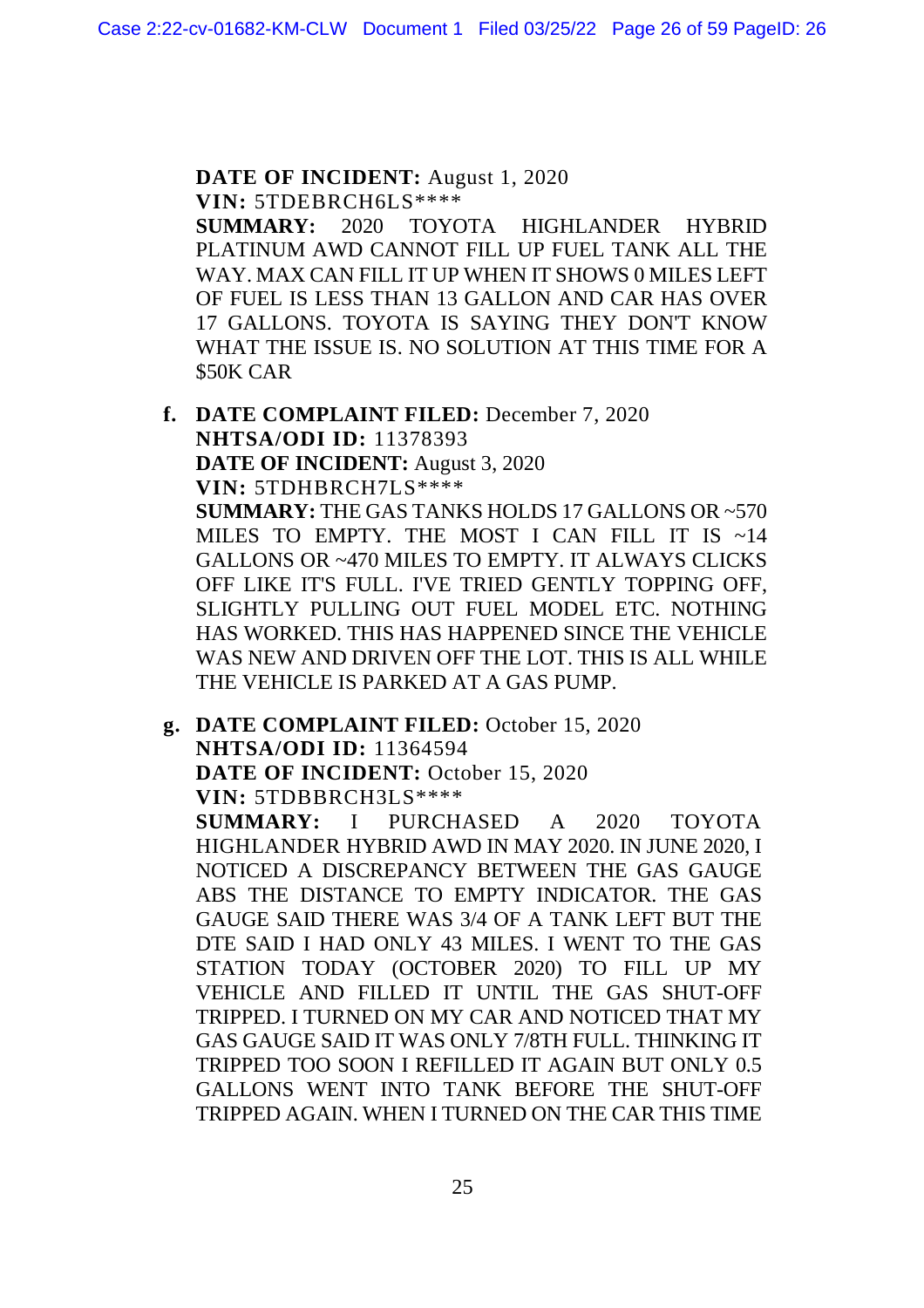**DATE OF INCIDENT:** August 1, 2020
**VIN:** 5TDEBRCH6LS****
**SUMMARY:** 2020 TOYOTA HIGHLANDER HYBRID PLATINUM AWD CANNOT FILL UP FUEL TANK ALL THE WAY. MAX CAN FILL IT UP WHEN IT SHOWS 0 MILES LEFT OF FUEL IS LESS THAN 13 GALLON AND CAR HAS OVER 17 GALLONS. TOYOTA IS SAYING THEY DON'T KNOW WHAT THE ISSUE IS. NO SOLUTION AT THIS TIME FOR A $50K CAR

f. **DATE COMPLAINT FILED:** December 7, 2020
   **NHTSA/ODI ID:** 11378393
   **DATE OF INCIDENT:** August 3, 2020
   **VIN:** 5TDHBRCH7LS****
   **SUMMARY:** THE GAS TANKS HOLDS 17 GALLONS OR ~570 MILES TO EMPTY. THE MOST I CAN FILL IT IS ~14 GALLONS OR ~470 MILES TO EMPTY. IT ALWAYS CLICKS OFF LIKE IT'S FULL. I'VE TRIED GENTLY TOPPING OFF, SLIGHTLY PULLING OUT FUEL MODEL ETC. NOTHING HAS WORKED. THIS HAS HAPPENED SINCE THE VEHICLE WAS NEW AND DRIVEN OFF THE LOT. THIS IS ALL WHILE THE VEHICLE IS PARKED AT A GAS PUMP.

g. **DATE COMPLAINT FILED:** October 15, 2020
   **NHTSA/ODI ID:** 11364594
   **DATE OF INCIDENT:** October 15, 2020
   **VIN:** 5TDBBRCH3LS****
   **SUMMARY:** I PURCHASED A 2020 TOYOTA HIGHLANDER HYBRID AWD IN MAY 2020. IN JUNE 2020, I NOTICED A DISCREPANCY BETWEEN THE GAS GAUGE ABS THE DISTANCE TO EMPTY INDICATOR. THE GAS GAUGE SAID THERE WAS 3/4 OF A TANK LEFT BUT THE DTE SAID I HAD ONLY 43 MILES. I WENT TO THE GAS STATION TODAY (OCTOBER 2020) TO FILL UP MY VEHICLE AND FILLED IT UNTIL THE GAS SHUT-OFF TRIPPED. I TURNED ON MY CAR AND NOTICED THAT MY GAS GAUGE SAID IT WAS ONLY 7/8TH FULL. THINKING IT TRIPPED TOO SOON I REFILLED IT AGAIN BUT ONLY 0.5 GALLONS WENT INTO TANK BEFORE THE SHUT-OFF TRIPPED AGAIN. WHEN I TURNED ON THE CAR THIS TIME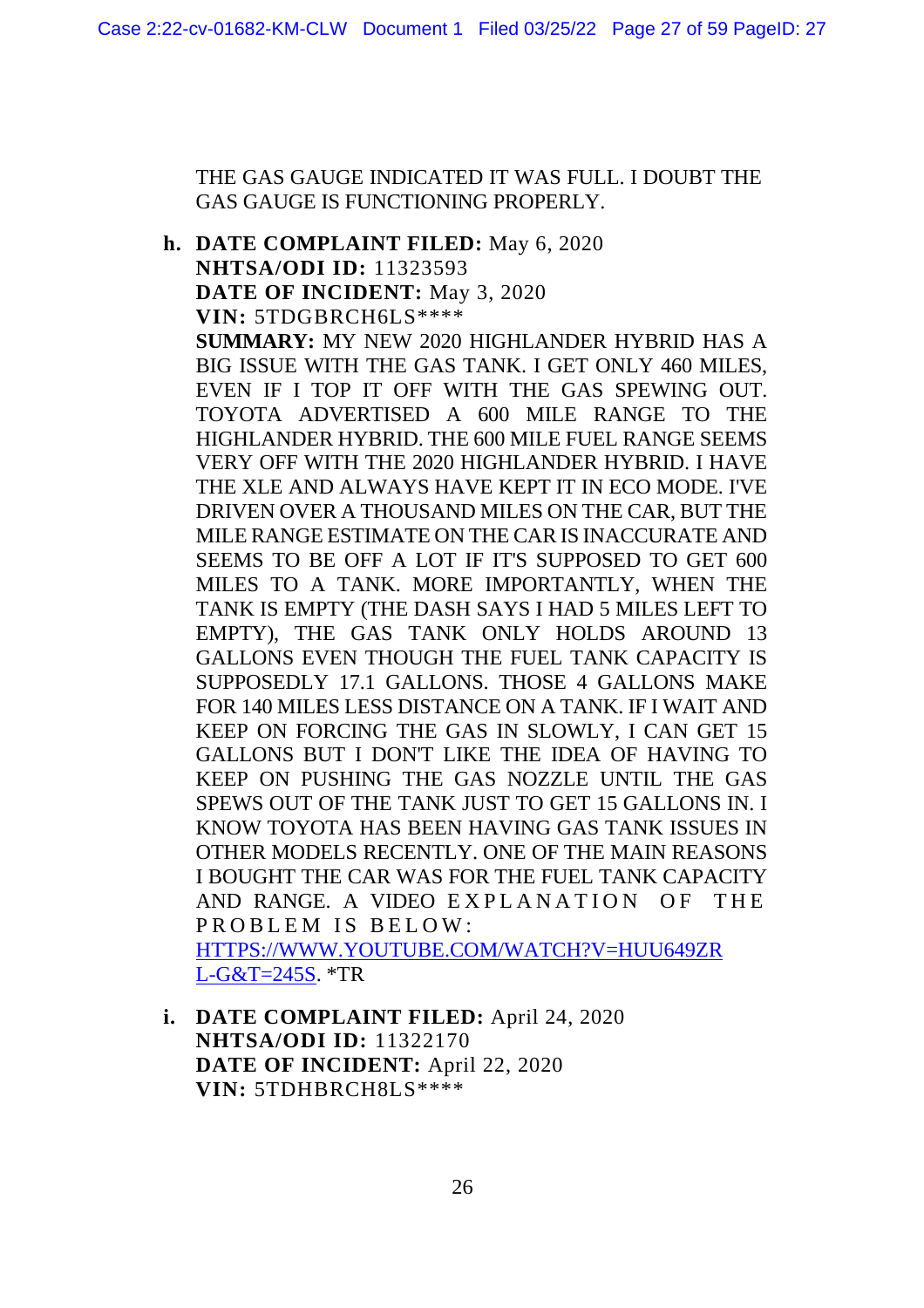THE GAS GAUGE INDICATED IT WAS FULL. I DOUBT THE GAS GAUGE IS FUNCTIONING PROPERLY.

h. **DATE COMPLAINT FILED:** May 6, 2020
**NHTSA/ODI ID:** 11323593
**DATE OF INCIDENT:** May 3, 2020
**VIN:** 5TDGBRCH6LS****
**SUMMARY:** MY NEW 2020 HIGHLANDER HYBRID HAS A BIG ISSUE WITH THE GAS TANK. I GET ONLY 460 MILES, EVEN IF I TOP IT OFF WITH THE GAS SPEWING OUT. TOYOTA ADVERTISED A 600 MILE RANGE TO THE HIGHLANDER HYBRID. THE 600 MILE FUEL RANGE SEEMS VERY OFF WITH THE 2020 HIGHLANDER HYBRID. I HAVE THE XLE AND ALWAYS HAVE KEPT IT IN ECO MODE. I'VE DRIVEN OVER A THOUSAND MILES ON THE CAR, BUT THE MILE RANGE ESTIMATE ON THE CAR IS INACCURATE AND SEEMS TO BE OFF A LOT IF IT'S SUPPOSED TO GET 600 MILES TO A TANK. MORE IMPORTANTLY, WHEN THE TANK IS EMPTY (THE DASH SAYS I HAD 5 MILES LEFT TO EMPTY), THE GAS TANK ONLY HOLDS AROUND 13 GALLONS EVEN THOUGH THE FUEL TANK CAPACITY IS SUPPOSEDLY 17.1 GALLONS. THOSE 4 GALLONS MAKE FOR 140 MILES LESS DISTANCE ON A TANK. IF I WAIT AND KEEP ON FORCING THE GAS IN SLOWLY, I CAN GET 15 GALLONS BUT I DON'T LIKE THE IDEA OF HAVING TO KEEP ON PUSHING THE GAS NOZZLE UNTIL THE GAS SPEWS OUT OF THE TANK JUST TO GET 15 GALLONS IN. I KNOW TOYOTA HAS BEEN HAVING GAS TANK ISSUES IN OTHER MODELS RECENTLY. ONE OF THE MAIN REASONS I BOUGHT THE CAR WAS FOR THE FUEL TANK CAPACITY AND RANGE. A VIDEO EXPLANATION OF THE PROBLEM IS BELOW: HTTPS://WWW.YOUTUBE.COM/WATCH?V=HUU649ZRL-G&T=245S. *TR

i. **DATE COMPLAINT FILED:** April 24, 2020
**NHTSA/ODI ID:** 11322170
**DATE OF INCIDENT:** April 22, 2020
**VIN:** 5TDHBRCH8LS****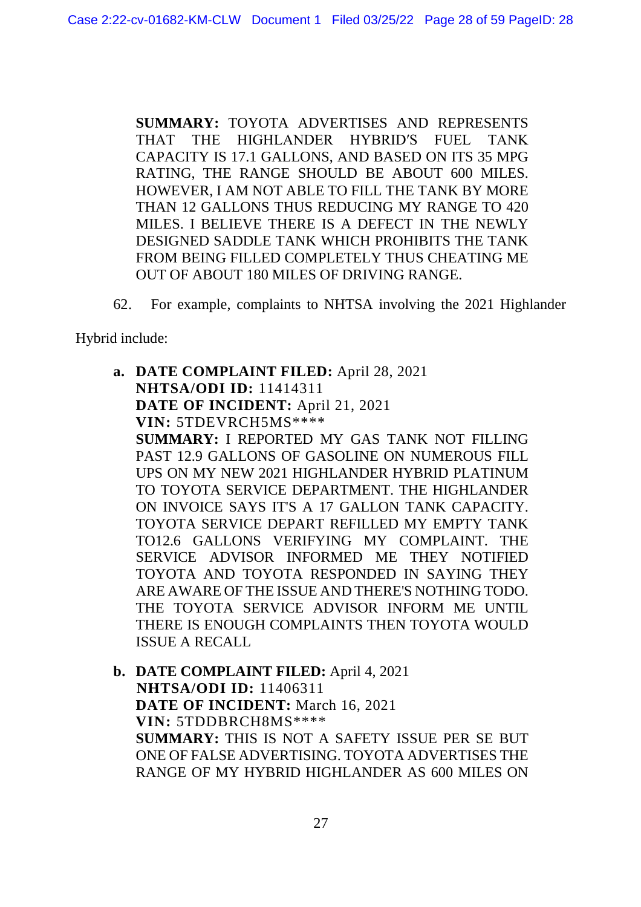**SUMMARY:** TOYOTA ADVERTISES AND REPRESENTS THAT THE HIGHLANDER HYBRID'S FUEL TANK CAPACITY IS 17.1 GALLONS, AND BASED ON ITS 35 MPG RATING, THE RANGE SHOULD BE ABOUT 600 MILES. HOWEVER, I AM NOT ABLE TO FILL THE TANK BY MORE THAN 12 GALLONS THUS REDUCING MY RANGE TO 420 MILES. I BELIEVE THERE IS A DEFECT IN THE NEWLY DESIGNED SADDLE TANK WHICH PROHIBITS THE TANK FROM BEING FILLED COMPLETELY THUS CHEATING ME OUT OF ABOUT 180 MILES OF DRIVING RANGE.

62. For example, complaints to NHTSA involving the 2021 Highlander Hybrid include:

**a. DATE COMPLAINT FILED:** April 28, 2021
**NHTSA/ODI ID:** 11414311
**DATE OF INCIDENT:** April 21, 2021
**VIN:** 5TDEVRCH5MS****
**SUMMARY:** I REPORTED MY GAS TANK NOT FILLING PAST 12.9 GALLONS OF GASOLINE ON NUMEROUS FILL UPS ON MY NEW 2021 HIGHLANDER HYBRID PLATINUM TO TOYOTA SERVICE DEPARTMENT. THE HIGHLANDER ON INVOICE SAYS IT'S A 17 GALLON TANK CAPACITY. TOYOTA SERVICE DEPART REFILLED MY EMPTY TANK TO12.6 GALLONS VERIFYING MY COMPLAINT. THE SERVICE ADVISOR INFORMED ME THEY NOTIFIED TOYOTA AND TOYOTA RESPONDED IN SAYING THEY ARE AWARE OF THE ISSUE AND THERE'S NOTHING TODO. THE TOYOTA SERVICE ADVISOR INFORM ME UNTIL THERE IS ENOUGH COMPLAINTS THEN TOYOTA WOULD ISSUE A RECALL

**b. DATE COMPLAINT FILED:** April 4, 2021
**NHTSA/ODI ID:** 11406311
**DATE OF INCIDENT:** March 16, 2021
**VIN:** 5TDDBRCH8MS****
**SUMMARY:** THIS IS NOT A SAFETY ISSUE PER SE BUT ONE OF FALSE ADVERTISING. TOYOTA ADVERTISES THE RANGE OF MY HYBRID HIGHLANDER AS 600 MILES ON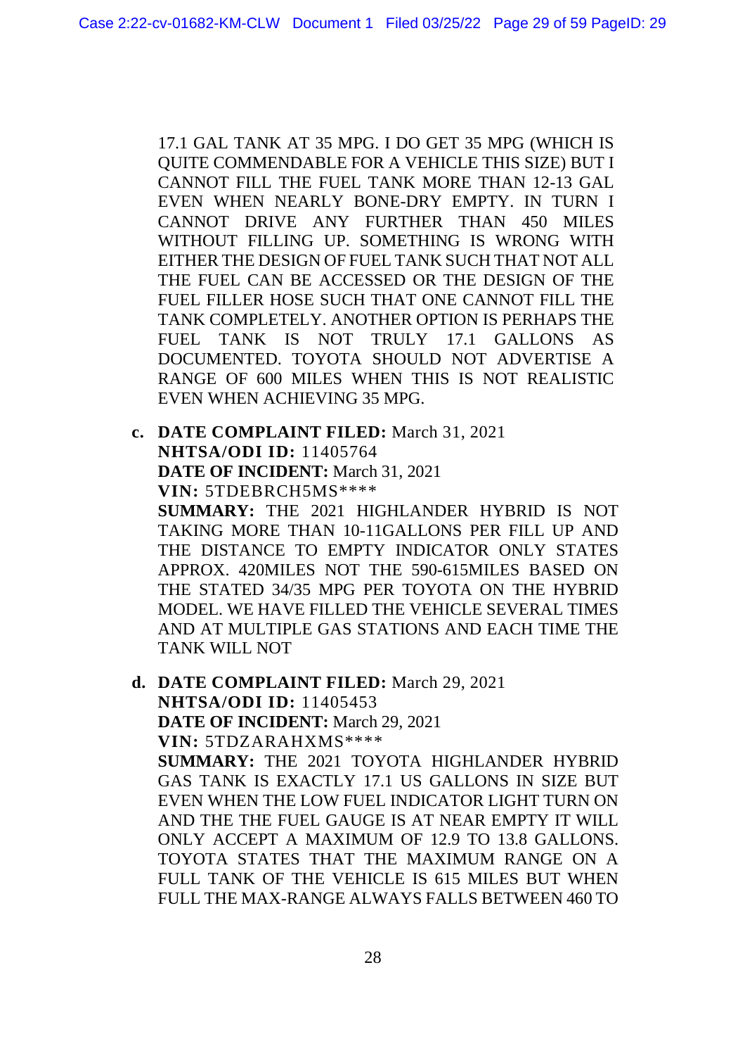17.1 GAL TANK AT 35 MPG. I DO GET 35 MPG (WHICH IS QUITE COMMENDABLE FOR A VEHICLE THIS SIZE) BUT I CANNOT FILL THE FUEL TANK MORE THAN 12-13 GAL EVEN WHEN NEARLY BONE-DRY EMPTY. IN TURN I CANNOT DRIVE ANY FURTHER THAN 450 MILES WITHOUT FILLING UP. SOMETHING IS WRONG WITH EITHER THE DESIGN OF FUEL TANK SUCH THAT NOT ALL THE FUEL CAN BE ACCESSED OR THE DESIGN OF THE FUEL FILLER HOSE SUCH THAT ONE CANNOT FILL THE TANK COMPLETELY. ANOTHER OPTION IS PERHAPS THE FUEL TANK IS NOT TRULY 17.1 GALLONS AS DOCUMENTED. TOYOTA SHOULD NOT ADVERTISE A RANGE OF 600 MILES WHEN THIS IS NOT REALISTIC EVEN WHEN ACHIEVING 35 MPG.

c. **DATE COMPLAINT FILED:** March 31, 2021
   **NHTSA/ODI ID:** 11405764
   **DATE OF INCIDENT:** March 31, 2021
   **VIN:** 5TDEBRCH5MS****
   **SUMMARY:** THE 2021 HIGHLANDER HYBRID IS NOT TAKING MORE THAN 10-11GALLONS PER FILL UP AND THE DISTANCE TO EMPTY INDICATOR ONLY STATES APPROX. 420MILES NOT THE 590-615MILES BASED ON THE STATED 34/35 MPG PER TOYOTA ON THE HYBRID MODEL. WE HAVE FILLED THE VEHICLE SEVERAL TIMES AND AT MULTIPLE GAS STATIONS AND EACH TIME THE TANK WILL NOT

d. **DATE COMPLAINT FILED:** March 29, 2021
   **NHTSA/ODI ID:** 11405453
   **DATE OF INCIDENT:** March 29, 2021
   **VIN:** 5TDZARAHXMS****
   **SUMMARY:** THE 2021 TOYOTA HIGHLANDER HYBRID GAS TANK IS EXACTLY 17.1 US GALLONS IN SIZE BUT EVEN WHEN THE LOW FUEL INDICATOR LIGHT TURN ON AND THE THE FUEL GAUGE IS AT NEAR EMPTY IT WILL ONLY ACCEPT A MAXIMUM OF 12.9 TO 13.8 GALLONS. TOYOTA STATES THAT THE MAXIMUM RANGE ON A FULL TANK OF THE VEHICLE IS 615 MILES BUT WHEN FULL THE MAX-RANGE ALWAYS FALLS BETWEEN 460 TO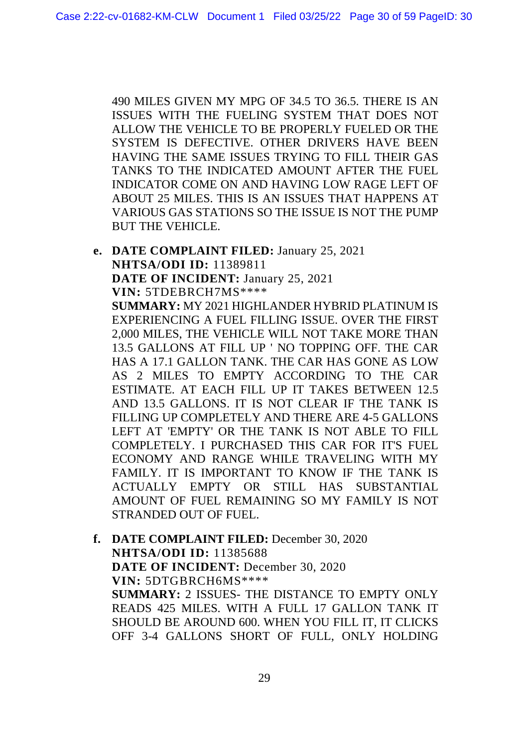490 MILES GIVEN MY MPG OF 34.5 TO 36.5. THERE IS AN ISSUES WITH THE FUELING SYSTEM THAT DOES NOT ALLOW THE VEHICLE TO BE PROPERLY FUELED OR THE SYSTEM IS DEFECTIVE. OTHER DRIVERS HAVE BEEN HAVING THE SAME ISSUES TRYING TO FILL THEIR GAS TANKS TO THE INDICATED AMOUNT AFTER THE FUEL INDICATOR COME ON AND HAVING LOW RAGE LEFT OF ABOUT 25 MILES. THIS IS AN ISSUES THAT HAPPENS AT VARIOUS GAS STATIONS SO THE ISSUE IS NOT THE PUMP BUT THE VEHICLE.

e. **DATE COMPLAINT FILED:** January 25, 2021
   **NHTSA/ODI ID:** 11389811
   **DATE OF INCIDENT:** January 25, 2021
   **VIN:** 5TDEBRCH7MS****
   **SUMMARY:** MY 2021 HIGHLANDER HYBRID PLATINUM IS EXPERIENCING A FUEL FILLING ISSUE. OVER THE FIRST 2,000 MILES, THE VEHICLE WILL NOT TAKE MORE THAN 13.5 GALLONS AT FILL UP ' NO TOPPING OFF. THE CAR HAS A 17.1 GALLON TANK. THE CAR HAS GONE AS LOW AS 2 MILES TO EMPTY ACCORDING TO THE CAR ESTIMATE. AT EACH FILL UP IT TAKES BETWEEN 12.5 AND 13.5 GALLONS. IT IS NOT CLEAR IF THE TANK IS FILLING UP COMPLETELY AND THERE ARE 4-5 GALLONS LEFT AT 'EMPTY' OR THE TANK IS NOT ABLE TO FILL COMPLETELY. I PURCHASED THIS CAR FOR IT'S FUEL ECONOMY AND RANGE WHILE TRAVELING WITH MY FAMILY. IT IS IMPORTANT TO KNOW IF THE TANK IS ACTUALLY EMPTY OR STILL HAS SUBSTANTIAL AMOUNT OF FUEL REMAINING SO MY FAMILY IS NOT STRANDED OUT OF FUEL.

f. **DATE COMPLAINT FILED:** December 30, 2020
   **NHTSA/ODI ID:** 11385688
   **DATE OF INCIDENT:** December 30, 2020
   **VIN:** 5DTGBRCH6MS****
   **SUMMARY:** 2 ISSUES- THE DISTANCE TO EMPTY ONLY READS 425 MILES. WITH A FULL 17 GALLON TANK IT SHOULD BE AROUND 600. WHEN YOU FILL IT, IT CLICKS OFF 3-4 GALLONS SHORT OF FULL, ONLY HOLDING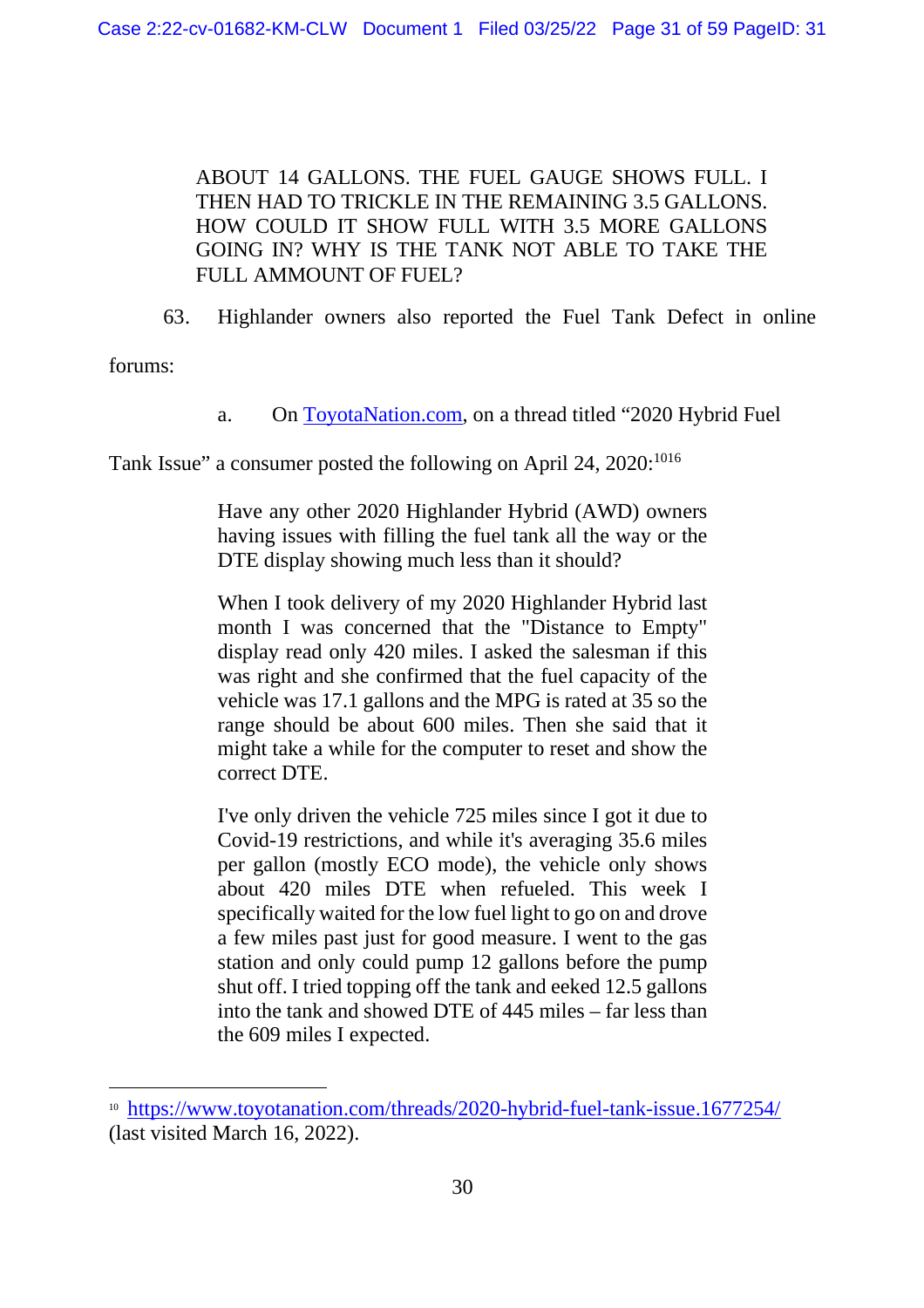> ABOUT 14 GALLONS. THE FUEL GAUGE SHOWS FULL. I THEN HAD TO TRICKLE IN THE REMAINING 3.5 GALLONS. HOW COULD IT SHOW FULL WITH 3.5 MORE GALLONS GOING IN? WHY IS THE TANK NOT ABLE TO TAKE THE FULL AMMOUNT OF FUEL?

63. Highlander owners also reported the Fuel Tank Defect in online forums:

a. On ToyotaNation.com, on a thread titled "2020 Hybrid Fuel Tank Issue" a consumer posted the following on April 24, 2020:[1016]

> Have any other 2020 Highlander Hybrid (AWD) owners having issues with filling the fuel tank all the way or the DTE display showing much less than it should?
>
> When I took delivery of my 2020 Highlander Hybrid last month I was concerned that the "Distance to Empty" display read only 420 miles. I asked the salesman if this was right and she confirmed that the fuel capacity of the vehicle was 17.1 gallons and the MPG is rated at 35 so the range should be about 600 miles. Then she said that it might take a while for the computer to reset and show the correct DTE.
>
> I've only driven the vehicle 725 miles since I got it due to Covid-19 restrictions, and while it's averaging 35.6 miles per gallon (mostly ECO mode), the vehicle only shows about 420 miles DTE when refueled. This week I specifically waited for the low fuel light to go on and drove a few miles past just for good measure. I went to the gas station and only could pump 12 gallons before the pump shut off. I tried topping off the tank and eeked 12.5 gallons into the tank and showed DTE of 445 miles – far less than the 609 miles I expected.

---

[10] https://www.toyotanation.com/threads/2020-hybrid-fuel-tank-issue.1677254/ (last visited March 16, 2022).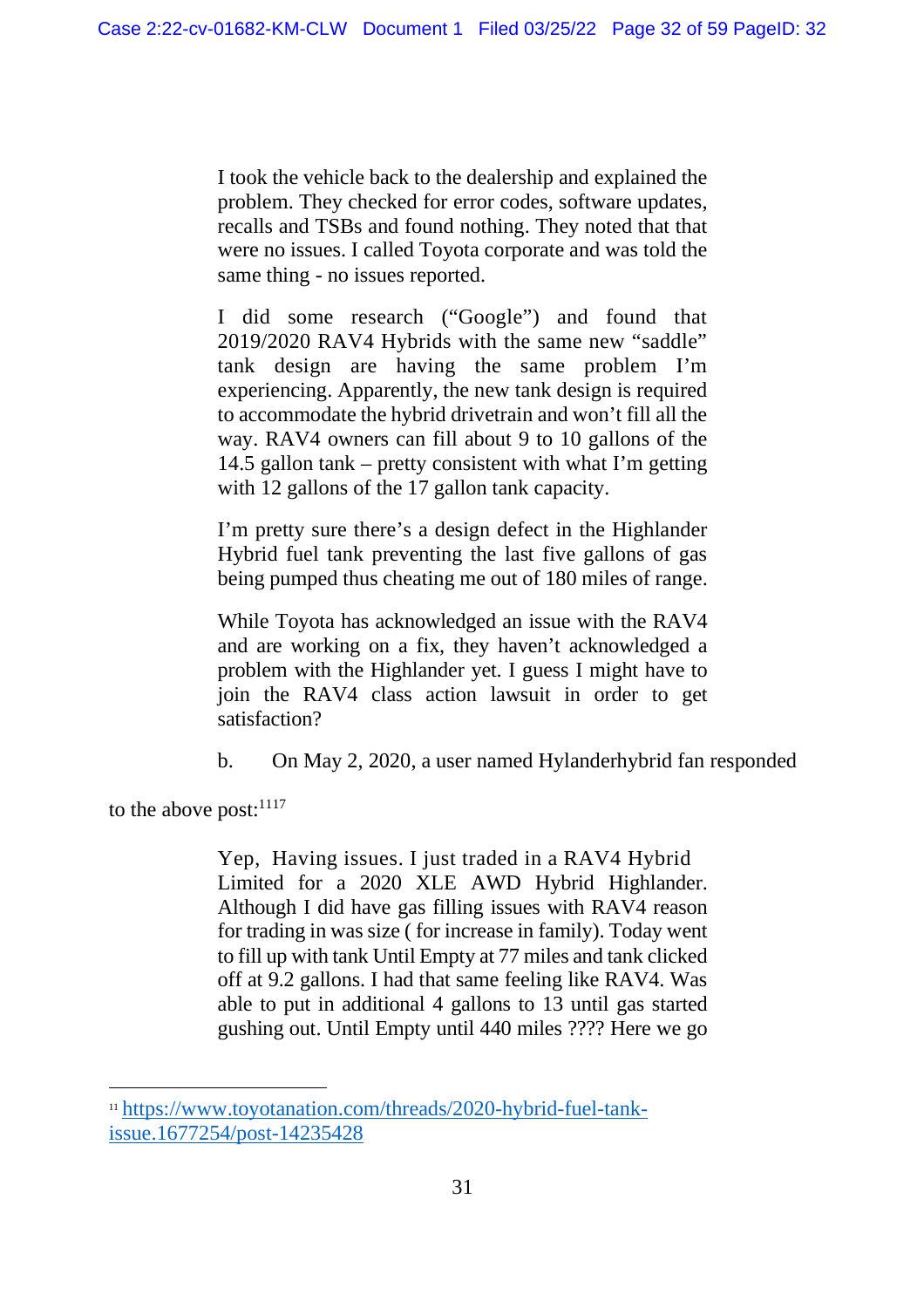> I took the vehicle back to the dealership and explained the problem. They checked for error codes, software updates, recalls and TSBs and found nothing. They noted that that were no issues. I called Toyota corporate and was told the same thing - no issues reported.
>
> I did some research ("Google") and found that 2019/2020 RAV4 Hybrids with the same new "saddle" tank design are having the same problem I'm experiencing. Apparently, the new tank design is required to accommodate the hybrid drivetrain and won't fill all the way. RAV4 owners can fill about 9 to 10 gallons of the 14.5 gallon tank – pretty consistent with what I'm getting with 12 gallons of the 17 gallon tank capacity.
>
> I'm pretty sure there's a design defect in the Highlander Hybrid fuel tank preventing the last five gallons of gas being pumped thus cheating me out of 180 miles of range.
>
> While Toyota has acknowledged an issue with the RAV4 and are working on a fix, they haven't acknowledged a problem with the Highlander yet. I guess I might have to join the RAV4 class action lawsuit in order to get satisfaction?

b. On May 2, 2020, a user named Hylanderhybrid fan responded to the above post:[11][17]

> Yep, Having issues. I just traded in a RAV4 Hybrid Limited for a 2020 XLE AWD Hybrid Highlander. Although I did have gas filling issues with RAV4 reason for trading in was size ( for increase in family). Today went to fill up with tank Until Empty at 77 miles and tank clicked off at 9.2 gallons. I had that same feeling like RAV4. Was able to put in additional 4 gallons to 13 until gas started gushing out. Until Empty until 440 miles ???? Here we go

---

[11] https://www.toyotanation.com/threads/2020-hybrid-fuel-tank-issue.1677254/post-14235428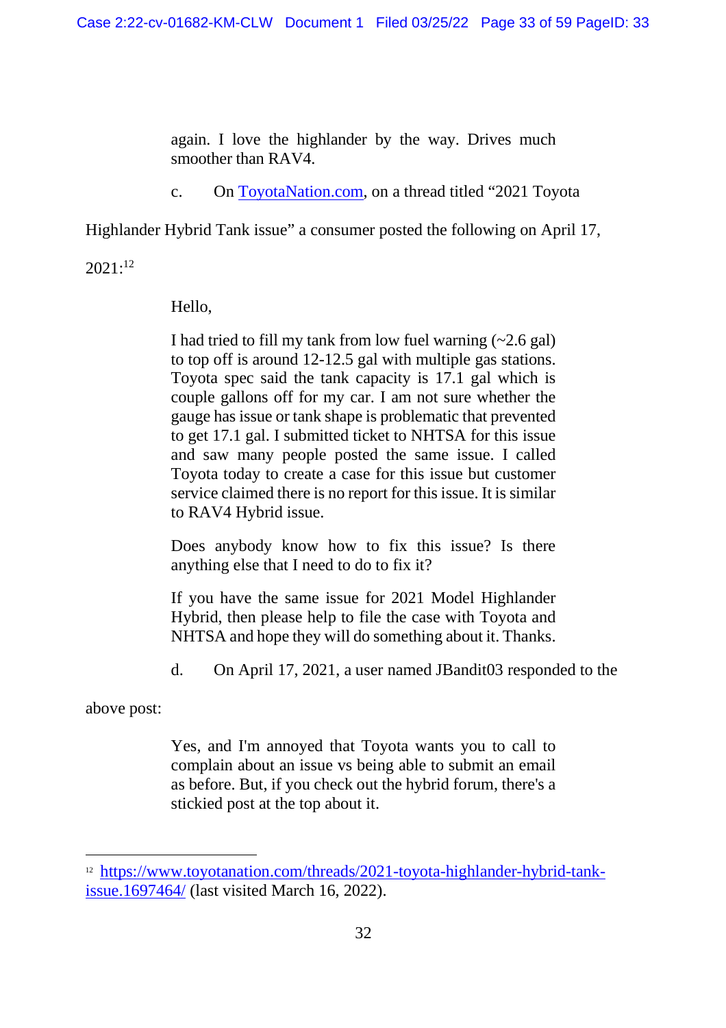> again. I love the highlander by the way. Drives much smoother than RAV4.

c. On ToyotaNation.com, on a thread titled "2021 Toyota Highlander Hybrid Tank issue" a consumer posted the following on April 17, 2021:[12]

> Hello,
>
> I had tried to fill my tank from low fuel warning (~2.6 gal) to top off is around 12-12.5 gal with multiple gas stations. Toyota spec said the tank capacity is 17.1 gal which is couple gallons off for my car. I am not sure whether the gauge has issue or tank shape is problematic that prevented to get 17.1 gal. I submitted ticket to NHTSA for this issue and saw many people posted the same issue. I called Toyota today to create a case for this issue but customer service claimed there is no report for this issue. It is similar to RAV4 Hybrid issue.
>
> Does anybody know how to fix this issue? Is there anything else that I need to do to fix it?
>
> If you have the same issue for 2021 Model Highlander Hybrid, then please help to file the case with Toyota and NHTSA and hope they will do something about it. Thanks.

d. On April 17, 2021, a user named JBandit03 responded to the above post:

> Yes, and I'm annoyed that Toyota wants you to call to complain about an issue vs being able to submit an email as before. But, if you check out the hybrid forum, there's a stickied post at the top about it.

---

[12] https://www.toyotanation.com/threads/2021-toyota-highlander-hybrid-tank-issue.1697464/ (last visited March 16, 2022).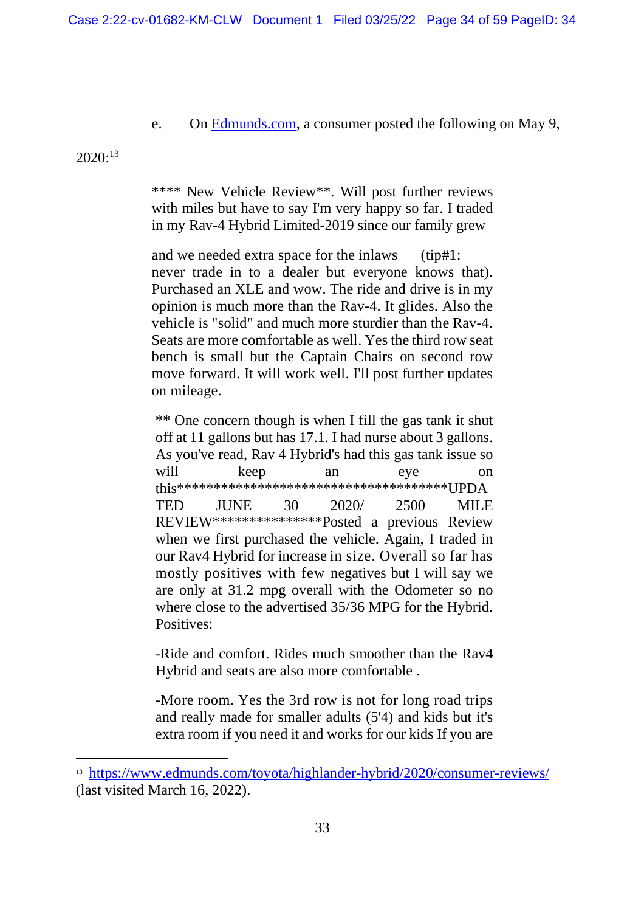e. On Edmunds.com, a consumer posted the following on May 9, 2020:[13]

> **** New Vehicle Review**. Will post further reviews with miles but have to say I'm very happy so far. I traded in my Rav-4 Hybrid Limited-2019 since our family grew
>
> and we needed extra space for the inlaws (tip#1: never trade in to a dealer but everyone knows that). Purchased an XLE and wow. The ride and drive is in my opinion is much more than the Rav-4. It glides. Also the vehicle is "solid" and much more sturdier than the Rav-4. Seats are more comfortable as well. Yes the third row seat bench is small but the Captain Chairs on second row move forward. It will work well. I'll post further updates on mileage.
>
> ** One concern though is when I fill the gas tank it shut off at 11 gallons but has 17.1. I had nurse about 3 gallons. As you've read, Rav 4 Hybrid's had this gas tank issue so will keep an eye on this*************************************UPDATED JUNE 30 2020/ 2500 MILE REVIEW***************Posted a previous Review when we first purchased the vehicle. Again, I traded in our Rav4 Hybrid for increase in size. Overall so far has mostly positives with few negatives but I will say we are only at 31.2 mpg overall with the Odometer so no where close to the advertised 35/36 MPG for the Hybrid. Positives:
>
> -Ride and comfort. Rides much smoother than the Rav4 Hybrid and seats are also more comfortable .
>
> -More room. Yes the 3rd row is not for long road trips and really made for smaller adults (5'4) and kids but it's extra room if you need it and works for our kids If you are

---

[13] https://www.edmunds.com/toyota/highlander-hybrid/2020/consumer-reviews/ (last visited March 16, 2022).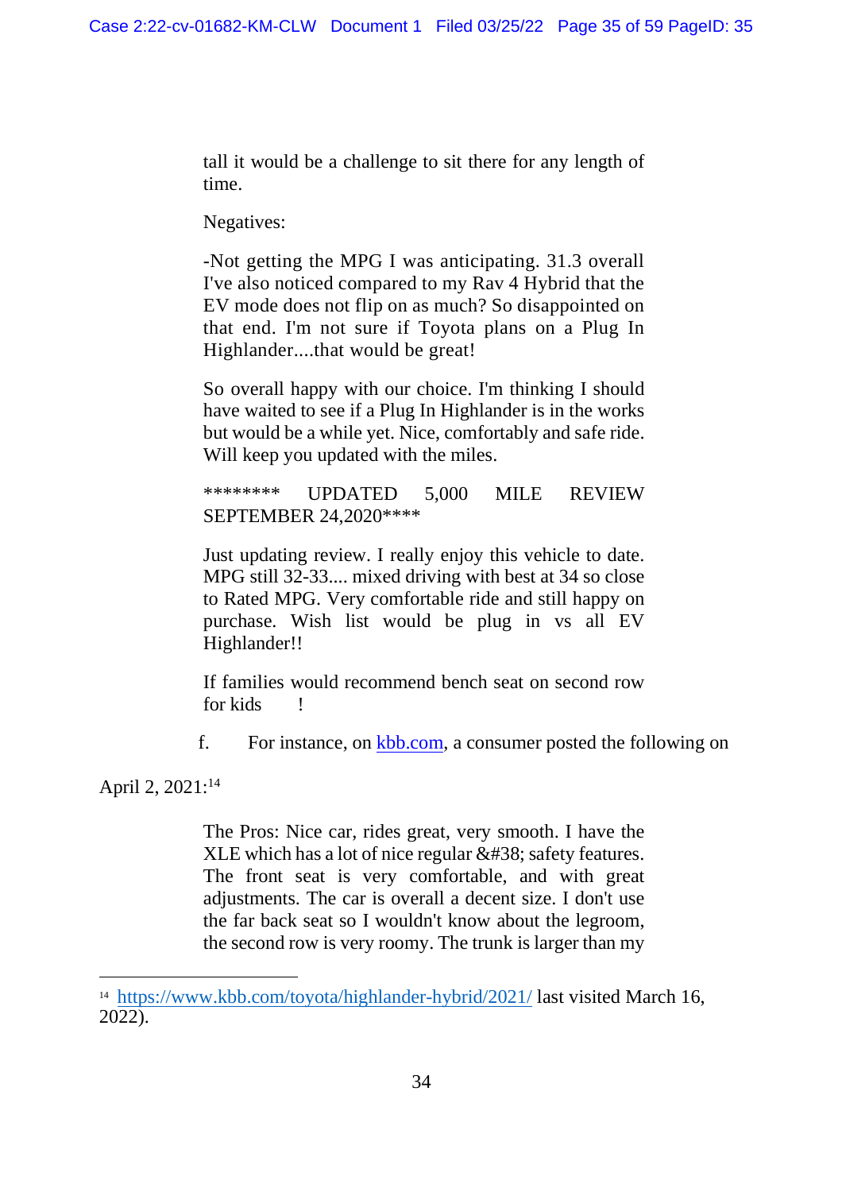tall it would be a challenge to sit there for any length of time.

Negatives:

-Not getting the MPG I was anticipating. 31.3 overall I've also noticed compared to my Rav 4 Hybrid that the EV mode does not flip on as much? So disappointed on that end. I'm not sure if Toyota plans on a Plug In Highlander....that would be great!

So overall happy with our choice. I'm thinking I should have waited to see if a Plug In Highlander is in the works but would be a while yet. Nice, comfortably and safe ride. Will keep you updated with the miles.

******** UPDATED 5,000 MILE REVIEW SEPTEMBER 24,2020****

Just updating review. I really enjoy this vehicle to date. MPG still 32-33.... mixed driving with best at 34 so close to Rated MPG. Very comfortable ride and still happy on purchase. Wish list would be plug in vs all EV Highlander!!

If families would recommend bench seat on second row for kids !

f. For instance, on kbb.com, a consumer posted the following on April 2, 2021:[14]

The Pros: Nice car, rides great, very smooth. I have the XLE which has a lot of nice regular &#38; safety features. The front seat is very comfortable, and with great adjustments. The car is overall a decent size. I don't use the far back seat so I wouldn't know about the legroom, the second row is very roomy. The trunk is larger than my

---

[14] https://www.kbb.com/toyota/highlander-hybrid/2021/ last visited March 16, 2022).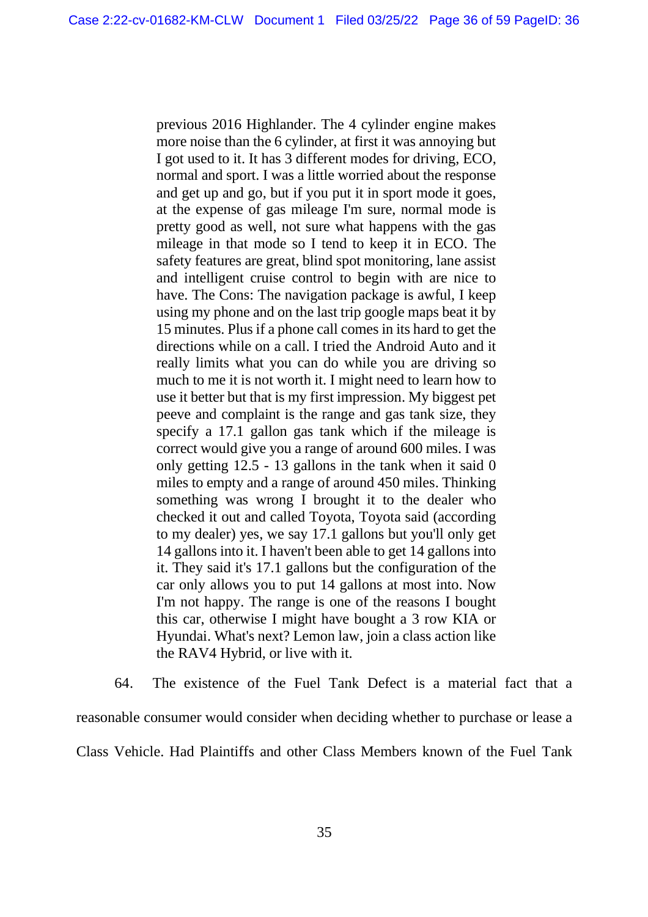> previous 2016 Highlander. The 4 cylinder engine makes more noise than the 6 cylinder, at first it was annoying but I got used to it. It has 3 different modes for driving, ECO, normal and sport. I was a little worried about the response and get up and go, but if you put it in sport mode it goes, at the expense of gas mileage I'm sure, normal mode is pretty good as well, not sure what happens with the gas mileage in that mode so I tend to keep it in ECO. The safety features are great, blind spot monitoring, lane assist and intelligent cruise control to begin with are nice to have. The Cons: The navigation package is awful, I keep using my phone and on the last trip google maps beat it by 15 minutes. Plus if a phone call comes in its hard to get the directions while on a call. I tried the Android Auto and it really limits what you can do while you are driving so much to me it is not worth it. I might need to learn how to use it better but that is my first impression. My biggest pet peeve and complaint is the range and gas tank size, they specify a 17.1 gallon gas tank which if the mileage is correct would give you a range of around 600 miles. I was only getting 12.5 - 13 gallons in the tank when it said 0 miles to empty and a range of around 450 miles. Thinking something was wrong I brought it to the dealer who checked it out and called Toyota, Toyota said (according to my dealer) yes, we say 17.1 gallons but you'll only get 14 gallons into it. I haven't been able to get 14 gallons into it. They said it's 17.1 gallons but the configuration of the car only allows you to put 14 gallons at most into. Now I'm not happy. The range is one of the reasons I bought this car, otherwise I might have bought a 3 row KIA or Hyundai. What's next? Lemon law, join a class action like the RAV4 Hybrid, or live with it.

64. The existence of the Fuel Tank Defect is a material fact that a reasonable consumer would consider when deciding whether to purchase or lease a Class Vehicle. Had Plaintiffs and other Class Members known of the Fuel Tank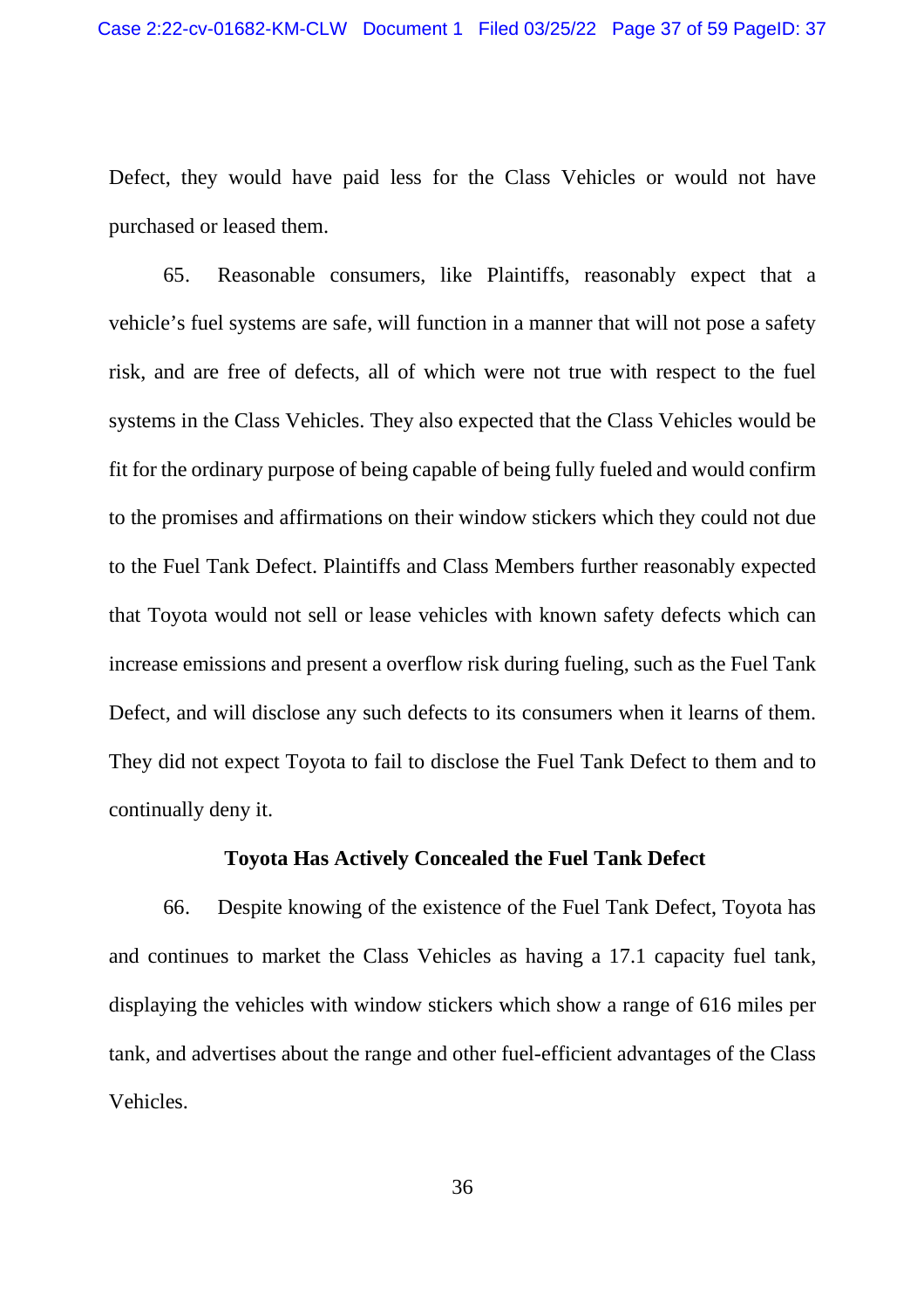Defect, they would have paid less for the Class Vehicles or would not have purchased or leased them.

65. Reasonable consumers, like Plaintiffs, reasonably expect that a vehicle's fuel systems are safe, will function in a manner that will not pose a safety risk, and are free of defects, all of which were not true with respect to the fuel systems in the Class Vehicles. They also expected that the Class Vehicles would be fit for the ordinary purpose of being capable of being fully fueled and would confirm to the promises and affirmations on their window stickers which they could not due to the Fuel Tank Defect. Plaintiffs and Class Members further reasonably expected that Toyota would not sell or lease vehicles with known safety defects which can increase emissions and present a overflow risk during fueling, such as the Fuel Tank Defect, and will disclose any such defects to its consumers when it learns of them. They did not expect Toyota to fail to disclose the Fuel Tank Defect to them and to continually deny it.

**Toyota Has Actively Concealed the Fuel Tank Defect**

66. Despite knowing of the existence of the Fuel Tank Defect, Toyota has and continues to market the Class Vehicles as having a 17.1 capacity fuel tank, displaying the vehicles with window stickers which show a range of 616 miles per tank, and advertises about the range and other fuel-efficient advantages of the Class Vehicles.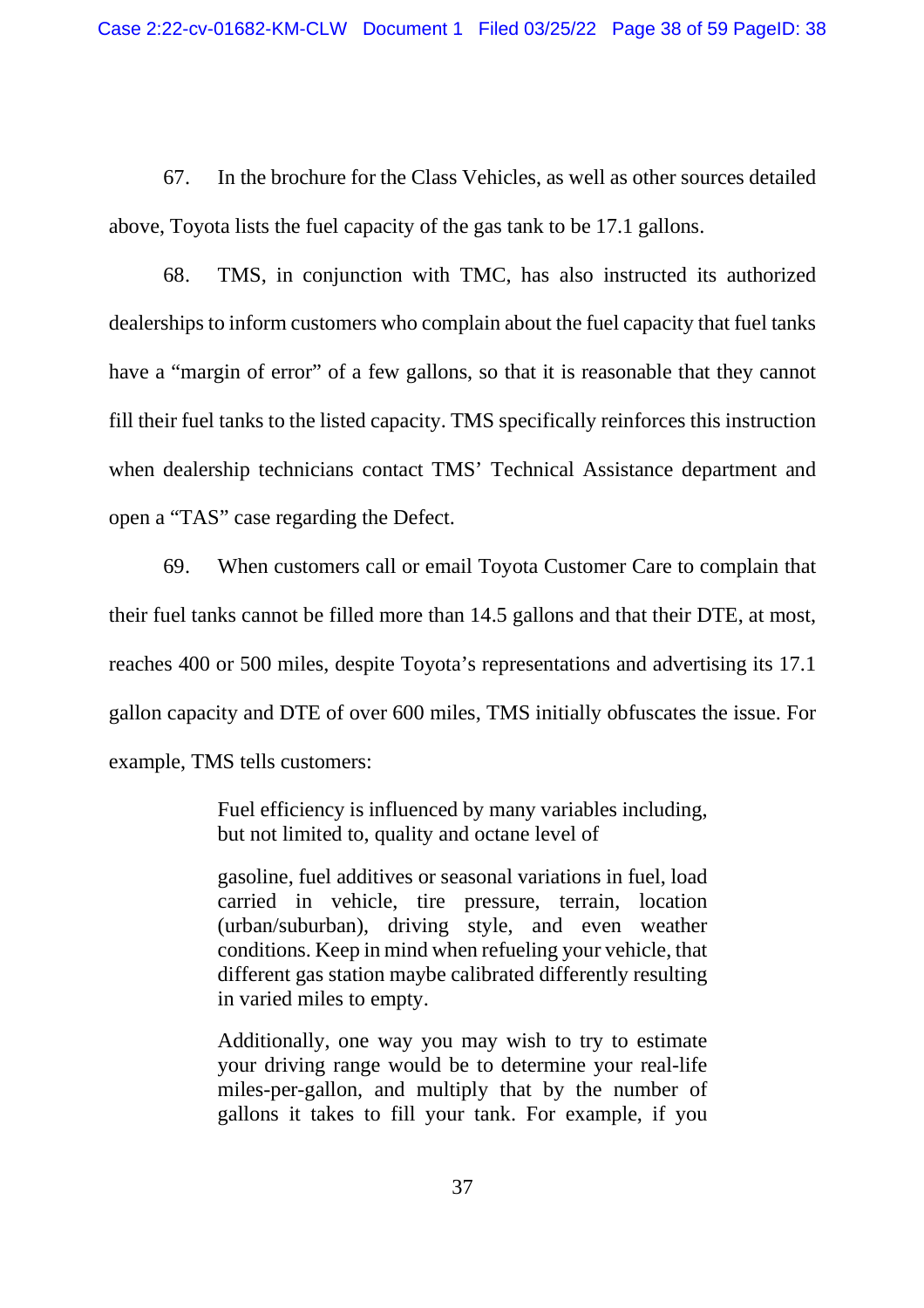67. In the brochure for the Class Vehicles, as well as other sources detailed above, Toyota lists the fuel capacity of the gas tank to be 17.1 gallons.

68. TMS, in conjunction with TMC, has also instructed its authorized dealerships to inform customers who complain about the fuel capacity that fuel tanks have a "margin of error" of a few gallons, so that it is reasonable that they cannot fill their fuel tanks to the listed capacity. TMS specifically reinforces this instruction when dealership technicians contact TMS' Technical Assistance department and open a "TAS" case regarding the Defect.

69. When customers call or email Toyota Customer Care to complain that their fuel tanks cannot be filled more than 14.5 gallons and that their DTE, at most, reaches 400 or 500 miles, despite Toyota's representations and advertising its 17.1 gallon capacity and DTE of over 600 miles, TMS initially obfuscates the issue. For example, TMS tells customers:

> Fuel efficiency is influenced by many variables including, but not limited to, quality and octane level of
>
> gasoline, fuel additives or seasonal variations in fuel, load carried in vehicle, tire pressure, terrain, location (urban/suburban), driving style, and even weather conditions. Keep in mind when refueling your vehicle, that different gas station maybe calibrated differently resulting in varied miles to empty.
>
> Additionally, one way you may wish to try to estimate your driving range would be to determine your real-life miles-per-gallon, and multiply that by the number of gallons it takes to fill your tank. For example, if you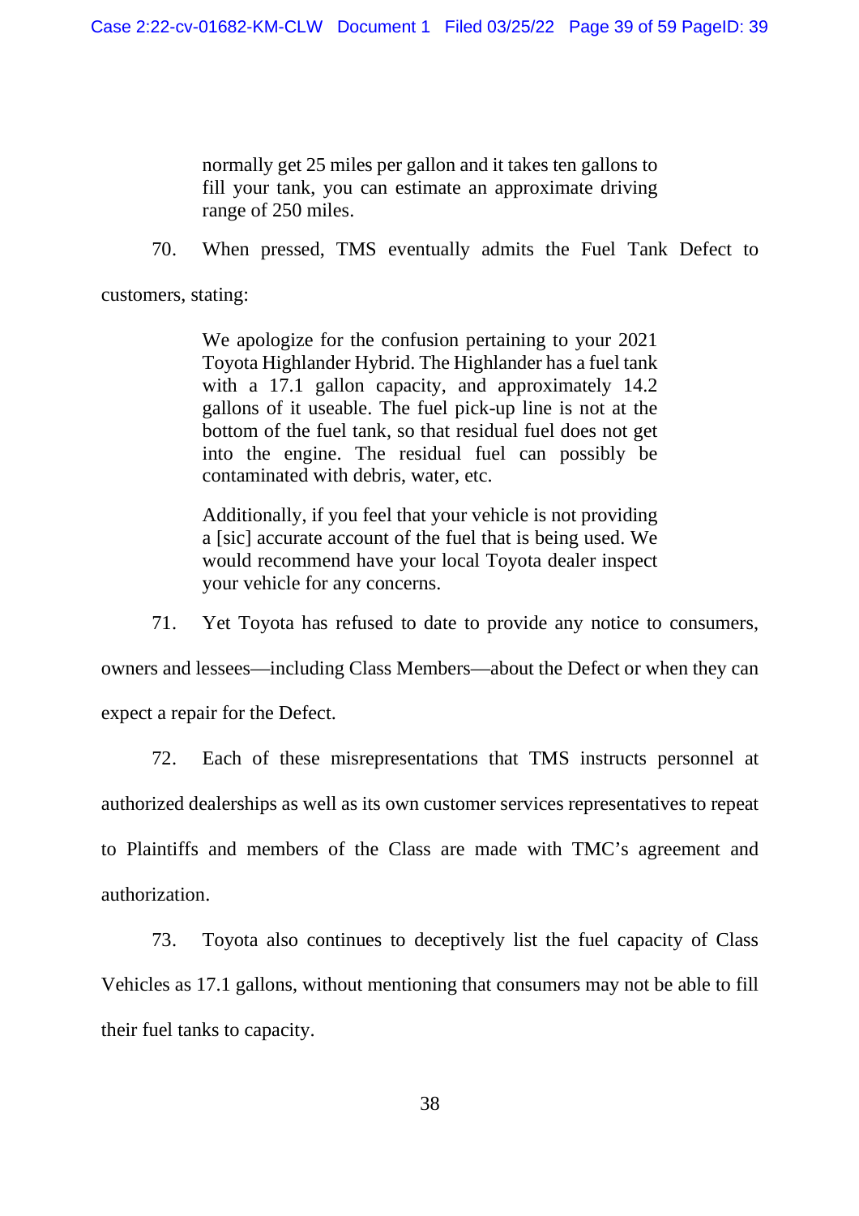> normally get 25 miles per gallon and it takes ten gallons to fill your tank, you can estimate an approximate driving range of 250 miles.

70. When pressed, TMS eventually admits the Fuel Tank Defect to customers, stating:

> We apologize for the confusion pertaining to your 2021 Toyota Highlander Hybrid. The Highlander has a fuel tank with a 17.1 gallon capacity, and approximately 14.2 gallons of it useable. The fuel pick-up line is not at the bottom of the fuel tank, so that residual fuel does not get into the engine. The residual fuel can possibly be contaminated with debris, water, etc.
>
> Additionally, if you feel that your vehicle is not providing a [sic] accurate account of the fuel that is being used. We would recommend have your local Toyota dealer inspect your vehicle for any concerns.

71. Yet Toyota has refused to date to provide any notice to consumers, owners and lessees—including Class Members—about the Defect or when they can expect a repair for the Defect.

72. Each of these misrepresentations that TMS instructs personnel at authorized dealerships as well as its own customer services representatives to repeat to Plaintiffs and members of the Class are made with TMC's agreement and authorization.

73. Toyota also continues to deceptively list the fuel capacity of Class Vehicles as 17.1 gallons, without mentioning that consumers may not be able to fill their fuel tanks to capacity.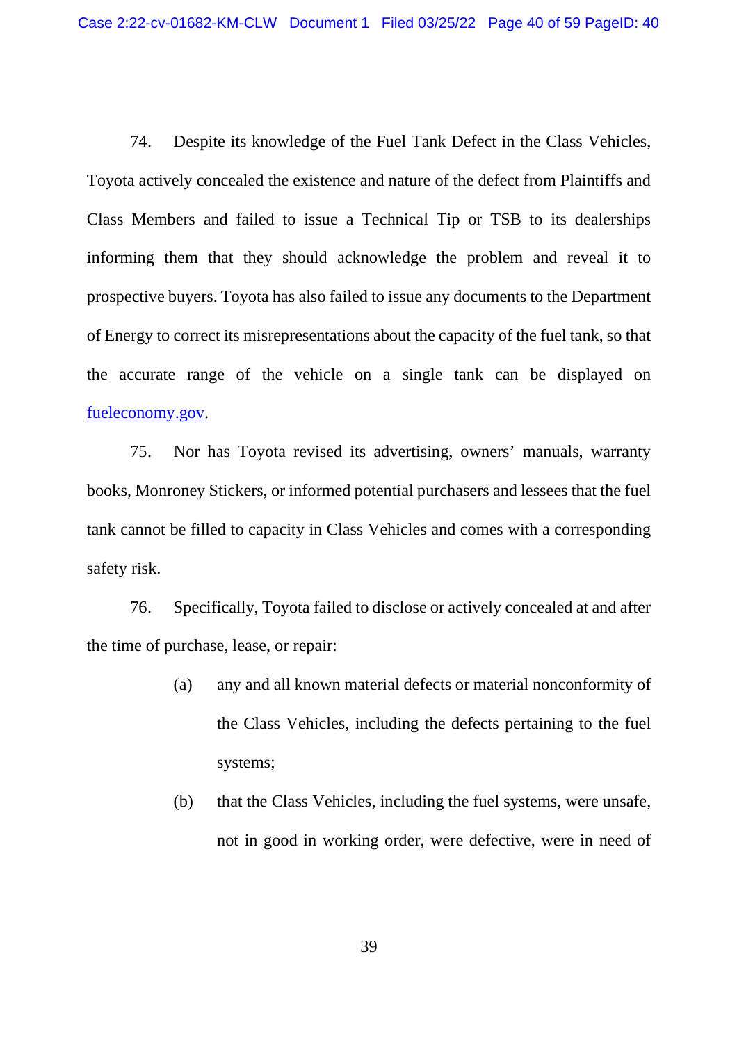74. Despite its knowledge of the Fuel Tank Defect in the Class Vehicles, Toyota actively concealed the existence and nature of the defect from Plaintiffs and Class Members and failed to issue a Technical Tip or TSB to its dealerships informing them that they should acknowledge the problem and reveal it to prospective buyers. Toyota has also failed to issue any documents to the Department of Energy to correct its misrepresentations about the capacity of the fuel tank, so that the accurate range of the vehicle on a single tank can be displayed on fueleconomy.gov.

75. Nor has Toyota revised its advertising, owners' manuals, warranty books, Monroney Stickers, or informed potential purchasers and lessees that the fuel tank cannot be filled to capacity in Class Vehicles and comes with a corresponding safety risk.

76. Specifically, Toyota failed to disclose or actively concealed at and after the time of purchase, lease, or repair:

(a) any and all known material defects or material nonconformity of the Class Vehicles, including the defects pertaining to the fuel systems;

(b) that the Class Vehicles, including the fuel systems, were unsafe, not in good in working order, were defective, were in need of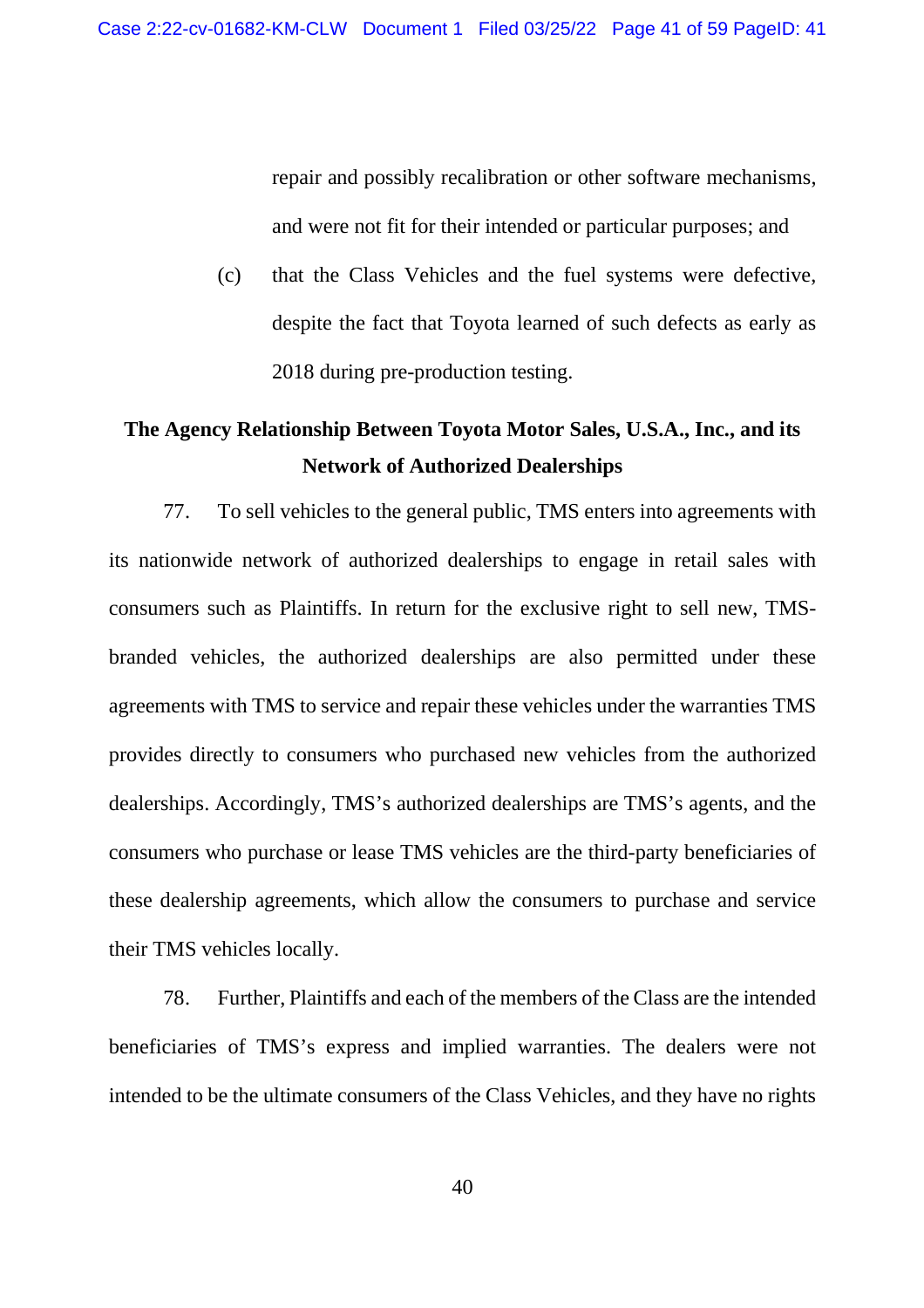repair and possibly recalibration or other software mechanisms, and were not fit for their intended or particular purposes; and

(c) that the Class Vehicles and the fuel systems were defective, despite the fact that Toyota learned of such defects as early as 2018 during pre-production testing.

## The Agency Relationship Between Toyota Motor Sales, U.S.A., Inc., and its Network of Authorized Dealerships

77. To sell vehicles to the general public, TMS enters into agreements with its nationwide network of authorized dealerships to engage in retail sales with consumers such as Plaintiffs. In return for the exclusive right to sell new, TMS-branded vehicles, the authorized dealerships are also permitted under these agreements with TMS to service and repair these vehicles under the warranties TMS provides directly to consumers who purchased new vehicles from the authorized dealerships. Accordingly, TMS's authorized dealerships are TMS's agents, and the consumers who purchase or lease TMS vehicles are the third-party beneficiaries of these dealership agreements, which allow the consumers to purchase and service their TMS vehicles locally.

78. Further, Plaintiffs and each of the members of the Class are the intended beneficiaries of TMS's express and implied warranties. The dealers were not intended to be the ultimate consumers of the Class Vehicles, and they have no rights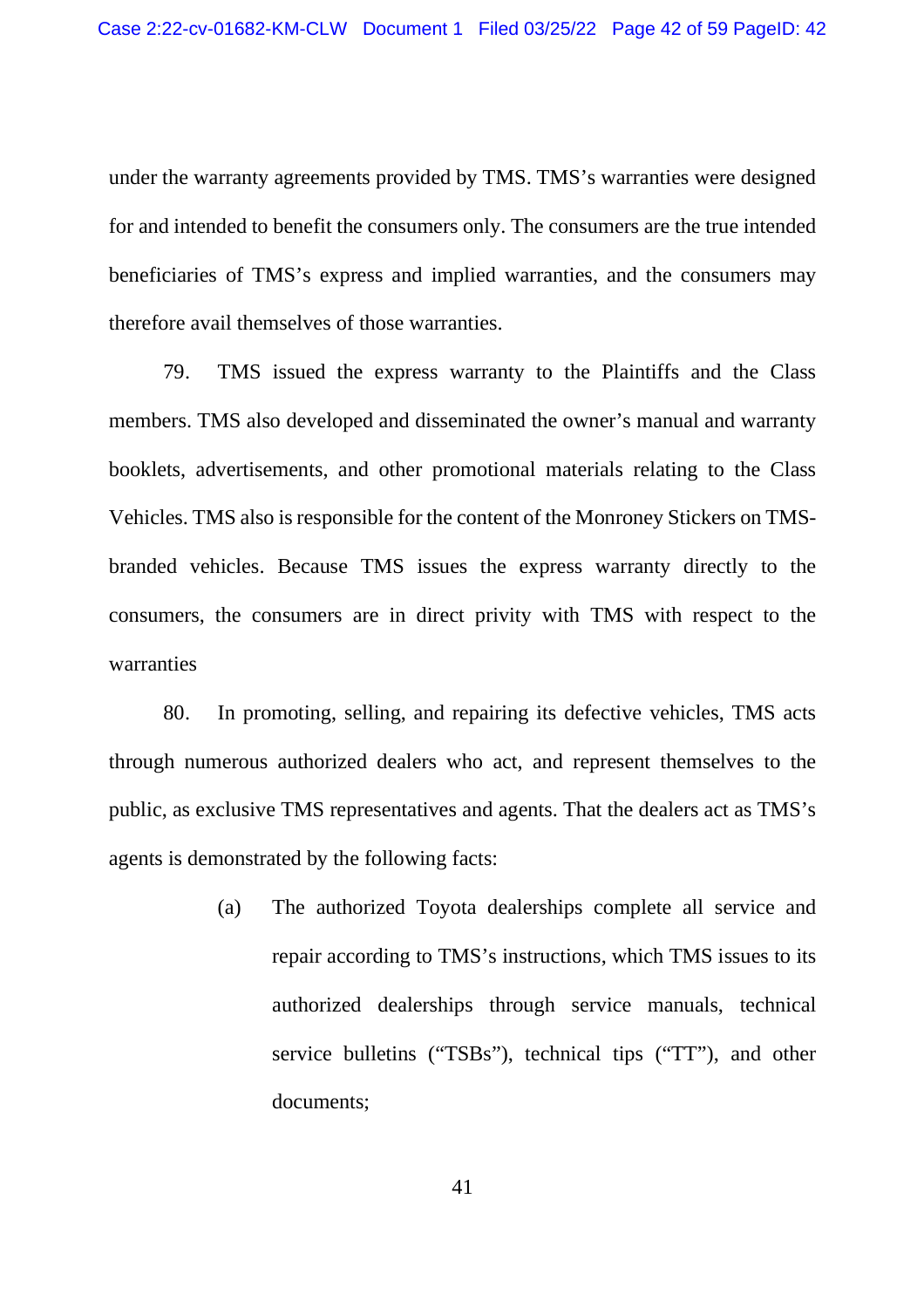under the warranty agreements provided by TMS. TMS's warranties were designed for and intended to benefit the consumers only. The consumers are the true intended beneficiaries of TMS's express and implied warranties, and the consumers may therefore avail themselves of those warranties.

79. TMS issued the express warranty to the Plaintiffs and the Class members. TMS also developed and disseminated the owner's manual and warranty booklets, advertisements, and other promotional materials relating to the Class Vehicles. TMS also is responsible for the content of the Monroney Stickers on TMS-branded vehicles. Because TMS issues the express warranty directly to the consumers, the consumers are in direct privity with TMS with respect to the warranties

80. In promoting, selling, and repairing its defective vehicles, TMS acts through numerous authorized dealers who act, and represent themselves to the public, as exclusive TMS representatives and agents. That the dealers act as TMS's agents is demonstrated by the following facts:

(a) The authorized Toyota dealerships complete all service and repair according to TMS's instructions, which TMS issues to its authorized dealerships through service manuals, technical service bulletins ("TSBs"), technical tips ("TT"), and other documents;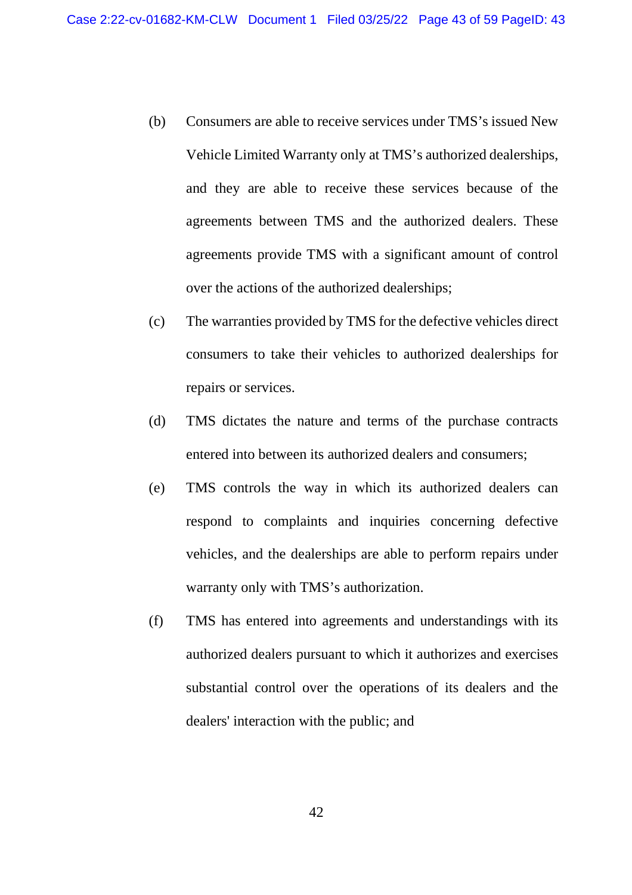(b) Consumers are able to receive services under TMS's issued New Vehicle Limited Warranty only at TMS's authorized dealerships, and they are able to receive these services because of the agreements between TMS and the authorized dealers. These agreements provide TMS with a significant amount of control over the actions of the authorized dealerships;

(c) The warranties provided by TMS for the defective vehicles direct consumers to take their vehicles to authorized dealerships for repairs or services.

(d) TMS dictates the nature and terms of the purchase contracts entered into between its authorized dealers and consumers;

(e) TMS controls the way in which its authorized dealers can respond to complaints and inquiries concerning defective vehicles, and the dealerships are able to perform repairs under warranty only with TMS's authorization.

(f) TMS has entered into agreements and understandings with its authorized dealers pursuant to which it authorizes and exercises substantial control over the operations of its dealers and the dealers' interaction with the public; and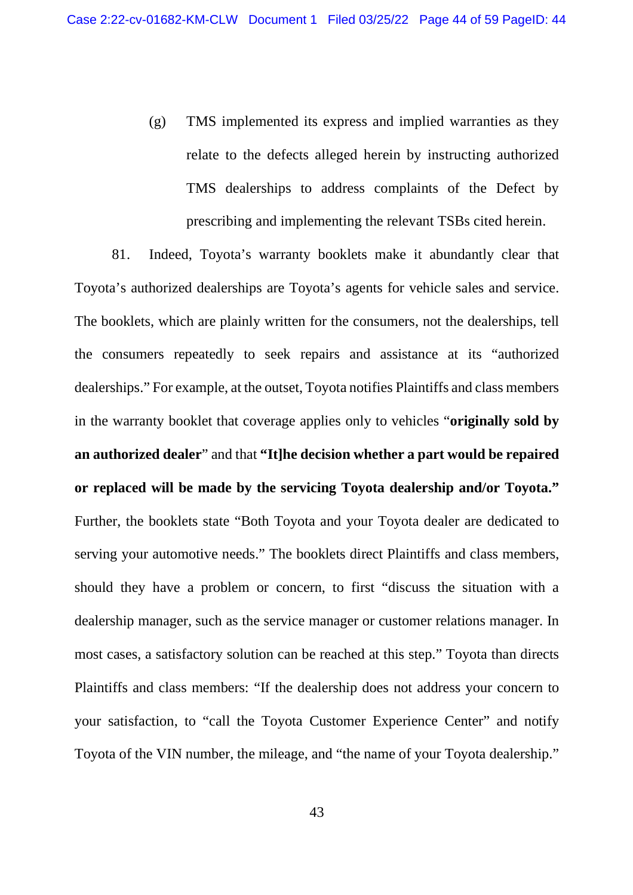(g) TMS implemented its express and implied warranties as they relate to the defects alleged herein by instructing authorized TMS dealerships to address complaints of the Defect by prescribing and implementing the relevant TSBs cited herein.

81. Indeed, Toyota's warranty booklets make it abundantly clear that Toyota's authorized dealerships are Toyota's agents for vehicle sales and service. The booklets, which are plainly written for the consumers, not the dealerships, tell the consumers repeatedly to seek repairs and assistance at its "authorized dealerships." For example, at the outset, Toyota notifies Plaintiffs and class members in the warranty booklet that coverage applies only to vehicles "**originally sold by an authorized dealer**" and that **"It]he decision whether a part would be repaired or replaced will be made by the servicing Toyota dealership and/or Toyota."** Further, the booklets state "Both Toyota and your Toyota dealer are dedicated to serving your automotive needs." The booklets direct Plaintiffs and class members, should they have a problem or concern, to first "discuss the situation with a dealership manager, such as the service manager or customer relations manager. In most cases, a satisfactory solution can be reached at this step." Toyota than directs Plaintiffs and class members: "If the dealership does not address your concern to your satisfaction, to "call the Toyota Customer Experience Center" and notify Toyota of the VIN number, the mileage, and "the name of your Toyota dealership."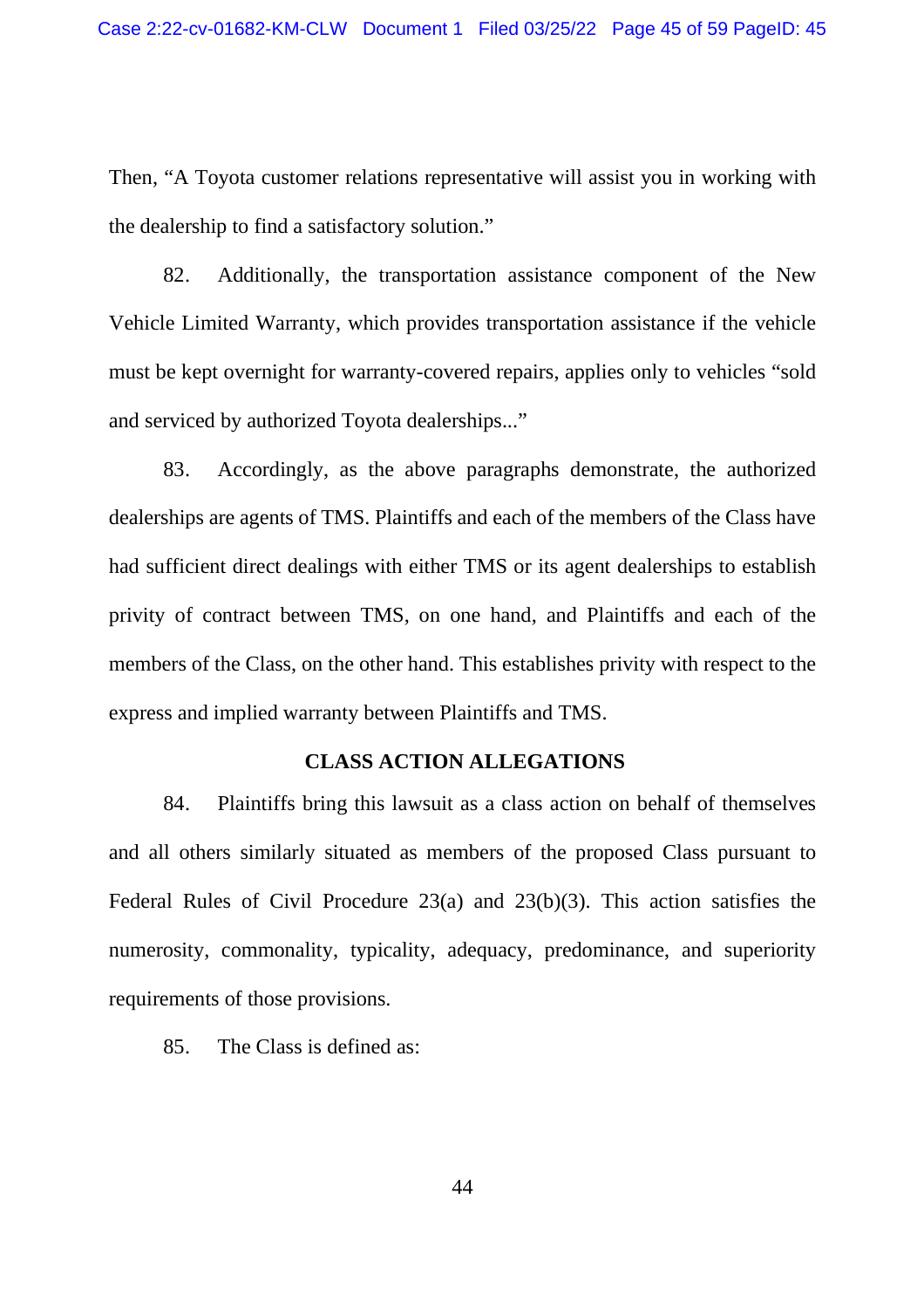Then, "A Toyota customer relations representative will assist you in working with the dealership to find a satisfactory solution."

82. Additionally, the transportation assistance component of the New Vehicle Limited Warranty, which provides transportation assistance if the vehicle must be kept overnight for warranty-covered repairs, applies only to vehicles "sold and serviced by authorized Toyota dealerships..."

83. Accordingly, as the above paragraphs demonstrate, the authorized dealerships are agents of TMS. Plaintiffs and each of the members of the Class have had sufficient direct dealings with either TMS or its agent dealerships to establish privity of contract between TMS, on one hand, and Plaintiffs and each of the members of the Class, on the other hand. This establishes privity with respect to the express and implied warranty between Plaintiffs and TMS.

## CLASS ACTION ALLEGATIONS

84. Plaintiffs bring this lawsuit as a class action on behalf of themselves and all others similarly situated as members of the proposed Class pursuant to Federal Rules of Civil Procedure 23(a) and 23(b)(3). This action satisfies the numerosity, commonality, typicality, adequacy, predominance, and superiority requirements of those provisions.

85. The Class is defined as: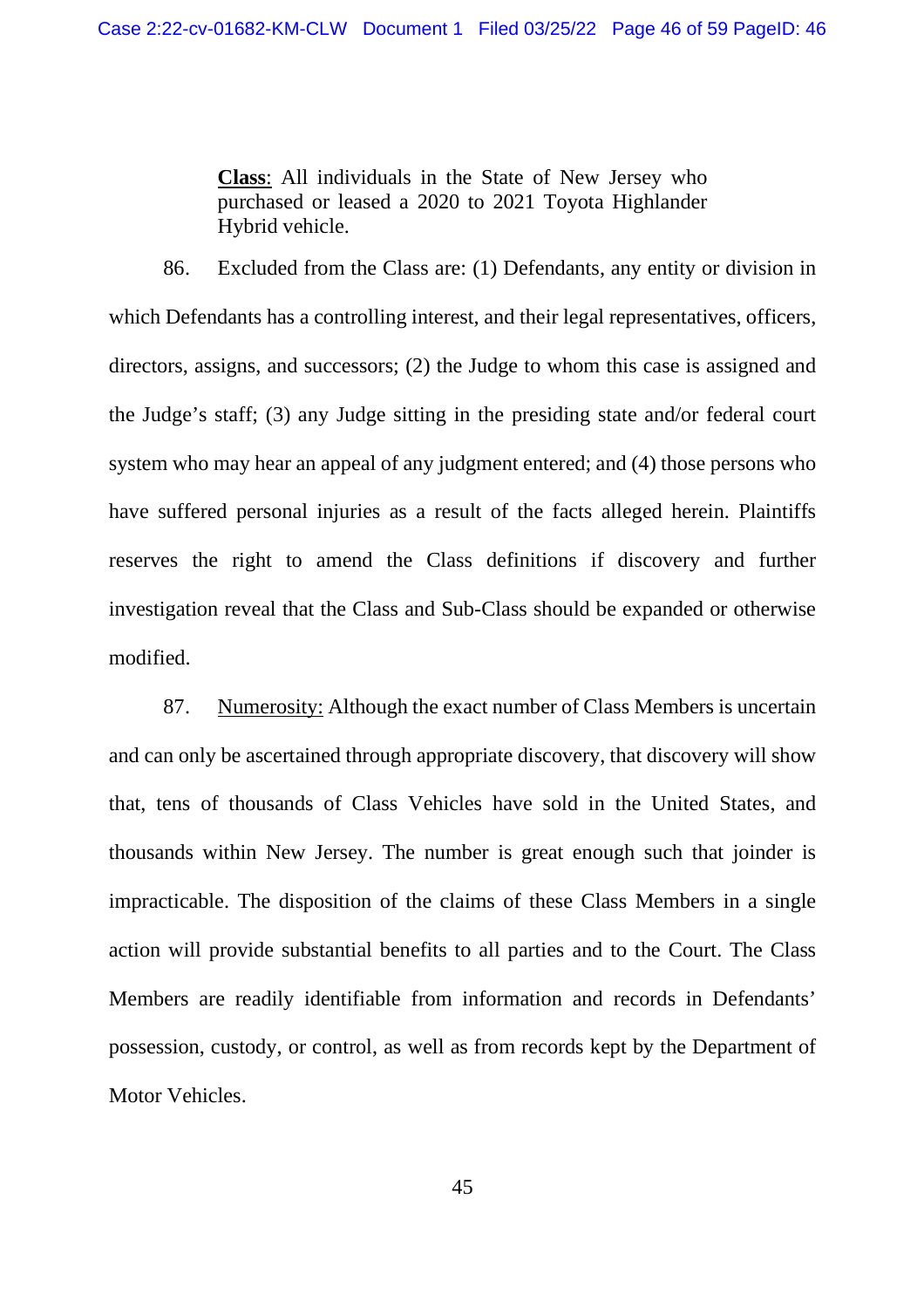> **Class**: All individuals in the State of New Jersey who purchased or leased a 2020 to 2021 Toyota Highlander Hybrid vehicle.

86. Excluded from the Class are: (1) Defendants, any entity or division in which Defendants has a controlling interest, and their legal representatives, officers, directors, assigns, and successors; (2) the Judge to whom this case is assigned and the Judge's staff; (3) any Judge sitting in the presiding state and/or federal court system who may hear an appeal of any judgment entered; and (4) those persons who have suffered personal injuries as a result of the facts alleged herein. Plaintiffs reserves the right to amend the Class definitions if discovery and further investigation reveal that the Class and Sub-Class should be expanded or otherwise modified.

87. Numerosity: Although the exact number of Class Members is uncertain and can only be ascertained through appropriate discovery, that discovery will show that, tens of thousands of Class Vehicles have sold in the United States, and thousands within New Jersey. The number is great enough such that joinder is impracticable. The disposition of the claims of these Class Members in a single action will provide substantial benefits to all parties and to the Court. The Class Members are readily identifiable from information and records in Defendants' possession, custody, or control, as well as from records kept by the Department of Motor Vehicles.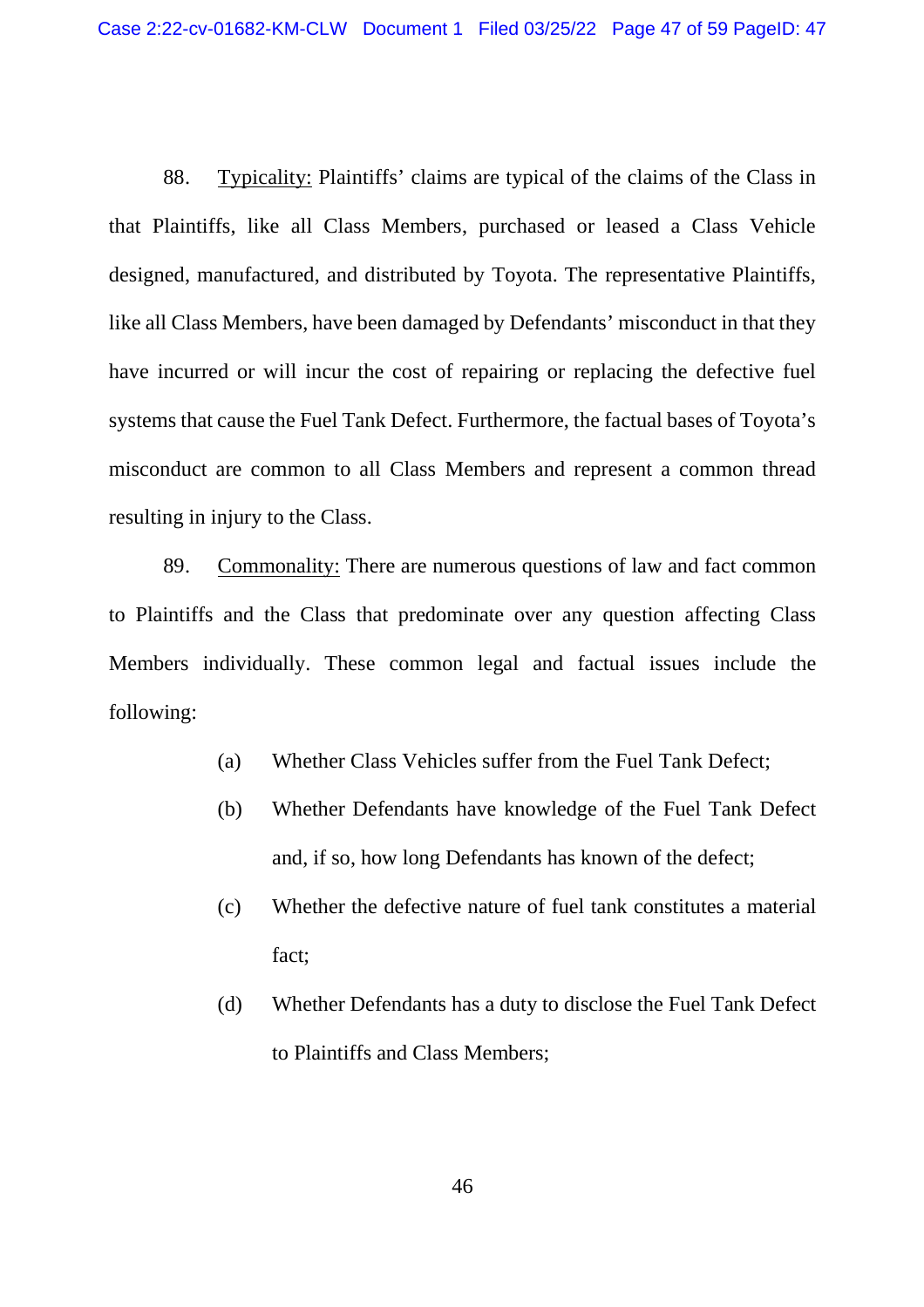88. Typicality: Plaintiffs' claims are typical of the claims of the Class in that Plaintiffs, like all Class Members, purchased or leased a Class Vehicle designed, manufactured, and distributed by Toyota. The representative Plaintiffs, like all Class Members, have been damaged by Defendants' misconduct in that they have incurred or will incur the cost of repairing or replacing the defective fuel systems that cause the Fuel Tank Defect. Furthermore, the factual bases of Toyota's misconduct are common to all Class Members and represent a common thread resulting in injury to the Class.

89. Commonality: There are numerous questions of law and fact common to Plaintiffs and the Class that predominate over any question affecting Class Members individually. These common legal and factual issues include the following:

(a) Whether Class Vehicles suffer from the Fuel Tank Defect;

(b) Whether Defendants have knowledge of the Fuel Tank Defect and, if so, how long Defendants has known of the defect;

(c) Whether the defective nature of fuel tank constitutes a material fact;

(d) Whether Defendants has a duty to disclose the Fuel Tank Defect to Plaintiffs and Class Members;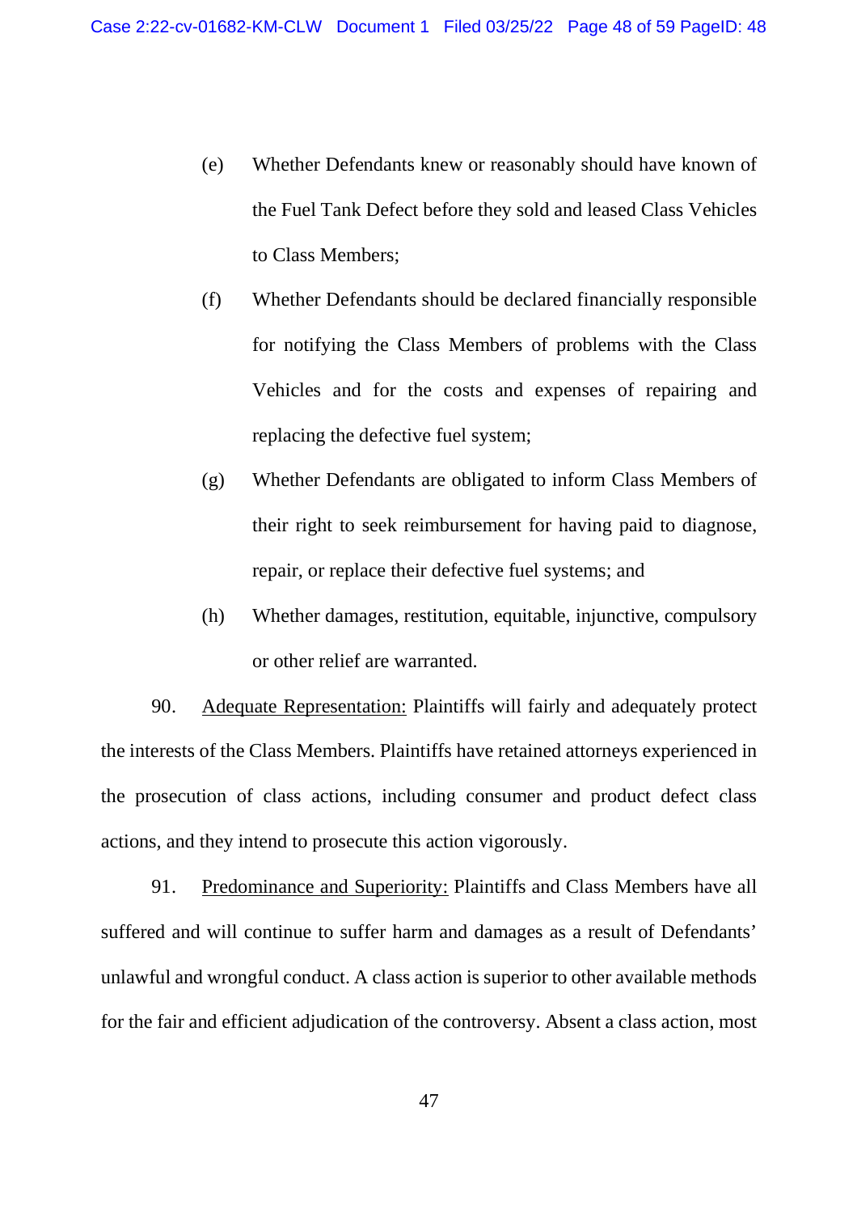(e) Whether Defendants knew or reasonably should have known of the Fuel Tank Defect before they sold and leased Class Vehicles to Class Members;

(f) Whether Defendants should be declared financially responsible for notifying the Class Members of problems with the Class Vehicles and for the costs and expenses of repairing and replacing the defective fuel system;

(g) Whether Defendants are obligated to inform Class Members of their right to seek reimbursement for having paid to diagnose, repair, or replace their defective fuel systems; and

(h) Whether damages, restitution, equitable, injunctive, compulsory or other relief are warranted.

90. <u>Adequate Representation:</u> Plaintiffs will fairly and adequately protect the interests of the Class Members. Plaintiffs have retained attorneys experienced in the prosecution of class actions, including consumer and product defect class actions, and they intend to prosecute this action vigorously.

91. <u>Predominance and Superiority:</u> Plaintiffs and Class Members have all suffered and will continue to suffer harm and damages as a result of Defendants' unlawful and wrongful conduct. A class action is superior to other available methods for the fair and efficient adjudication of the controversy. Absent a class action, most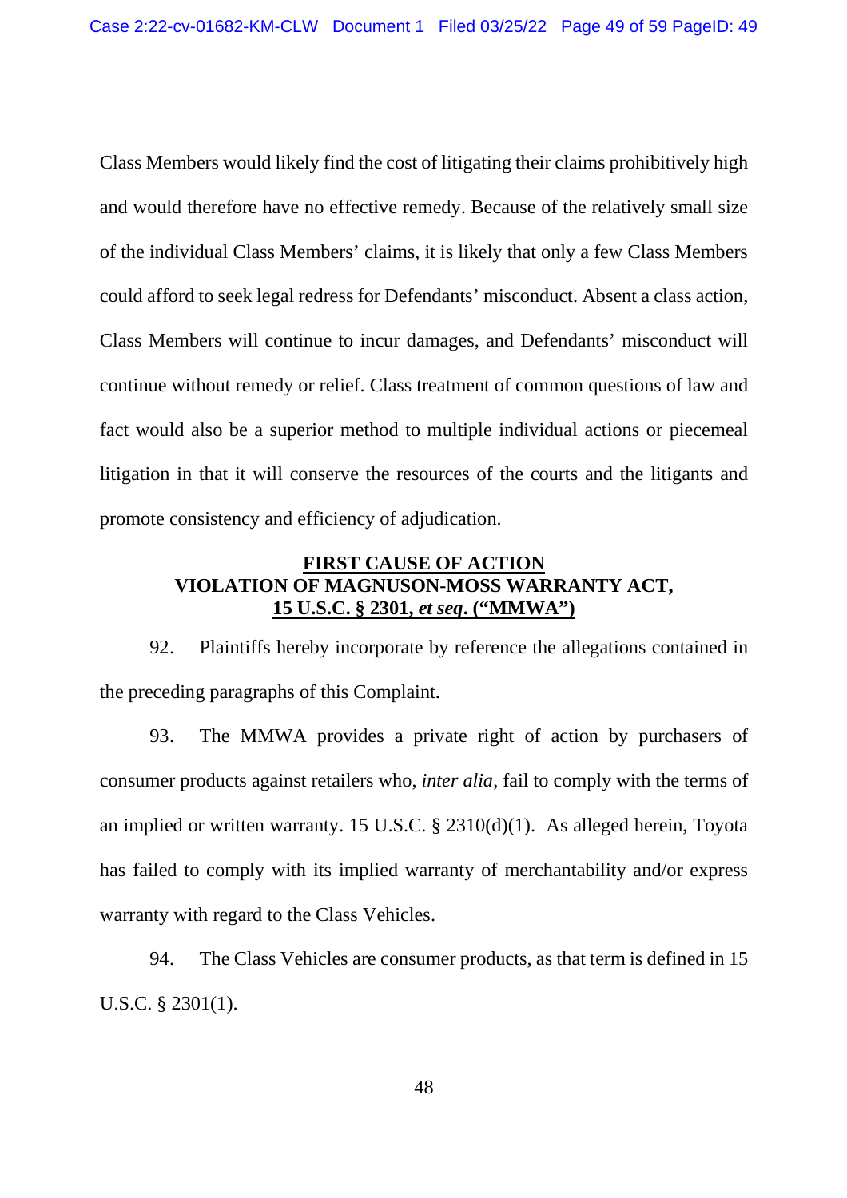Class Members would likely find the cost of litigating their claims prohibitively high and would therefore have no effective remedy. Because of the relatively small size of the individual Class Members' claims, it is likely that only a few Class Members could afford to seek legal redress for Defendants' misconduct. Absent a class action, Class Members will continue to incur damages, and Defendants' misconduct will continue without remedy or relief. Class treatment of common questions of law and fact would also be a superior method to multiple individual actions or piecemeal litigation in that it will conserve the resources of the courts and the litigants and promote consistency and efficiency of adjudication.

## FIRST CAUSE OF ACTION
## VIOLATION OF MAGNUSON-MOSS WARRANTY ACT, 15 U.S.C. § 2301, *et seq*. ("MMWA")

92. Plaintiffs hereby incorporate by reference the allegations contained in the preceding paragraphs of this Complaint.

93. The MMWA provides a private right of action by purchasers of consumer products against retailers who, *inter alia*, fail to comply with the terms of an implied or written warranty. 15 U.S.C. § 2310(d)(1). As alleged herein, Toyota has failed to comply with its implied warranty of merchantability and/or express warranty with regard to the Class Vehicles.

94. The Class Vehicles are consumer products, as that term is defined in 15 U.S.C. § 2301(1).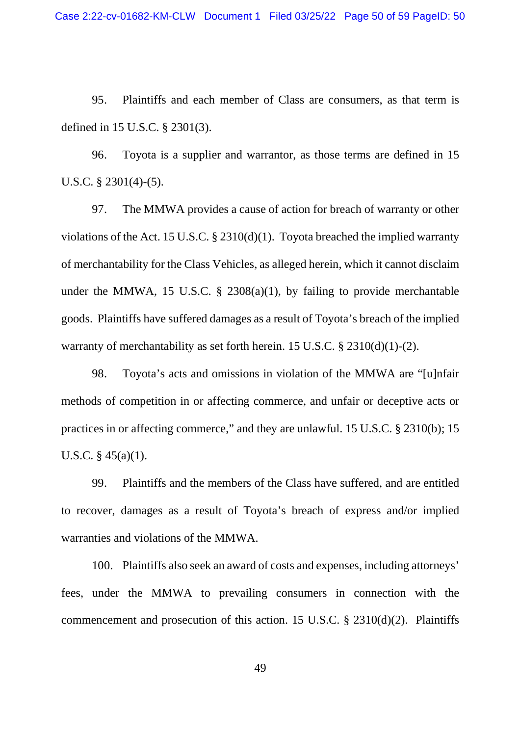95. Plaintiffs and each member of Class are consumers, as that term is defined in 15 U.S.C. § 2301(3).

96. Toyota is a supplier and warrantor, as those terms are defined in 15 U.S.C. § 2301(4)-(5).

97. The MMWA provides a cause of action for breach of warranty or other violations of the Act. 15 U.S.C. § 2310(d)(1). Toyota breached the implied warranty of merchantability for the Class Vehicles, as alleged herein, which it cannot disclaim under the MMWA, 15 U.S.C. § 2308(a)(1), by failing to provide merchantable goods. Plaintiffs have suffered damages as a result of Toyota's breach of the implied warranty of merchantability as set forth herein. 15 U.S.C. § 2310(d)(1)-(2).

98. Toyota's acts and omissions in violation of the MMWA are "[u]nfair methods of competition in or affecting commerce, and unfair or deceptive acts or practices in or affecting commerce," and they are unlawful. 15 U.S.C. § 2310(b); 15 U.S.C. § 45(a)(1).

99. Plaintiffs and the members of the Class have suffered, and are entitled to recover, damages as a result of Toyota's breach of express and/or implied warranties and violations of the MMWA.

100. Plaintiffs also seek an award of costs and expenses, including attorneys' fees, under the MMWA to prevailing consumers in connection with the commencement and prosecution of this action. 15 U.S.C. § 2310(d)(2). Plaintiffs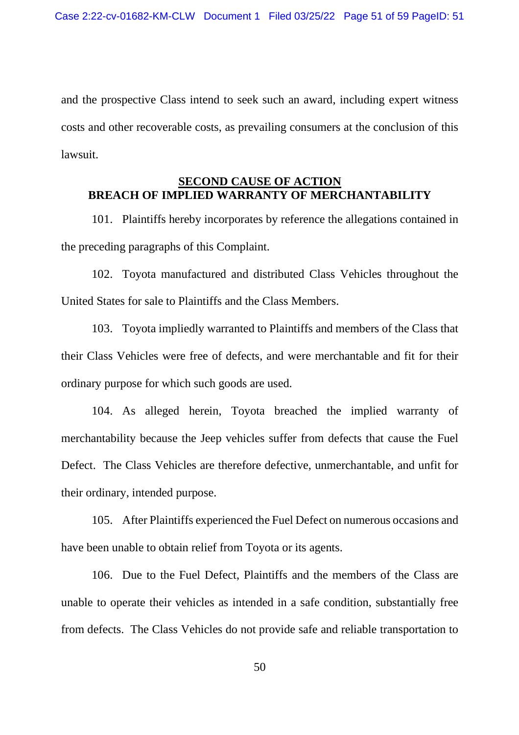and the prospective Class intend to seek such an award, including expert witness costs and other recoverable costs, as prevailing consumers at the conclusion of this lawsuit.

## SECOND CAUSE OF ACTION
## BREACH OF IMPLIED WARRANTY OF MERCHANTABILITY

101. Plaintiffs hereby incorporates by reference the allegations contained in the preceding paragraphs of this Complaint.

102. Toyota manufactured and distributed Class Vehicles throughout the United States for sale to Plaintiffs and the Class Members.

103. Toyota impliedly warranted to Plaintiffs and members of the Class that their Class Vehicles were free of defects, and were merchantable and fit for their ordinary purpose for which such goods are used.

104. As alleged herein, Toyota breached the implied warranty of merchantability because the Jeep vehicles suffer from defects that cause the Fuel Defect. The Class Vehicles are therefore defective, unmerchantable, and unfit for their ordinary, intended purpose.

105. After Plaintiffs experienced the Fuel Defect on numerous occasions and have been unable to obtain relief from Toyota or its agents.

106. Due to the Fuel Defect, Plaintiffs and the members of the Class are unable to operate their vehicles as intended in a safe condition, substantially free from defects. The Class Vehicles do not provide safe and reliable transportation to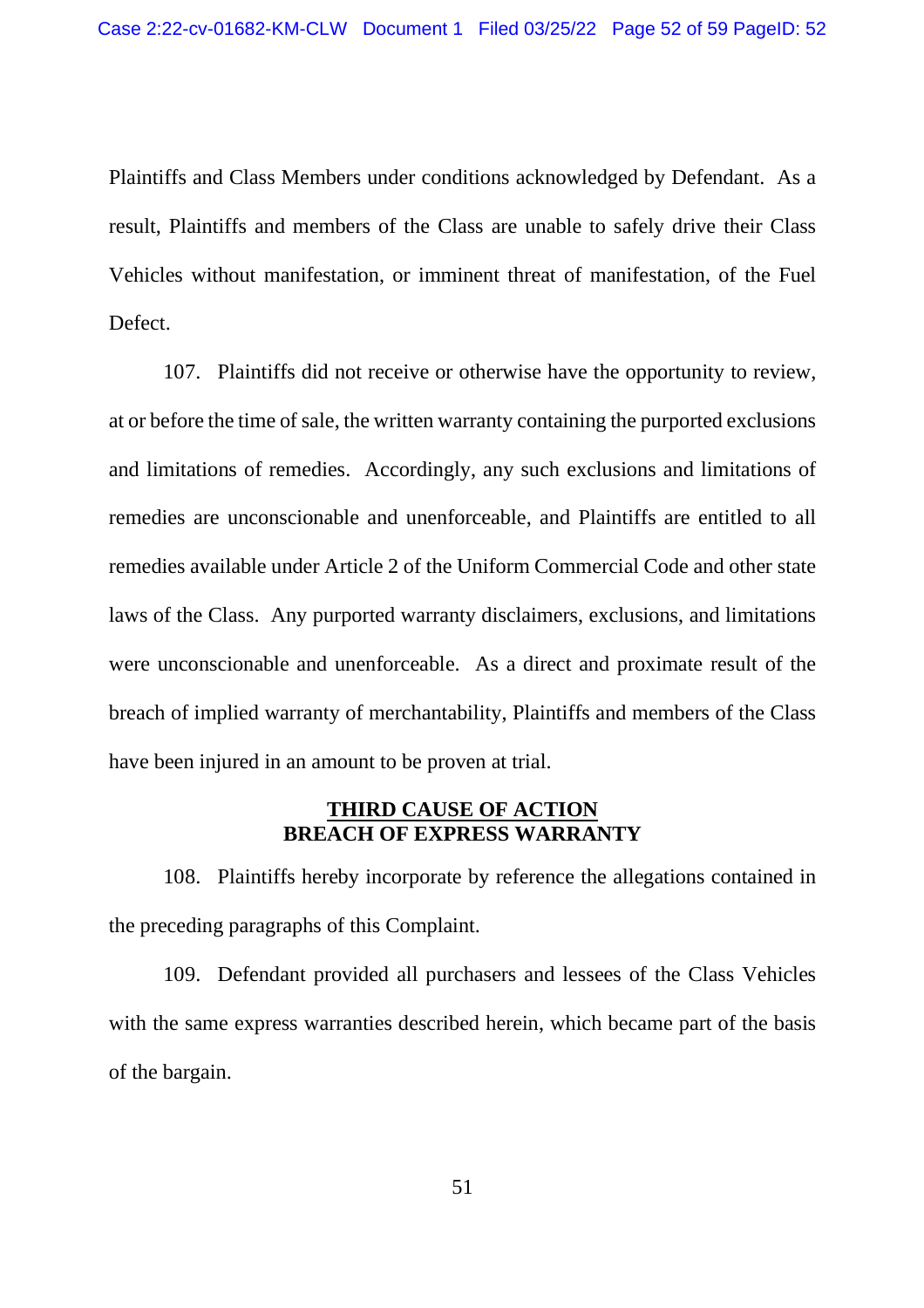Plaintiffs and Class Members under conditions acknowledged by Defendant. As a result, Plaintiffs and members of the Class are unable to safely drive their Class Vehicles without manifestation, or imminent threat of manifestation, of the Fuel Defect.

107. Plaintiffs did not receive or otherwise have the opportunity to review, at or before the time of sale, the written warranty containing the purported exclusions and limitations of remedies. Accordingly, any such exclusions and limitations of remedies are unconscionable and unenforceable, and Plaintiffs are entitled to all remedies available under Article 2 of the Uniform Commercial Code and other state laws of the Class. Any purported warranty disclaimers, exclusions, and limitations were unconscionable and unenforceable. As a direct and proximate result of the breach of implied warranty of merchantability, Plaintiffs and members of the Class have been injured in an amount to be proven at trial.

## THIRD CAUSE OF ACTION
## BREACH OF EXPRESS WARRANTY

108. Plaintiffs hereby incorporate by reference the allegations contained in the preceding paragraphs of this Complaint.

109. Defendant provided all purchasers and lessees of the Class Vehicles with the same express warranties described herein, which became part of the basis of the bargain.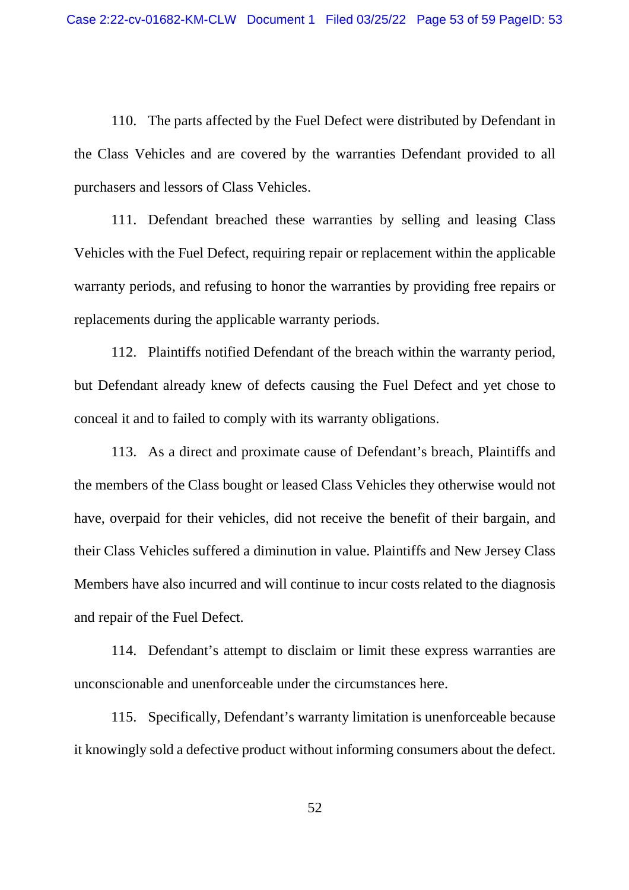110. The parts affected by the Fuel Defect were distributed by Defendant in the Class Vehicles and are covered by the warranties Defendant provided to all purchasers and lessors of Class Vehicles.

111. Defendant breached these warranties by selling and leasing Class Vehicles with the Fuel Defect, requiring repair or replacement within the applicable warranty periods, and refusing to honor the warranties by providing free repairs or replacements during the applicable warranty periods.

112. Plaintiffs notified Defendant of the breach within the warranty period, but Defendant already knew of defects causing the Fuel Defect and yet chose to conceal it and to failed to comply with its warranty obligations.

113. As a direct and proximate cause of Defendant's breach, Plaintiffs and the members of the Class bought or leased Class Vehicles they otherwise would not have, overpaid for their vehicles, did not receive the benefit of their bargain, and their Class Vehicles suffered a diminution in value. Plaintiffs and New Jersey Class Members have also incurred and will continue to incur costs related to the diagnosis and repair of the Fuel Defect.

114. Defendant's attempt to disclaim or limit these express warranties are unconscionable and unenforceable under the circumstances here.

115. Specifically, Defendant's warranty limitation is unenforceable because it knowingly sold a defective product without informing consumers about the defect.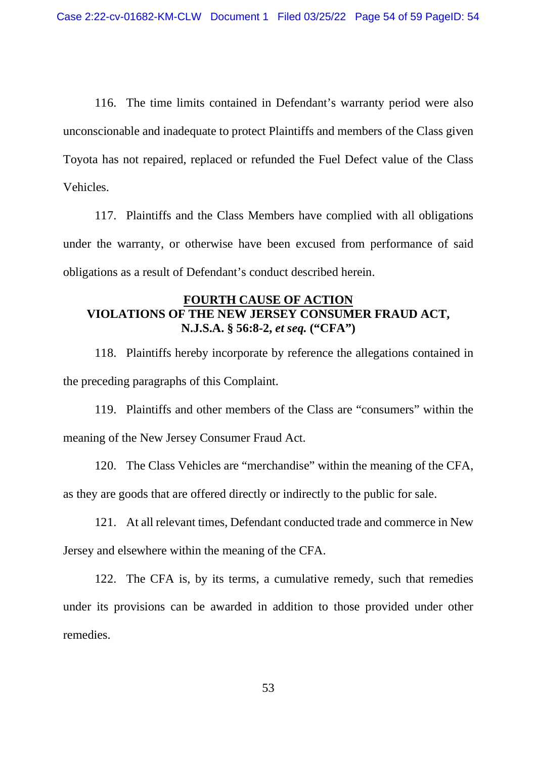116. The time limits contained in Defendant's warranty period were also unconscionable and inadequate to protect Plaintiffs and members of the Class given Toyota has not repaired, replaced or refunded the Fuel Defect value of the Class Vehicles.

117. Plaintiffs and the Class Members have complied with all obligations under the warranty, or otherwise have been excused from performance of said obligations as a result of Defendant's conduct described herein.

## FOURTH CAUSE OF ACTION
## VIOLATIONS OF THE NEW JERSEY CONSUMER FRAUD ACT, N.J.S.A. § 56:8-2, *et seq.* ("CFA")

118. Plaintiffs hereby incorporate by reference the allegations contained in the preceding paragraphs of this Complaint.

119. Plaintiffs and other members of the Class are "consumers" within the meaning of the New Jersey Consumer Fraud Act.

120. The Class Vehicles are "merchandise" within the meaning of the CFA, as they are goods that are offered directly or indirectly to the public for sale.

121. At all relevant times, Defendant conducted trade and commerce in New Jersey and elsewhere within the meaning of the CFA.

122. The CFA is, by its terms, a cumulative remedy, such that remedies under its provisions can be awarded in addition to those provided under other remedies.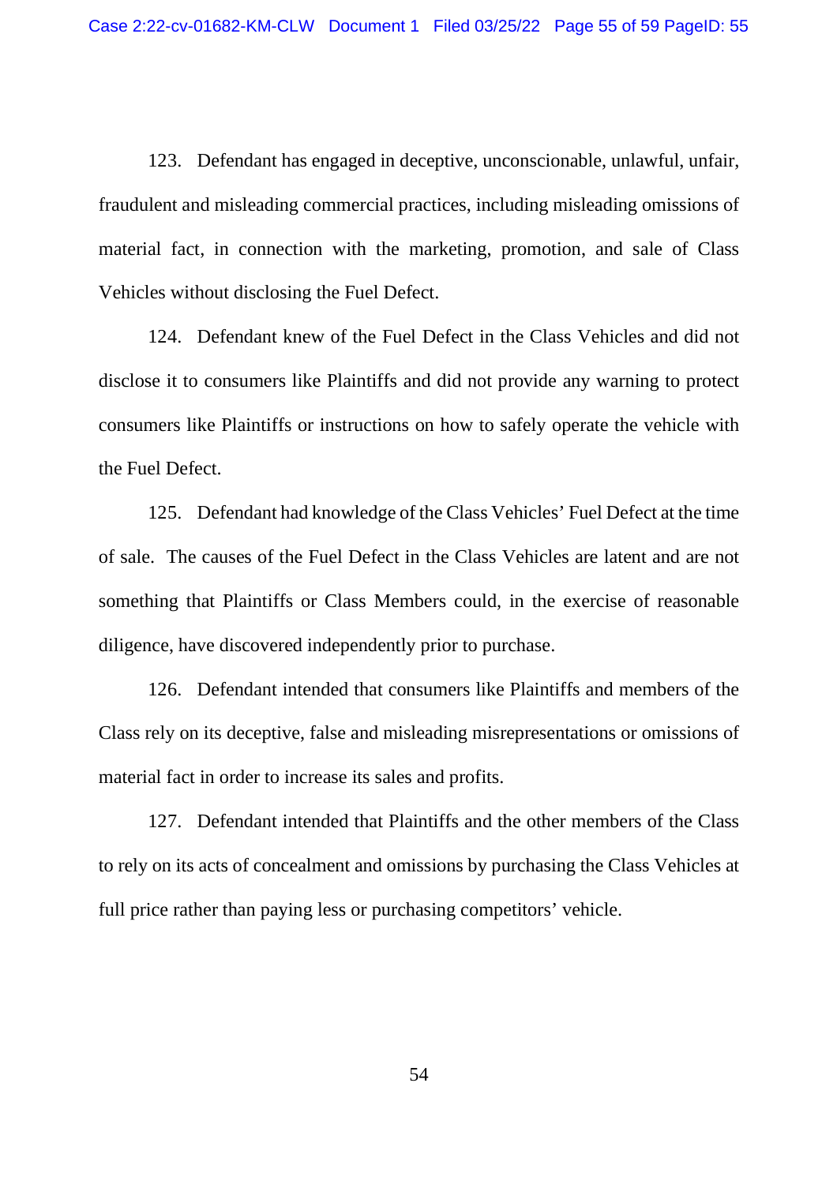123. Defendant has engaged in deceptive, unconscionable, unlawful, unfair, fraudulent and misleading commercial practices, including misleading omissions of material fact, in connection with the marketing, promotion, and sale of Class Vehicles without disclosing the Fuel Defect.

124. Defendant knew of the Fuel Defect in the Class Vehicles and did not disclose it to consumers like Plaintiffs and did not provide any warning to protect consumers like Plaintiffs or instructions on how to safely operate the vehicle with the Fuel Defect.

125. Defendant had knowledge of the Class Vehicles' Fuel Defect at the time of sale. The causes of the Fuel Defect in the Class Vehicles are latent and are not something that Plaintiffs or Class Members could, in the exercise of reasonable diligence, have discovered independently prior to purchase.

126. Defendant intended that consumers like Plaintiffs and members of the Class rely on its deceptive, false and misleading misrepresentations or omissions of material fact in order to increase its sales and profits.

127. Defendant intended that Plaintiffs and the other members of the Class to rely on its acts of concealment and omissions by purchasing the Class Vehicles at full price rather than paying less or purchasing competitors' vehicle.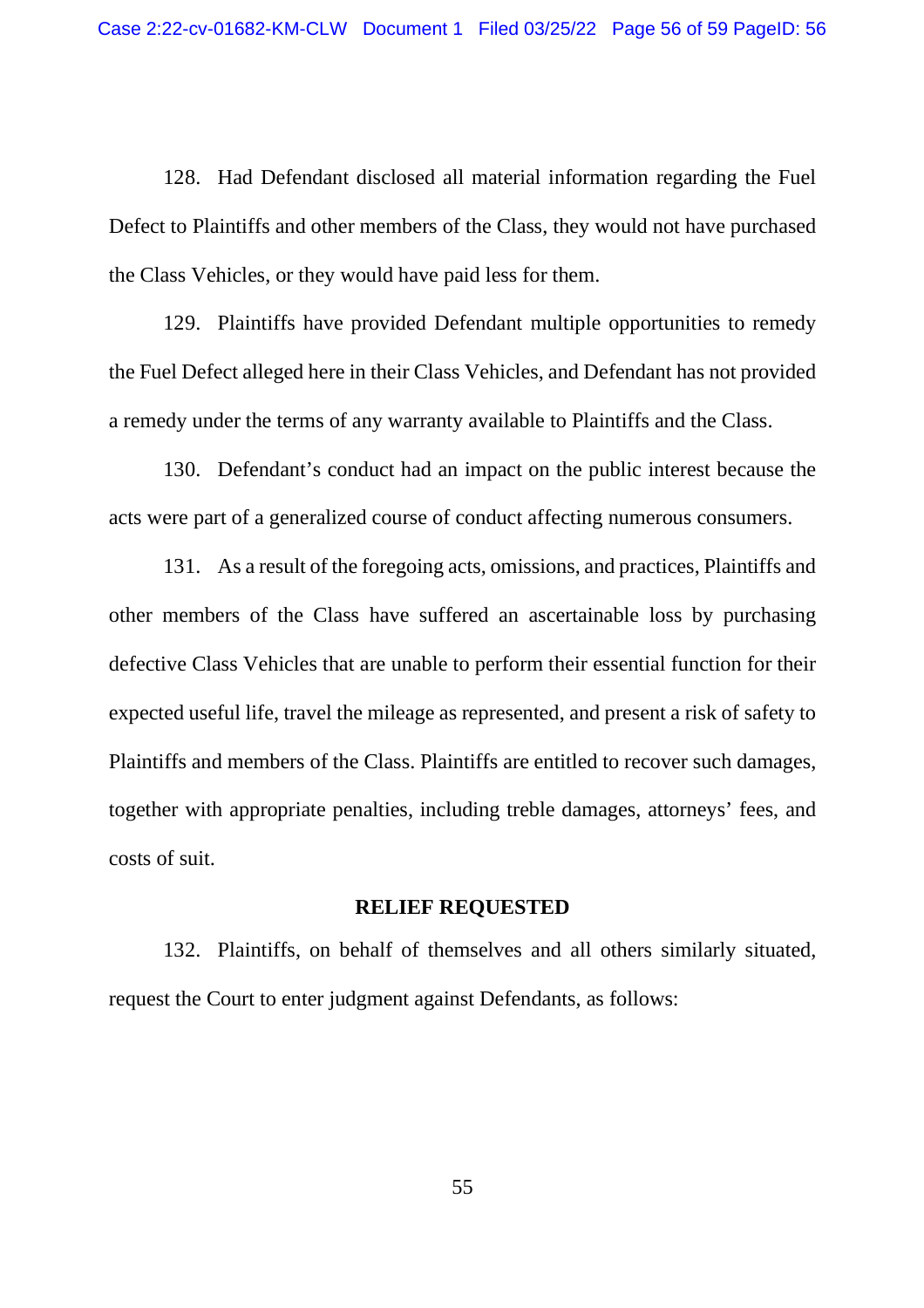128. Had Defendant disclosed all material information regarding the Fuel Defect to Plaintiffs and other members of the Class, they would not have purchased the Class Vehicles, or they would have paid less for them.

129. Plaintiffs have provided Defendant multiple opportunities to remedy the Fuel Defect alleged here in their Class Vehicles, and Defendant has not provided a remedy under the terms of any warranty available to Plaintiffs and the Class.

130. Defendant's conduct had an impact on the public interest because the acts were part of a generalized course of conduct affecting numerous consumers.

131. As a result of the foregoing acts, omissions, and practices, Plaintiffs and other members of the Class have suffered an ascertainable loss by purchasing defective Class Vehicles that are unable to perform their essential function for their expected useful life, travel the mileage as represented, and present a risk of safety to Plaintiffs and members of the Class. Plaintiffs are entitled to recover such damages, together with appropriate penalties, including treble damages, attorneys' fees, and costs of suit.

## RELIEF REQUESTED

132. Plaintiffs, on behalf of themselves and all others similarly situated, request the Court to enter judgment against Defendants, as follows: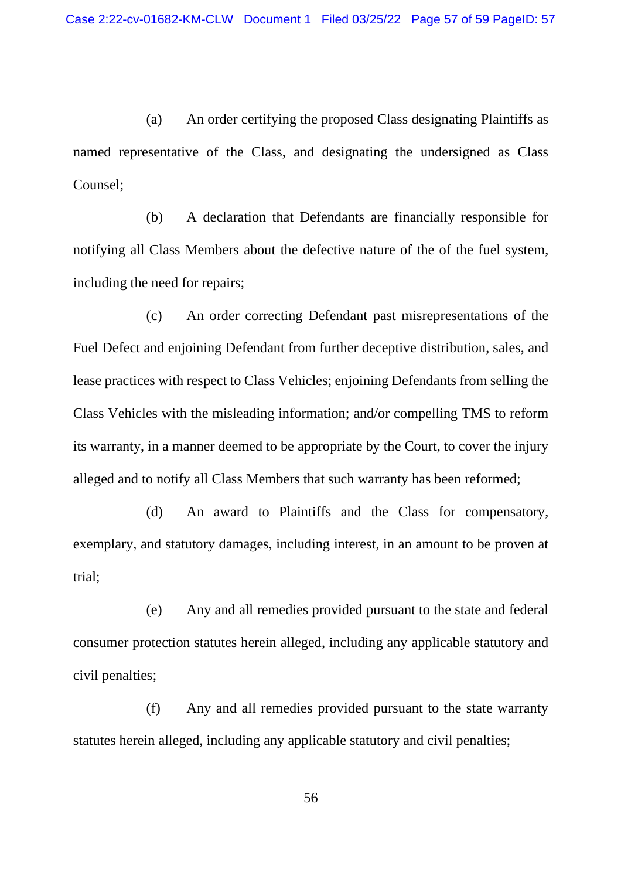(a) An order certifying the proposed Class designating Plaintiffs as named representative of the Class, and designating the undersigned as Class Counsel;

(b) A declaration that Defendants are financially responsible for notifying all Class Members about the defective nature of the of the fuel system, including the need for repairs;

(c) An order correcting Defendant past misrepresentations of the Fuel Defect and enjoining Defendant from further deceptive distribution, sales, and lease practices with respect to Class Vehicles; enjoining Defendants from selling the Class Vehicles with the misleading information; and/or compelling TMS to reform its warranty, in a manner deemed to be appropriate by the Court, to cover the injury alleged and to notify all Class Members that such warranty has been reformed;

(d) An award to Plaintiffs and the Class for compensatory, exemplary, and statutory damages, including interest, in an amount to be proven at trial;

(e) Any and all remedies provided pursuant to the state and federal consumer protection statutes herein alleged, including any applicable statutory and civil penalties;

(f) Any and all remedies provided pursuant to the state warranty statutes herein alleged, including any applicable statutory and civil penalties;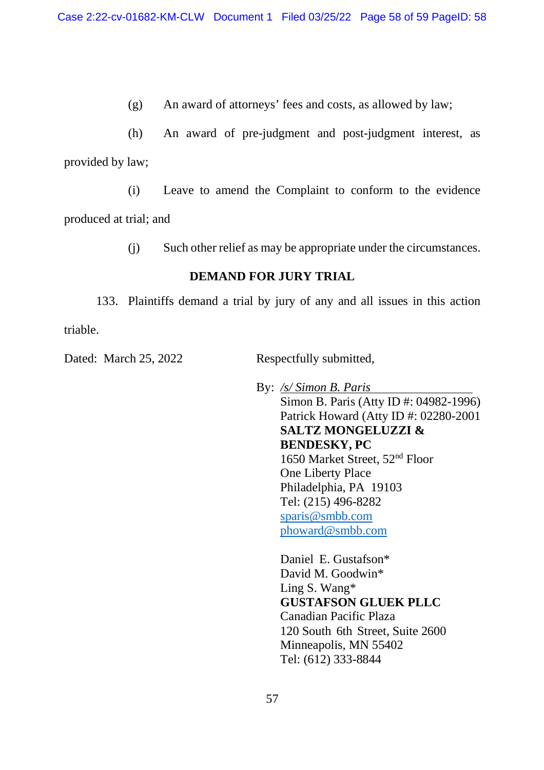(g) An award of attorneys' fees and costs, as allowed by law;

(h) An award of pre-judgment and post-judgment interest, as provided by law;

(i) Leave to amend the Complaint to conform to the evidence produced at trial; and

(j) Such other relief as may be appropriate under the circumstances.

**DEMAND FOR JURY TRIAL**

133. Plaintiffs demand a trial by jury of any and all issues in this action triable.

Dated: March 25, 2022

Respectfully submitted,

By: */s/ Simon B. Paris*
Simon B. Paris (Atty ID #: 04982-1996)
Patrick Howard (Atty ID #: 02280-2001
**SALTZ MONGELUZZI & BENDESKY, PC**
1650 Market Street, 52nd Floor
One Liberty Place
Philadelphia, PA 19103
Tel: (215) 496-8282
sparis@smbb.com
phoward@smbb.com

Daniel E. Gustafson*
David M. Goodwin*
Ling S. Wang*
**GUSTAFSON GLUEK PLLC**
Canadian Pacific Plaza
120 South 6th Street, Suite 2600
Minneapolis, MN 55402
Tel: (612) 333-8844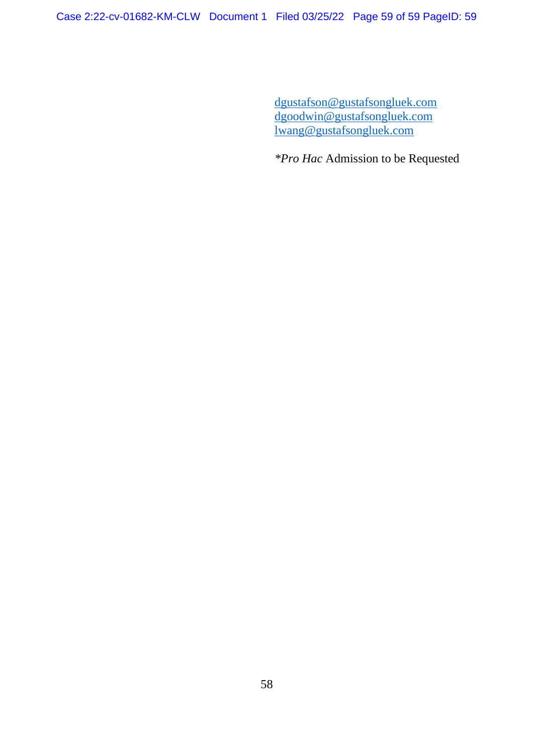dgustafson@gustafsongluek.com
dgoodwin@gustafsongluek.com
lwang@gustafsongluek.com

**Pro Hac* Admission to be Requested